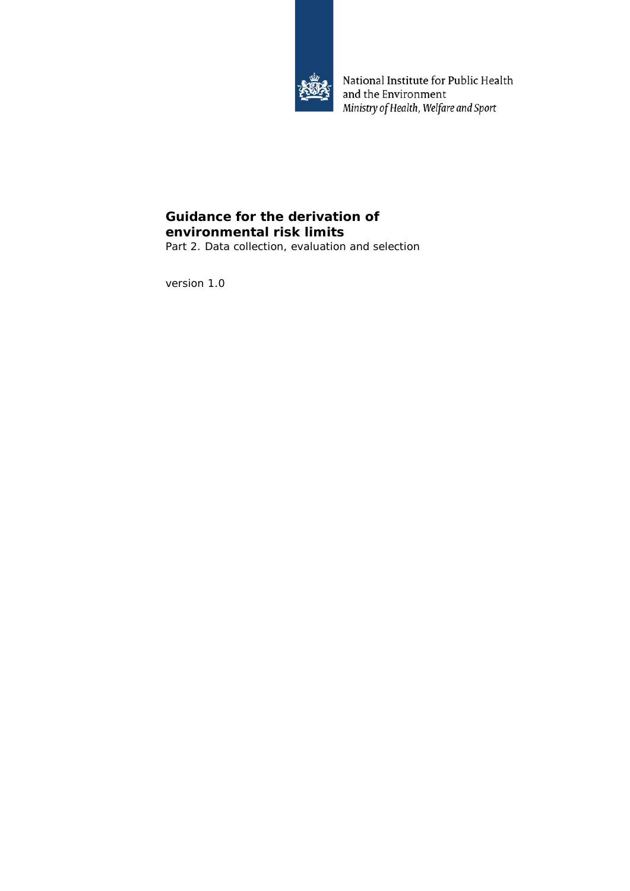National Institute for Public Health and the Environment
*Ministry of Health, Welfare and Sport*

# Guidance for the derivation of environmental risk limits

Part 2. Data collection, evaluation and selection

version 1.0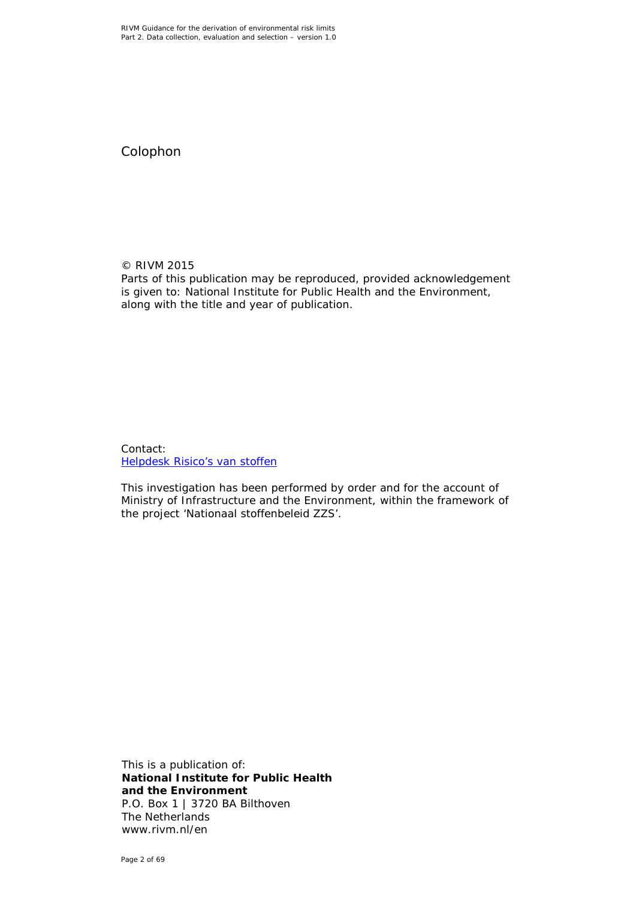# Colophon

© RIVM 2015
Parts of this publication may be reproduced, provided acknowledgement is given to: National Institute for Public Health and the Environment, along with the title and year of publication.

Contact:
Helpdesk Risico's van stoffen

This investigation has been performed by order and for the account of Ministry of Infrastructure and the Environment, within the framework of the project 'Nationaal stoffenbeleid ZZS'.

This is a publication of:
**National Institute for Public Health and the Environment**
P.O. Box 1 | 3720 BA Bilthoven
The Netherlands
www.rivm.nl/en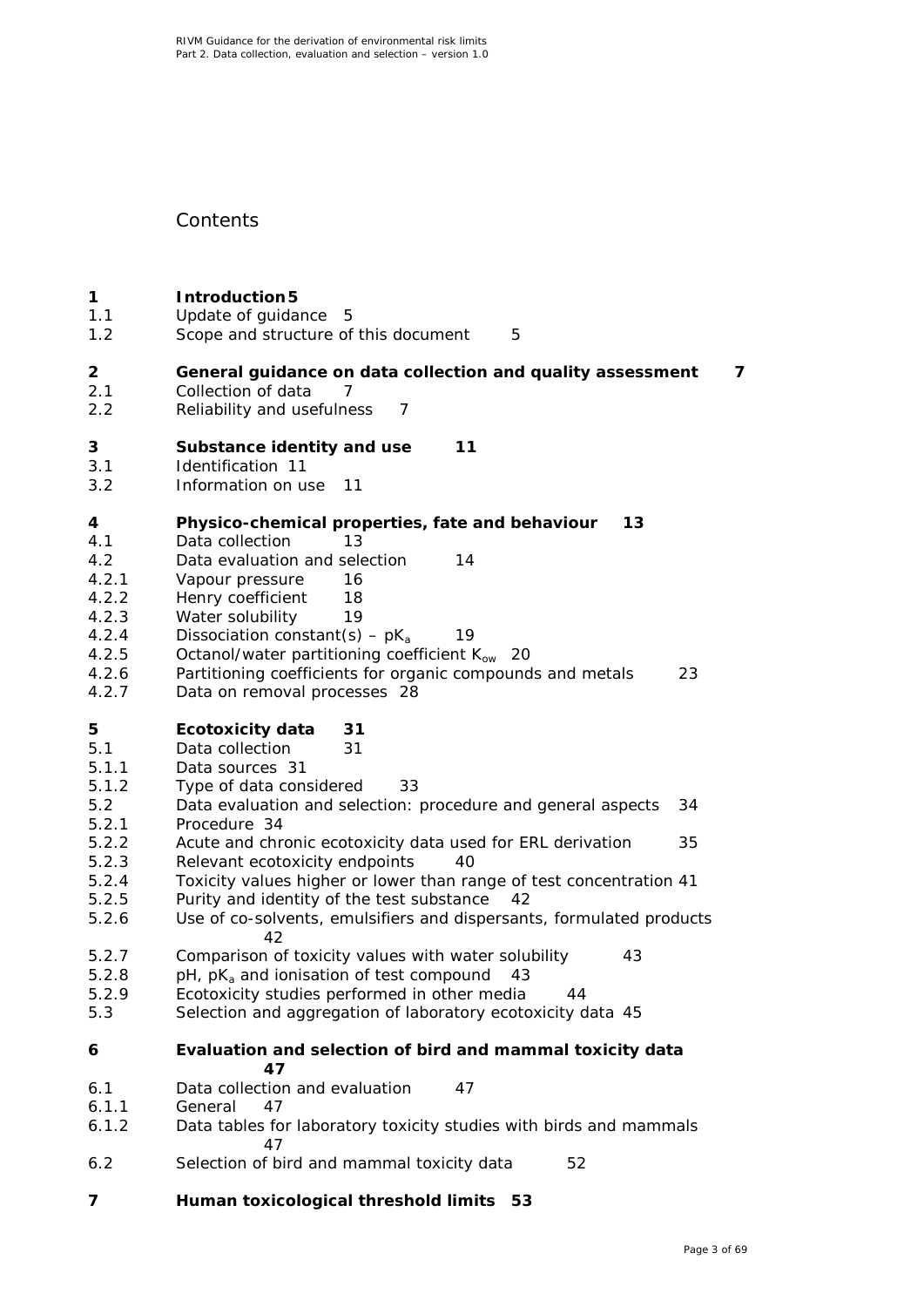# Contents

**1 Introduction 5**
1.1 Update of guidance 5
1.2 Scope and structure of this document 5

**2 General guidance on data collection and quality assessment 7**
2.1 Collection of data 7
2.2 Reliability and usefulness 7

**3 Substance identity and use 11**
3.1 Identification 11
3.2 Information on use 11

**4 Physico-chemical properties, fate and behaviour 13**
4.1 Data collection 13
4.2 Data evaluation and selection 14
4.2.1 Vapour pressure 16
4.2.2 Henry coefficient 18
4.2.3 Water solubility 19
4.2.4 Dissociation constant(s) – $pK_a$ 19
4.2.5 Octanol/water partitioning coefficient $K_{ow}$ 20
4.2.6 Partitioning coefficients for organic compounds and metals 23
4.2.7 Data on removal processes 28

**5 Ecotoxicity data 31**
5.1 Data collection 31
5.1.1 Data sources 31
5.1.2 Type of data considered 33
5.2 Data evaluation and selection: procedure and general aspects 34
5.2.1 Procedure 34
5.2.2 Acute and chronic ecotoxicity data used for ERL derivation 35
5.2.3 Relevant ecotoxicity endpoints 40
5.2.4 Toxicity values higher or lower than range of test concentration 41
5.2.5 Purity and identity of the test substance 42
5.2.6 Use of co-solvents, emulsifiers and dispersants, formulated products 42
5.2.7 Comparison of toxicity values with water solubility 43
5.2.8 pH, $pK_a$ and ionisation of test compound 43
5.2.9 Ecotoxicity studies performed in other media 44
5.3 Selection and aggregation of laboratory ecotoxicity data 45

**6 Evaluation and selection of bird and mammal toxicity data 47**
6.1 Data collection and evaluation 47
6.1.1 General 47
6.1.2 Data tables for laboratory toxicity studies with birds and mammals 47
6.2 Selection of bird and mammal toxicity data 52

**7 Human toxicological threshold limits 53**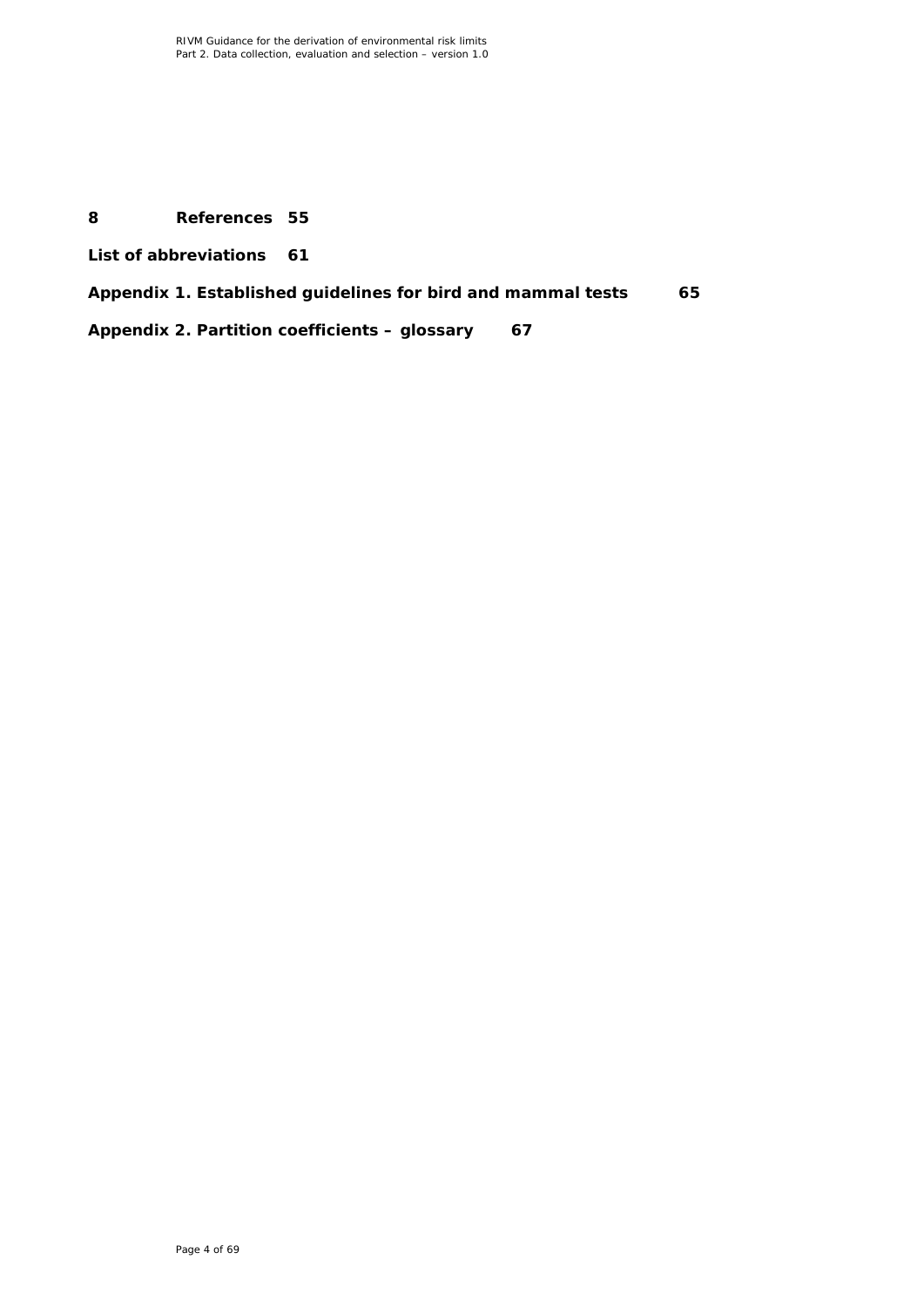**8 References 55**

**List of abbreviations 61**

**Appendix 1. Established guidelines for bird and mammal tests 65**

**Appendix 2. Partition coefficients – glossary 67**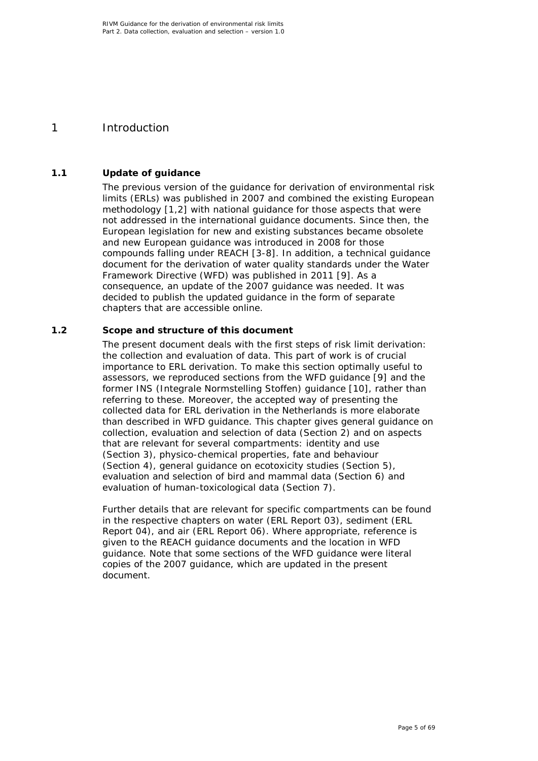# 1 Introduction

## 1.1 Update of guidance

The previous version of the guidance for derivation of environmental risk limits (ERLs) was published in 2007 and combined the existing European methodology [1,2] with national guidance for those aspects that were not addressed in the international guidance documents. Since then, the European legislation for new and existing substances became obsolete and new European guidance was introduced in 2008 for those compounds falling under REACH [3-8]. In addition, a technical guidance document for the derivation of water quality standards under the Water Framework Directive (WFD) was published in 2011 [9]. As a consequence, an update of the 2007 guidance was needed. It was decided to publish the updated guidance in the form of separate chapters that are accessible online.

## 1.2 Scope and structure of this document

The present document deals with the first steps of risk limit derivation: the collection and evaluation of data. This part of work is of crucial importance to ERL derivation. To make this section optimally useful to assessors, we reproduced sections from the WFD guidance [9] and the former INS (Integrale Normstelling Stoffen) guidance [10], rather than referring to these. Moreover, the accepted way of presenting the collected data for ERL derivation in the Netherlands is more elaborate than described in WFD guidance. This chapter gives general guidance on collection, evaluation and selection of data (Section 2) and on aspects that are relevant for several compartments: identity and use (Section 3), physico-chemical properties, fate and behaviour (Section 4), general guidance on ecotoxicity studies (Section 5), evaluation and selection of bird and mammal data (Section 6) and evaluation of human-toxicological data (Section 7).

Further details that are relevant for specific compartments can be found in the respective chapters on water (ERL Report 03), sediment (ERL Report 04), and air (ERL Report 06). Where appropriate, reference is given to the REACH guidance documents and the location in WFD guidance. Note that some sections of the WFD guidance were literal copies of the 2007 guidance, which are updated in the present document.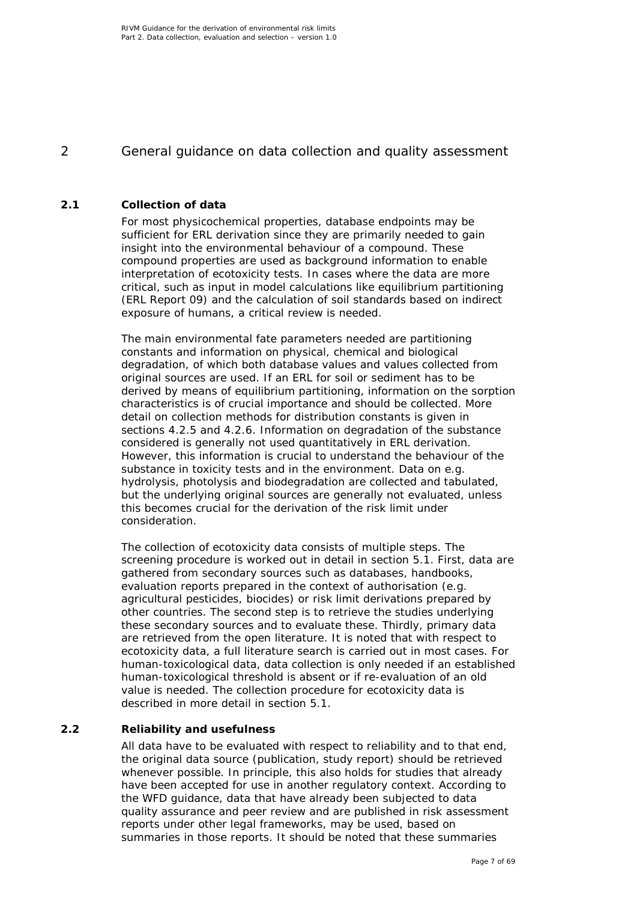# 2 General guidance on data collection and quality assessment

## 2.1 Collection of data

For most physicochemical properties, database endpoints may be sufficient for ERL derivation since they are primarily needed to gain insight into the environmental behaviour of a compound. These compound properties are used as background information to enable interpretation of ecotoxicity tests. In cases where the data are more critical, such as input in model calculations like equilibrium partitioning (ERL Report 09) and the calculation of soil standards based on indirect exposure of humans, a critical review is needed.

The main environmental fate parameters needed are partitioning constants and information on physical, chemical and biological degradation, of which both database values and values collected from original sources are used. If an ERL for soil or sediment has to be derived by means of equilibrium partitioning, information on the sorption characteristics is of crucial importance and should be collected. More detail on collection methods for distribution constants is given in sections 4.2.5 and 4.2.6. Information on degradation of the substance considered is generally not used quantitatively in ERL derivation. However, this information is crucial to understand the behaviour of the substance in toxicity tests and in the environment. Data on e.g. hydrolysis, photolysis and biodegradation are collected and tabulated, but the underlying original sources are generally not evaluated, unless this becomes crucial for the derivation of the risk limit under consideration.

The collection of ecotoxicity data consists of multiple steps. The screening procedure is worked out in detail in section 5.1. First, data are gathered from secondary sources such as databases, handbooks, evaluation reports prepared in the context of authorisation (e.g. agricultural pesticides, biocides) or risk limit derivations prepared by other countries. The second step is to retrieve the studies underlying these secondary sources and to evaluate these. Thirdly, primary data are retrieved from the open literature. It is noted that with respect to ecotoxicity data, a full literature search is carried out in most cases. For human-toxicological data, data collection is only needed if an established human-toxicological threshold is absent or if re-evaluation of an old value is needed. The collection procedure for ecotoxicity data is described in more detail in section 5.1.

## 2.2 Reliability and usefulness

All data have to be evaluated with respect to reliability and to that end, the original data source (publication, study report) should be retrieved whenever possible. In principle, this also holds for studies that already have been accepted for use in another regulatory context. According to the WFD guidance, data that have already been subjected to data quality assurance and peer review and are published in risk assessment reports under other legal frameworks, may be used, based on summaries in those reports. It should be noted that these summaries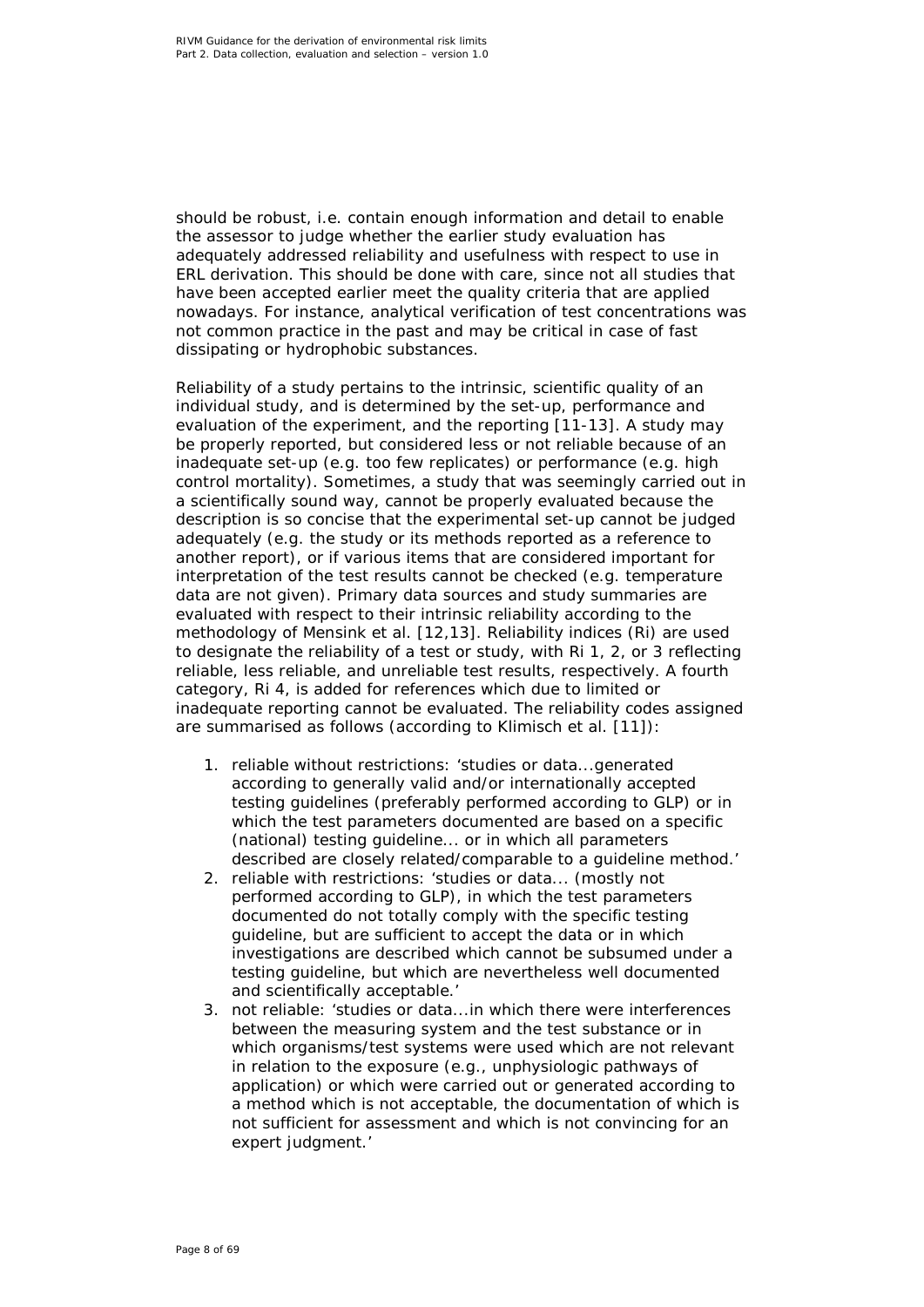should be robust, i.e. contain enough information and detail to enable the assessor to judge whether the earlier study evaluation has adequately addressed reliability and usefulness with respect to use in ERL derivation. This should be done with care, since not all studies that have been accepted earlier meet the quality criteria that are applied nowadays. For instance, analytical verification of test concentrations was not common practice in the past and may be critical in case of fast dissipating or hydrophobic substances.

Reliability of a study pertains to the intrinsic, scientific quality of an individual study, and is determined by the set-up, performance and evaluation of the experiment, and the reporting [11-13]. A study may be properly reported, but considered less or not reliable because of an inadequate set-up (e.g. too few replicates) or performance (e.g. high control mortality). Sometimes, a study that was seemingly carried out in a scientifically sound way, cannot be properly evaluated because the description is so concise that the experimental set-up cannot be judged adequately (e.g. the study or its methods reported as a reference to another report), or if various items that are considered important for interpretation of the test results cannot be checked (e.g. temperature data are not given). Primary data sources and study summaries are evaluated with respect to their intrinsic reliability according to the methodology of Mensink et al. [12,13]. Reliability indices (Ri) are used to designate the reliability of a test or study, with Ri 1, 2, or 3 reflecting reliable, less reliable, and unreliable test results, respectively. A fourth category, Ri 4, is added for references which due to limited or inadequate reporting cannot be evaluated. The reliability codes assigned are summarised as follows (according to Klimisch et al. [11]):

1. reliable without restrictions: 'studies or data...generated according to generally valid and/or internationally accepted testing guidelines (preferably performed according to GLP) or in which the test parameters documented are based on a specific (national) testing guideline... or in which all parameters described are closely related/comparable to a guideline method.'
2. reliable with restrictions: 'studies or data... (mostly not performed according to GLP), in which the test parameters documented do not totally comply with the specific testing guideline, but are sufficient to accept the data or in which investigations are described which cannot be subsumed under a testing guideline, but which are nevertheless well documented and scientifically acceptable.'
3. not reliable: 'studies or data...in which there were interferences between the measuring system and the test substance or in which organisms/test systems were used which are not relevant in relation to the exposure (e.g., unphysiologic pathways of application) or which were carried out or generated according to a method which is not acceptable, the documentation of which is not sufficient for assessment and which is not convincing for an expert judgment.'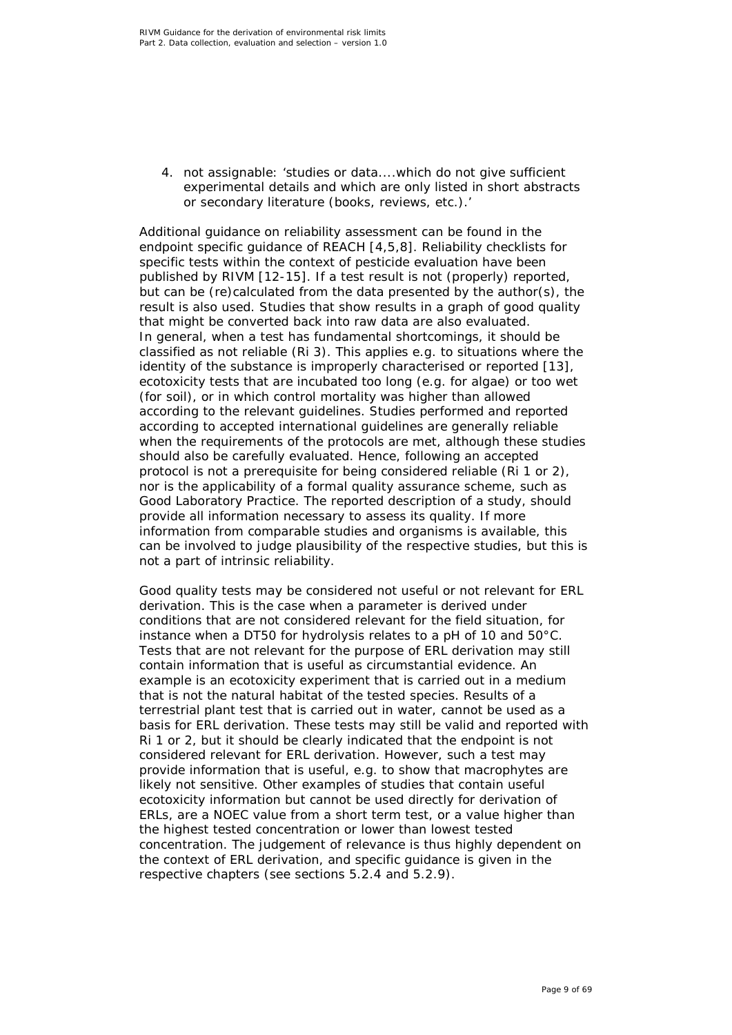4. not assignable: 'studies or data....which do not give sufficient experimental details and which are only listed in short abstracts or secondary literature (books, reviews, etc.).'

Additional guidance on reliability assessment can be found in the endpoint specific guidance of REACH [4,5,8]. Reliability checklists for specific tests within the context of pesticide evaluation have been published by RIVM [12-15]. If a test result is not (properly) reported, but can be (re)calculated from the data presented by the author(s), the result is also used. Studies that show results in a graph of good quality that might be converted back into raw data are also evaluated.
In general, when a test has fundamental shortcomings, it should be classified as not reliable (Ri 3). This applies e.g. to situations where the identity of the substance is improperly characterised or reported [13], ecotoxicity tests that are incubated too long (e.g. for algae) or too wet (for soil), or in which control mortality was higher than allowed according to the relevant guidelines. Studies performed and reported according to accepted international guidelines are generally reliable when the requirements of the protocols are met, although these studies should also be carefully evaluated. Hence, following an accepted protocol is not a prerequisite for being considered reliable (Ri 1 or 2), nor is the applicability of a formal quality assurance scheme, such as Good Laboratory Practice. The reported description of a study, should provide all information necessary to assess its quality. If more information from comparable studies and organisms is available, this can be involved to judge plausibility of the respective studies, but this is not a part of intrinsic reliability.

Good quality tests may be considered not useful or not relevant for ERL derivation. This is the case when a parameter is derived under conditions that are not considered relevant for the field situation, for instance when a DT50 for hydrolysis relates to a pH of 10 and 50°C. Tests that are not relevant for the purpose of ERL derivation may still contain information that is useful as circumstantial evidence. An example is an ecotoxicity experiment that is carried out in a medium that is not the natural habitat of the tested species. Results of a terrestrial plant test that is carried out in water, cannot be used as a basis for ERL derivation. These tests may still be valid and reported with Ri 1 or 2, but it should be clearly indicated that the endpoint is not considered relevant for ERL derivation. However, such a test may provide information that is useful, e.g. to show that macrophytes are likely not sensitive. Other examples of studies that contain useful ecotoxicity information but cannot be used directly for derivation of ERLs, are a NOEC value from a short term test, or a value higher than the highest tested concentration or lower than lowest tested concentration. The judgement of relevance is thus highly dependent on the context of ERL derivation, and specific guidance is given in the respective chapters (see sections 5.2.4 and 5.2.9).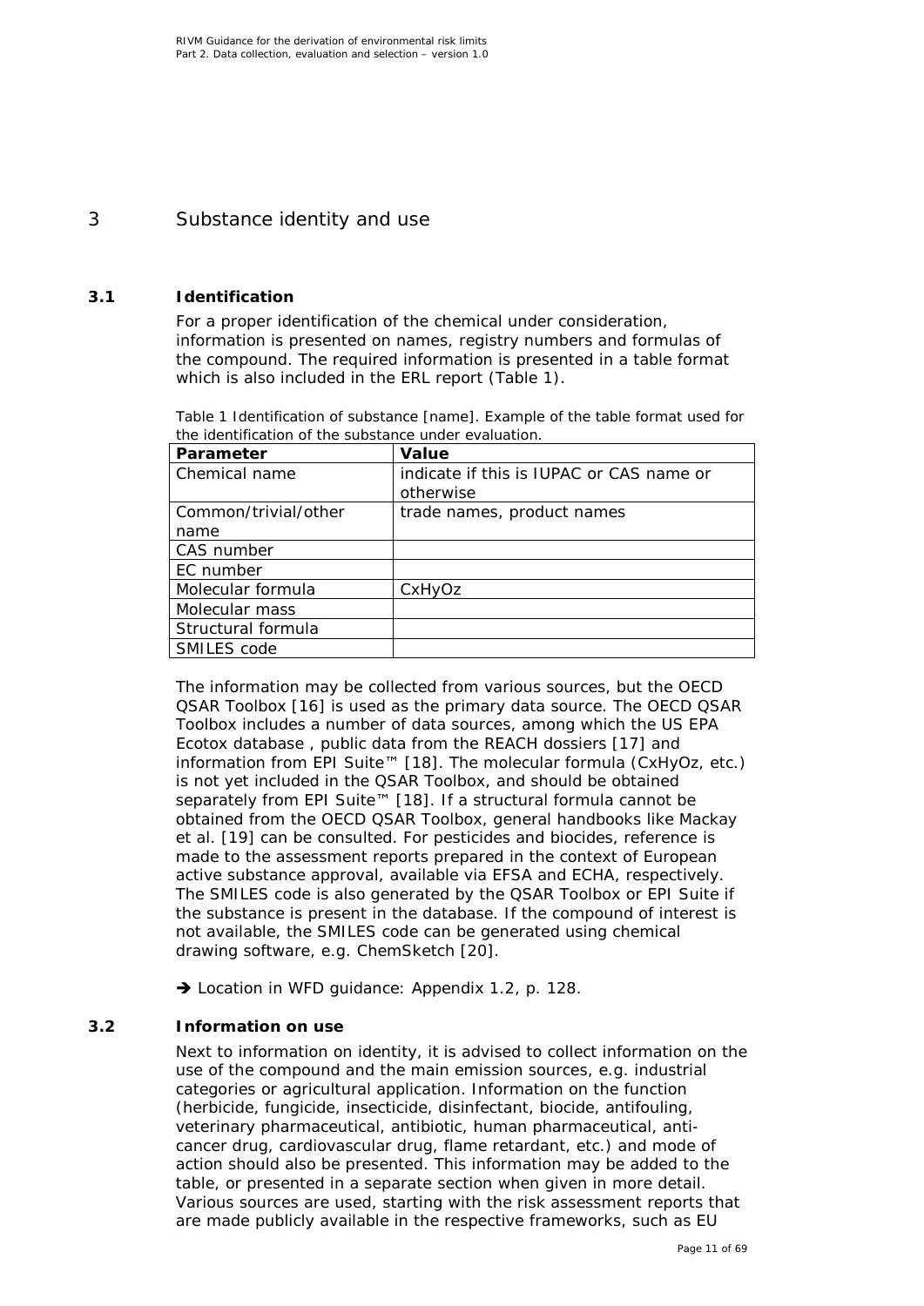# 3 Substance identity and use

## 3.1 Identification

For a proper identification of the chemical under consideration, information is presented on names, registry numbers and formulas of the compound. The required information is presented in a table format which is also included in the ERL report (Table 1).

Table 1 Identification of substance [name]. Example of the table format used for the identification of the substance under evaluation.

| **Parameter** | **Value** |
|---|---|
| Chemical name | indicate if this is IUPAC or CAS name or otherwise |
| Common/trivial/other name | trade names, product names |
| CAS number | |
| EC number | |
| Molecular formula | CxHyOz |
| Molecular mass | |
| Structural formula | |
| SMILES code | |

The information may be collected from various sources, but the OECD QSAR Toolbox [16] is used as the primary data source. The OECD QSAR Toolbox includes a number of data sources, among which the US EPA Ecotox database , public data from the REACH dossiers [17] and information from EPI Suite™ [18]. The molecular formula (CxHyOz, etc.) is not yet included in the QSAR Toolbox, and should be obtained separately from EPI Suite™ [18]. If a structural formula cannot be obtained from the OECD QSAR Toolbox, general handbooks like Mackay et al. [19] can be consulted. For pesticides and biocides, reference is made to the assessment reports prepared in the context of European active substance approval, available via EFSA and ECHA, respectively. The SMILES code is also generated by the QSAR Toolbox or EPI Suite if the substance is present in the database. If the compound of interest is not available, the SMILES code can be generated using chemical drawing software, e.g. ChemSketch [20].

➔ Location in WFD guidance: Appendix 1.2, p. 128.

## 3.2 Information on use

Next to information on identity, it is advised to collect information on the use of the compound and the main emission sources, e.g. industrial categories or agricultural application. Information on the function (herbicide, fungicide, insecticide, disinfectant, biocide, antifouling, veterinary pharmaceutical, antibiotic, human pharmaceutical, anti-cancer drug, cardiovascular drug, flame retardant, etc.) and mode of action should also be presented. This information may be added to the table, or presented in a separate section when given in more detail. Various sources are used, starting with the risk assessment reports that are made publicly available in the respective frameworks, such as EU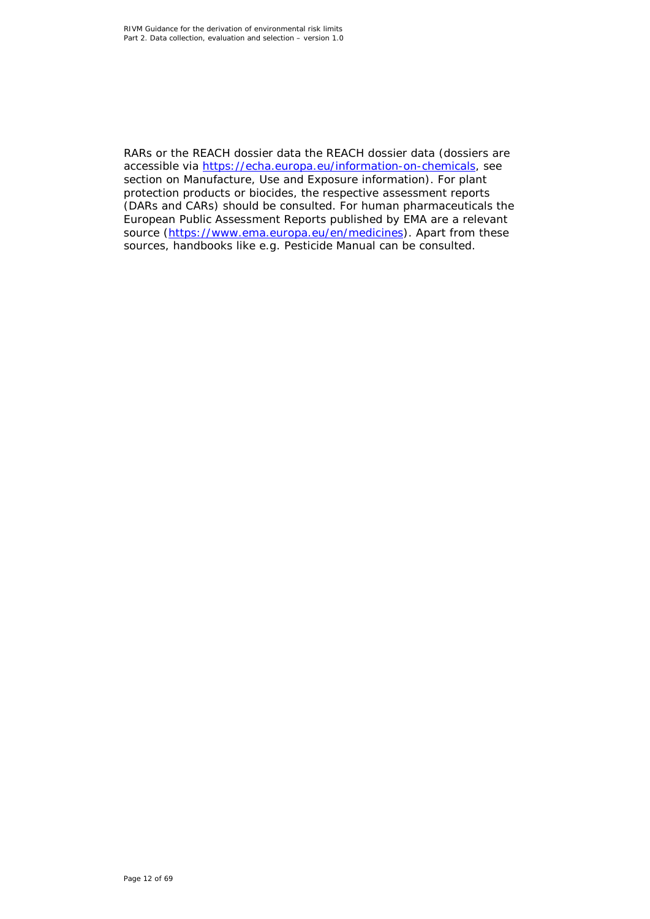RARs or the REACH dossier data the REACH dossier data (dossiers are accessible via https://echa.europa.eu/information-on-chemicals, see section on Manufacture, Use and Exposure information). For plant protection products or biocides, the respective assessment reports (DARs and CARs) should be consulted. For human pharmaceuticals the European Public Assessment Reports published by EMA are a relevant source (https://www.ema.europa.eu/en/medicines). Apart from these sources, handbooks like e.g. Pesticide Manual can be consulted.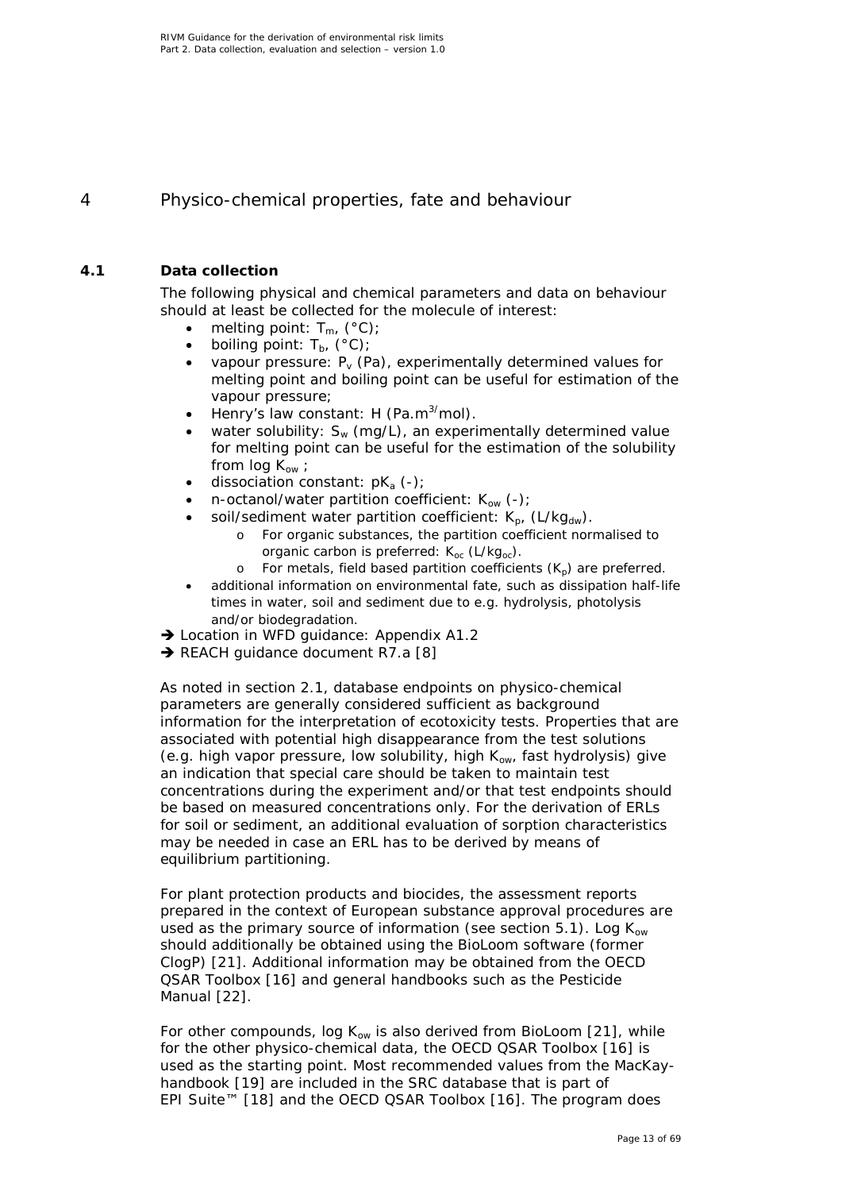# 4 Physico-chemical properties, fate and behaviour

## 4.1 Data collection

The following physical and chemical parameters and data on behaviour should at least be collected for the molecule of interest:

- melting point: $T_m$, (°C);
- boiling point: $T_b$, (°C);
- vapour pressure: $P_v$ (Pa), experimentally determined values for melting point and boiling point can be useful for estimation of the vapour pressure;
- Henry's law constant: H (Pa.m$^{3}$/mol).
- water solubility: $S_w$ (mg/L), an experimentally determined value for melting point can be useful for the estimation of the solubility from log $K_{ow}$ ;
- dissociation constant: $pK_a$ (-);
- n-octanol/water partition coefficient: $K_{ow}$ (-);
- soil/sediment water partition coefficient: $K_p$, (L/kg$_{dw}$).
    - For organic substances, the partition coefficient normalised to organic carbon is preferred: $K_{oc}$ (L/kg$_{oc}$).
    - For metals, field based partition coefficients ($K_p$) are preferred.
- additional information on environmental fate, such as dissipation half-life times in water, soil and sediment due to e.g. hydrolysis, photolysis and/or biodegradation.

➔ Location in WFD guidance: Appendix A1.2
➔ REACH guidance document R7.a [8]

As noted in section 2.1, database endpoints on physico-chemical parameters are generally considered sufficient as background information for the interpretation of ecotoxicity tests. Properties that are associated with potential high disappearance from the test solutions (e.g. high vapor pressure, low solubility, high $K_{ow}$, fast hydrolysis) give an indication that special care should be taken to maintain test concentrations during the experiment and/or that test endpoints should be based on measured concentrations only. For the derivation of ERLs for soil or sediment, an additional evaluation of sorption characteristics may be needed in case an ERL has to be derived by means of equilibrium partitioning.

For plant protection products and biocides, the assessment reports prepared in the context of European substance approval procedures are used as the primary source of information (see section 5.1). Log $K_{ow}$ should additionally be obtained using the BioLoom software (former ClogP) [21]. Additional information may be obtained from the OECD QSAR Toolbox [16] and general handbooks such as the Pesticide Manual [22].

For other compounds, log $K_{ow}$ is also derived from BioLoom [21], while for the other physico-chemical data, the OECD QSAR Toolbox [16] is used as the starting point. Most recommended values from the MacKay-handbook [19] are included in the SRC database that is part of EPI Suite™ [18] and the OECD QSAR Toolbox [16]. The program does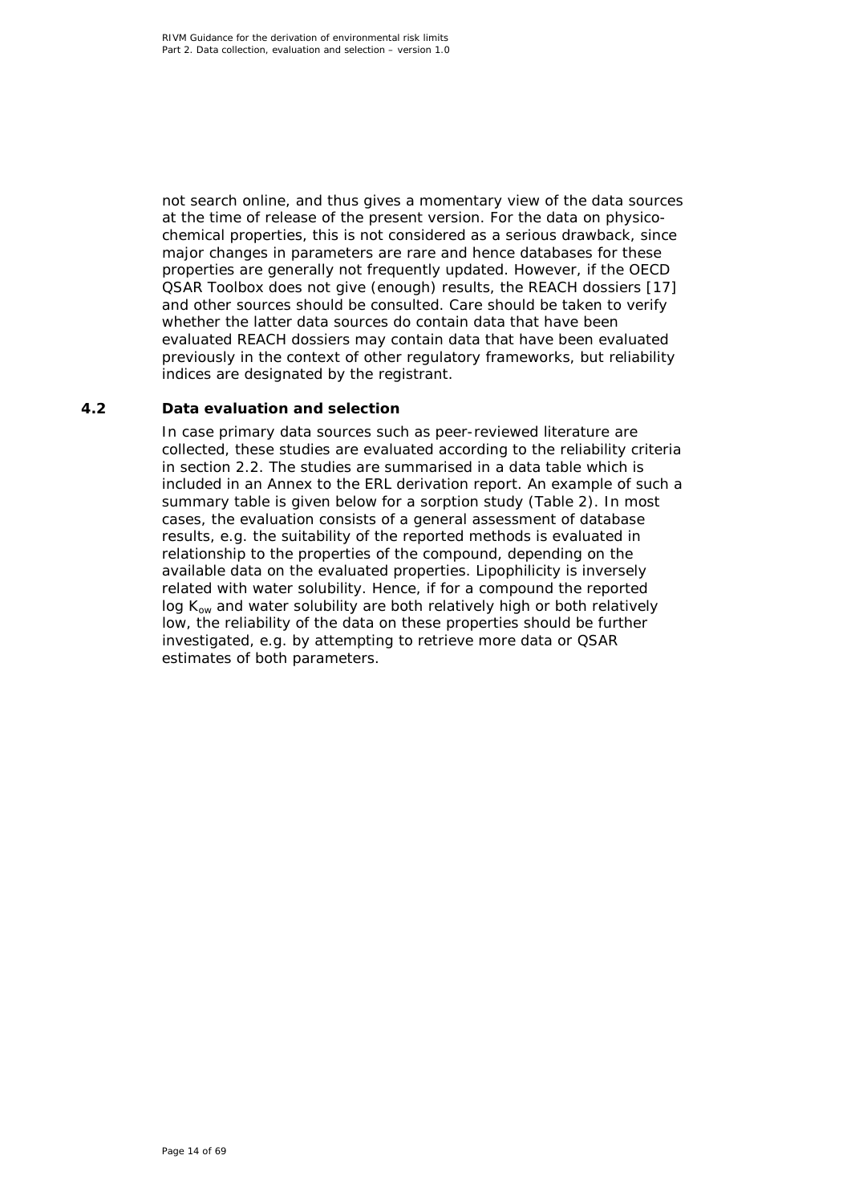not search online, and thus gives a momentary view of the data sources at the time of release of the present version. For the data on physico-chemical properties, this is not considered as a serious drawback, since major changes in parameters are rare and hence databases for these properties are generally not frequently updated. However, if the OECD QSAR Toolbox does not give (enough) results, the REACH dossiers [17] and other sources should be consulted. Care should be taken to verify whether the latter data sources do contain data that have been evaluated REACH dossiers may contain data that have been evaluated previously in the context of other regulatory frameworks, but reliability indices are designated by the registrant.

## 4.2 Data evaluation and selection

In case primary data sources such as peer-reviewed literature are collected, these studies are evaluated according to the reliability criteria in section 2.2. The studies are summarised in a data table which is included in an Annex to the ERL derivation report. An example of such a summary table is given below for a sorption study (Table 2). In most cases, the evaluation consists of a general assessment of database results, e.g. the suitability of the reported methods is evaluated in relationship to the properties of the compound, depending on the available data on the evaluated properties. Lipophilicity is inversely related with water solubility. Hence, if for a compound the reported log $K_{ow}$ and water solubility are both relatively high or both relatively low, the reliability of the data on these properties should be further investigated, e.g. by attempting to retrieve more data or QSAR estimates of both parameters.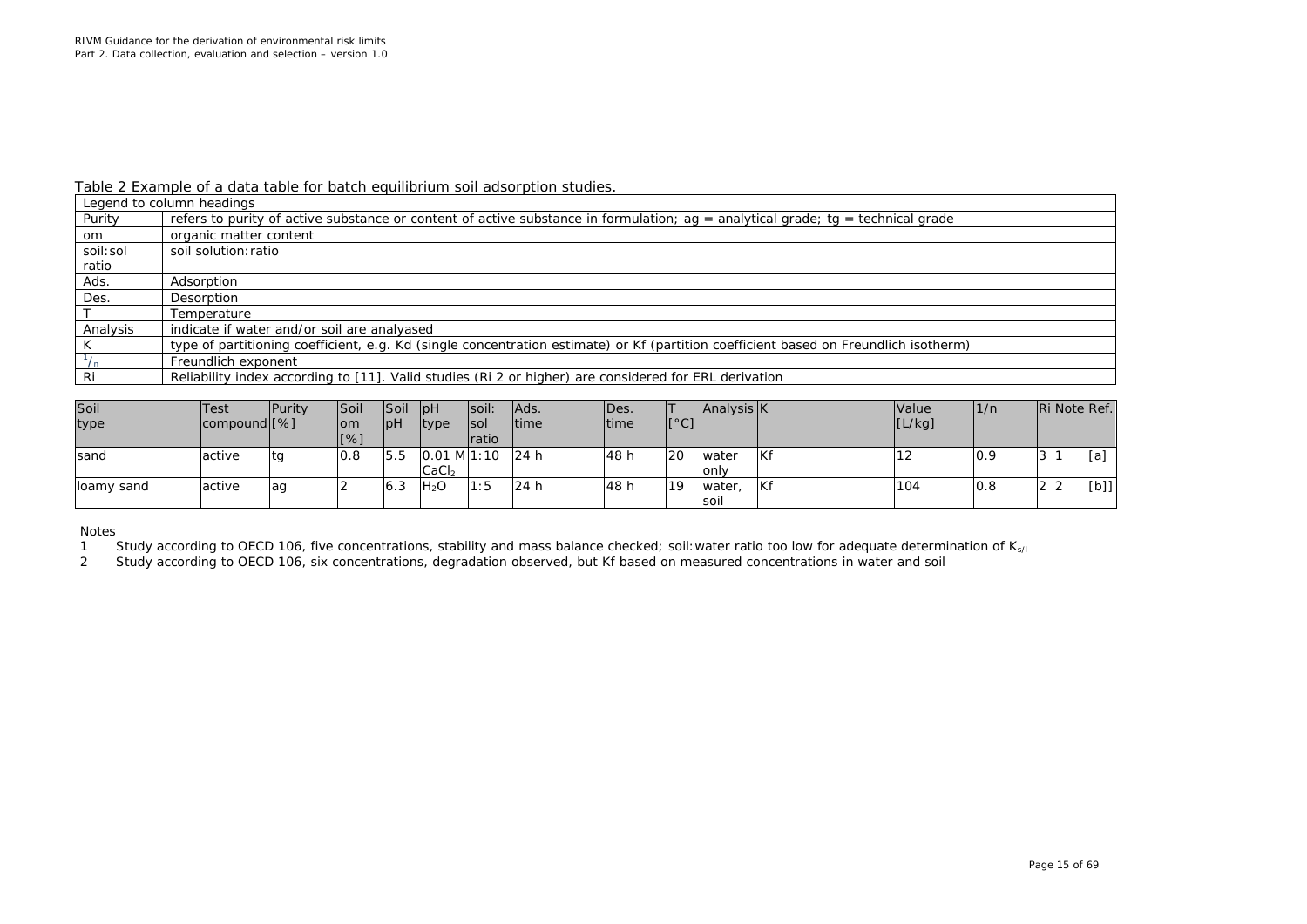Table 2 Example of a data table for batch equilibrium soil adsorption studies.

| Legend to column headings | |
|---|---|
| Purity | refers to purity of active substance or content of active substance in formulation; ag = analytical grade; tg = technical grade |
| om | organic matter content |
| soil:sol ratio | soil solution:ratio |
| Ads. | Adsorption |
| Des. | Desorption |
| T | Temperature |
| Analysis | indicate if water and/or soil are analyased |
| K | type of partitioning coefficient, e.g. Kd (single concentration estimate) or Kf (partition coefficient based on Freundlich isotherm) |
| $^1/_n$ | Freundlich exponent |
| Ri | Reliability index according to [11]. Valid studies (Ri 2 or higher) are considered for ERL derivation |

| Soil type | Test compound | Purity [%] | Soil om [%] | Soil pH | pH type | soil: sol ratio | Ads. time | Des. time | T [°C] | Analysis | K | Value [L/kg] | 1/n | Ri | Note | Ref. |
|---|---|---|---|---|---|---|---|---|---|---|---|---|---|---|---|---|
| sand | active | tg | 0.8 | 5.5 | 0.01 M $CaCl_2$ | 1:10 | 24 h | 48 h | 20 | water only | Kf | 12 | 0.9 | 3 | 1 | [a] |
| loamy sand | active | ag | 2 | 6.3 | $H_2O$ | 1:5 | 24 h | 48 h | 19 | water, soil | Kf | 104 | 0.8 | 2 | 2 | [b]] |

Notes

1. Study according to OECD 106, five concentrations, stability and mass balance checked; soil:water ratio too low for adequate determination of $K_{s/l}$
2. Study according to OECD 106, six concentrations, degradation observed, but Kf based on measured concentrations in water and soil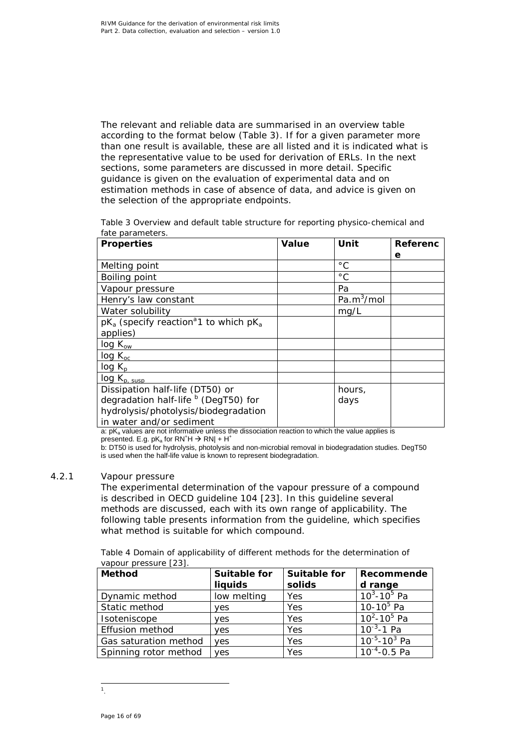The relevant and reliable data are summarised in an overview table according to the format below (Table 3). If for a given parameter more than one result is available, these are all listed and it is indicated what is the representative value to be used for derivation of ERLs. In the next sections, some parameters are discussed in more detail. Specific guidance is given on the evaluation of experimental data and on estimation methods in case of absence of data, and advice is given on the selection of the appropriate endpoints.

Table 3 Overview and default table structure for reporting physico-chemical and fate parameters.

| Properties | Value | Unit | Reference |
|---|---|---|---|
| Melting point | | °C | |
| Boiling point | | °C | |
| Vapour pressure | | Pa | |
| Henry's law constant | | $Pa.m^3/mol$ | |
| Water solubility | | mg/L | |
| $pK_a$ (specify reaction[a]1 to which $pK_a$ applies) | | | |
| log $K_{ow}$ | | | |
| log $K_{oc}$ | | | |
| log $K_p$ | | | |
| log $K_{p, susp}$ | | | |
| Dissipation half-life (DT50) or degradation half-life [b] (DegT50) for hydrolysis/photolysis/biodegradation in water and/or sediment | | hours, days | |

a: $pK_a$ values are not informative unless the dissociation reaction to which the value applies is presented. E.g. $pK_a$ for $RN^+H \rightarrow RN| + H^+$

b: DT50 is used for hydrolysis, photolysis and non-microbial removal in biodegradation studies. DegT50 is used when the half-life value is known to represent biodegradation.

### 4.2.1 Vapour pressure

The experimental determination of the vapour pressure of a compound is described in OECD guideline 104 [23]. In this guideline several methods are discussed, each with its own range of applicability. The following table presents information from the guideline, which specifies what method is suitable for which compound.

Table 4 Domain of applicability of different methods for the determination of vapour pressure [23].

| Method | Suitable for liquids | Suitable for solids | Recommended range |
|---|---|---|---|
| Dynamic method | low melting | Yes | $10^3$-$10^5$ Pa |
| Static method | yes | Yes | 10-$10^5$ Pa |
| Isoteniscope | yes | Yes | $10^2$-$10^5$ Pa |
| Effusion method | yes | Yes | $10^{-3}$-1 Pa |
| Gas saturation method | yes | Yes | $10^{-5}$-$10^3$ Pa |
| Spinning rotor method | yes | Yes | $10^{-4}$-0.5 Pa |

[1] .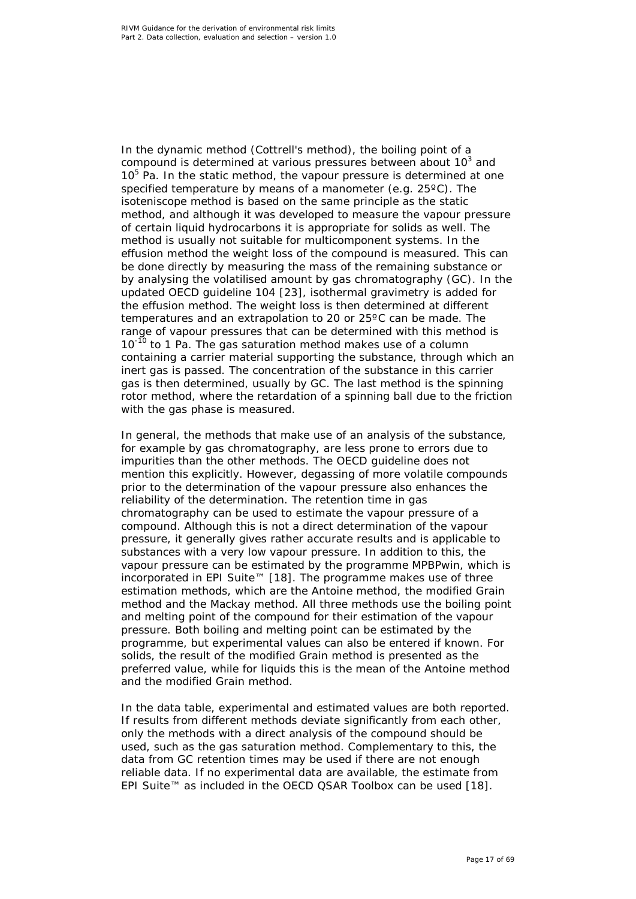In the dynamic method (Cottrell's method), the boiling point of a compound is determined at various pressures between about $10^3$ and $10^5$ Pa. In the static method, the vapour pressure is determined at one specified temperature by means of a manometer (e.g. 25ºC). The isoteniscope method is based on the same principle as the static method, and although it was developed to measure the vapour pressure of certain liquid hydrocarbons it is appropriate for solids as well. The method is usually not suitable for multicomponent systems. In the effusion method the weight loss of the compound is measured. This can be done directly by measuring the mass of the remaining substance or by analysing the volatilised amount by gas chromatography (GC). In the updated OECD guideline 104 [23], isothermal gravimetry is added for the effusion method. The weight loss is then determined at different temperatures and an extrapolation to 20 or 25ºC can be made. The range of vapour pressures that can be determined with this method is $10^{-10}$ to 1 Pa. The gas saturation method makes use of a column containing a carrier material supporting the substance, through which an inert gas is passed. The concentration of the substance in this carrier gas is then determined, usually by GC. The last method is the spinning rotor method, where the retardation of a spinning ball due to the friction with the gas phase is measured.

In general, the methods that make use of an analysis of the substance, for example by gas chromatography, are less prone to errors due to impurities than the other methods. The OECD guideline does not mention this explicitly. However, degassing of more volatile compounds prior to the determination of the vapour pressure also enhances the reliability of the determination. The retention time in gas chromatography can be used to estimate the vapour pressure of a compound. Although this is not a direct determination of the vapour pressure, it generally gives rather accurate results and is applicable to substances with a very low vapour pressure. In addition to this, the vapour pressure can be estimated by the programme MPBPwin, which is incorporated in EPI Suite™ [18]. The programme makes use of three estimation methods, which are the Antoine method, the modified Grain method and the Mackay method. All three methods use the boiling point and melting point of the compound for their estimation of the vapour pressure. Both boiling and melting point can be estimated by the programme, but experimental values can also be entered if known. For solids, the result of the modified Grain method is presented as the preferred value, while for liquids this is the mean of the Antoine method and the modified Grain method.

In the data table, experimental and estimated values are both reported. If results from different methods deviate significantly from each other, only the methods with a direct analysis of the compound should be used, such as the gas saturation method. Complementary to this, the data from GC retention times may be used if there are not enough reliable data. If no experimental data are available, the estimate from EPI Suite™ as included in the OECD QSAR Toolbox can be used [18].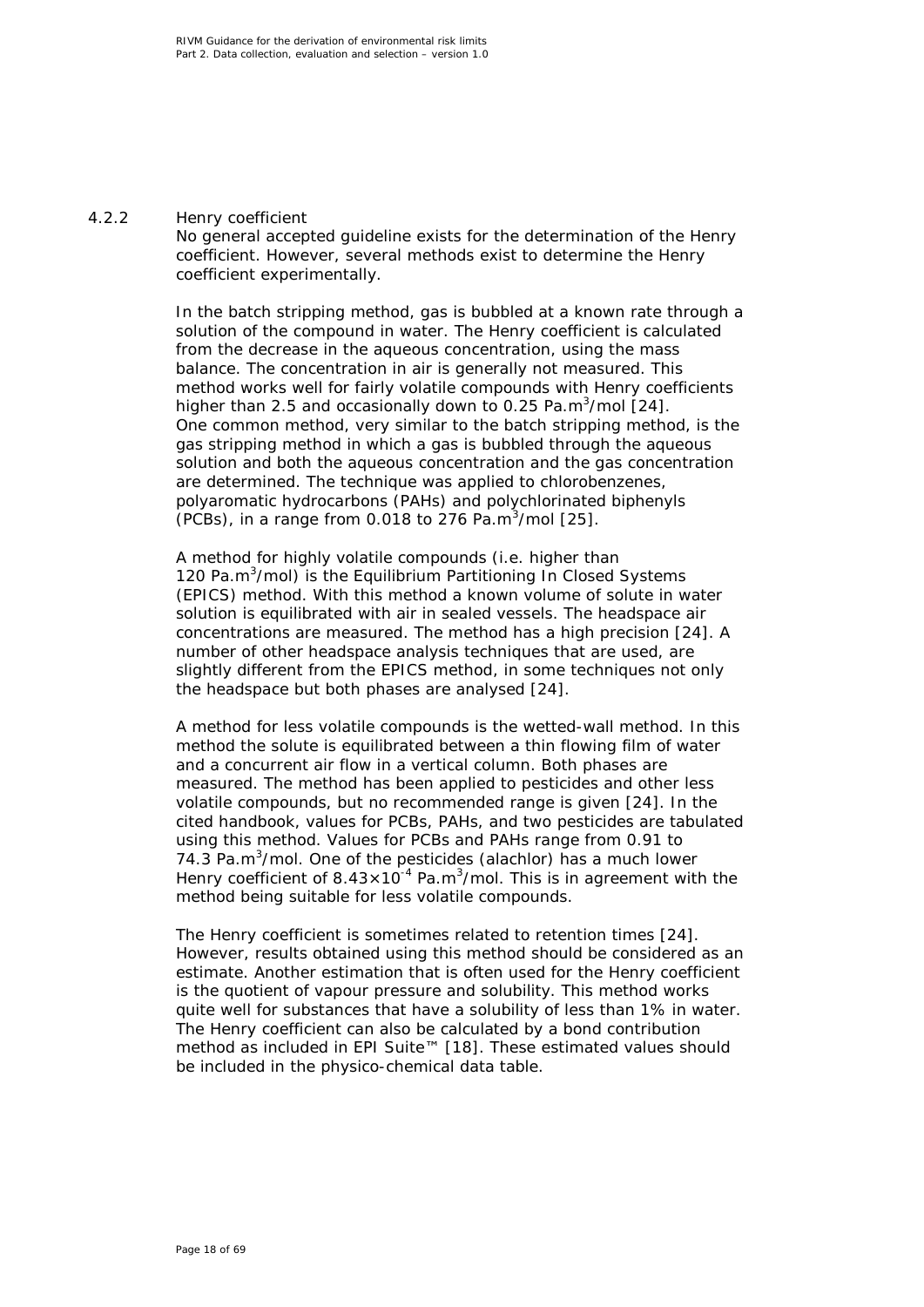### 4.2.2 Henry coefficient

No general accepted guideline exists for the determination of the Henry coefficient. However, several methods exist to determine the Henry coefficient experimentally.

In the batch stripping method, gas is bubbled at a known rate through a solution of the compound in water. The Henry coefficient is calculated from the decrease in the aqueous concentration, using the mass balance. The concentration in air is generally not measured. This method works well for fairly volatile compounds with Henry coefficients higher than 2.5 and occasionally down to 0.25 Pa.m$^3$/mol [24]. One common method, very similar to the batch stripping method, is the gas stripping method in which a gas is bubbled through the aqueous solution and both the aqueous concentration and the gas concentration are determined. The technique was applied to chlorobenzenes, polyaromatic hydrocarbons (PAHs) and polychlorinated biphenyls (PCBs), in a range from 0.018 to 276 Pa.m$^3$/mol [25].

A method for highly volatile compounds (i.e. higher than 120 Pa.m$^3$/mol) is the Equilibrium Partitioning In Closed Systems (EPICS) method. With this method a known volume of solute in water solution is equilibrated with air in sealed vessels. The headspace air concentrations are measured. The method has a high precision [24]. A number of other headspace analysis techniques that are used, are slightly different from the EPICS method, in some techniques not only the headspace but both phases are analysed [24].

A method for less volatile compounds is the wetted-wall method. In this method the solute is equilibrated between a thin flowing film of water and a concurrent air flow in a vertical column. Both phases are measured. The method has been applied to pesticides and other less volatile compounds, but no recommended range is given [24]. In the cited handbook, values for PCBs, PAHs, and two pesticides are tabulated using this method. Values for PCBs and PAHs range from 0.91 to 74.3 Pa.m$^3$/mol. One of the pesticides (alachlor) has a much lower Henry coefficient of $8.43 \times 10^{-4}$ Pa.m$^3$/mol. This is in agreement with the method being suitable for less volatile compounds.

The Henry coefficient is sometimes related to retention times [24]. However, results obtained using this method should be considered as an estimate. Another estimation that is often used for the Henry coefficient is the quotient of vapour pressure and solubility. This method works quite well for substances that have a solubility of less than 1% in water. The Henry coefficient can also be calculated by a bond contribution method as included in EPI Suite™ [18]. These estimated values should be included in the physico-chemical data table.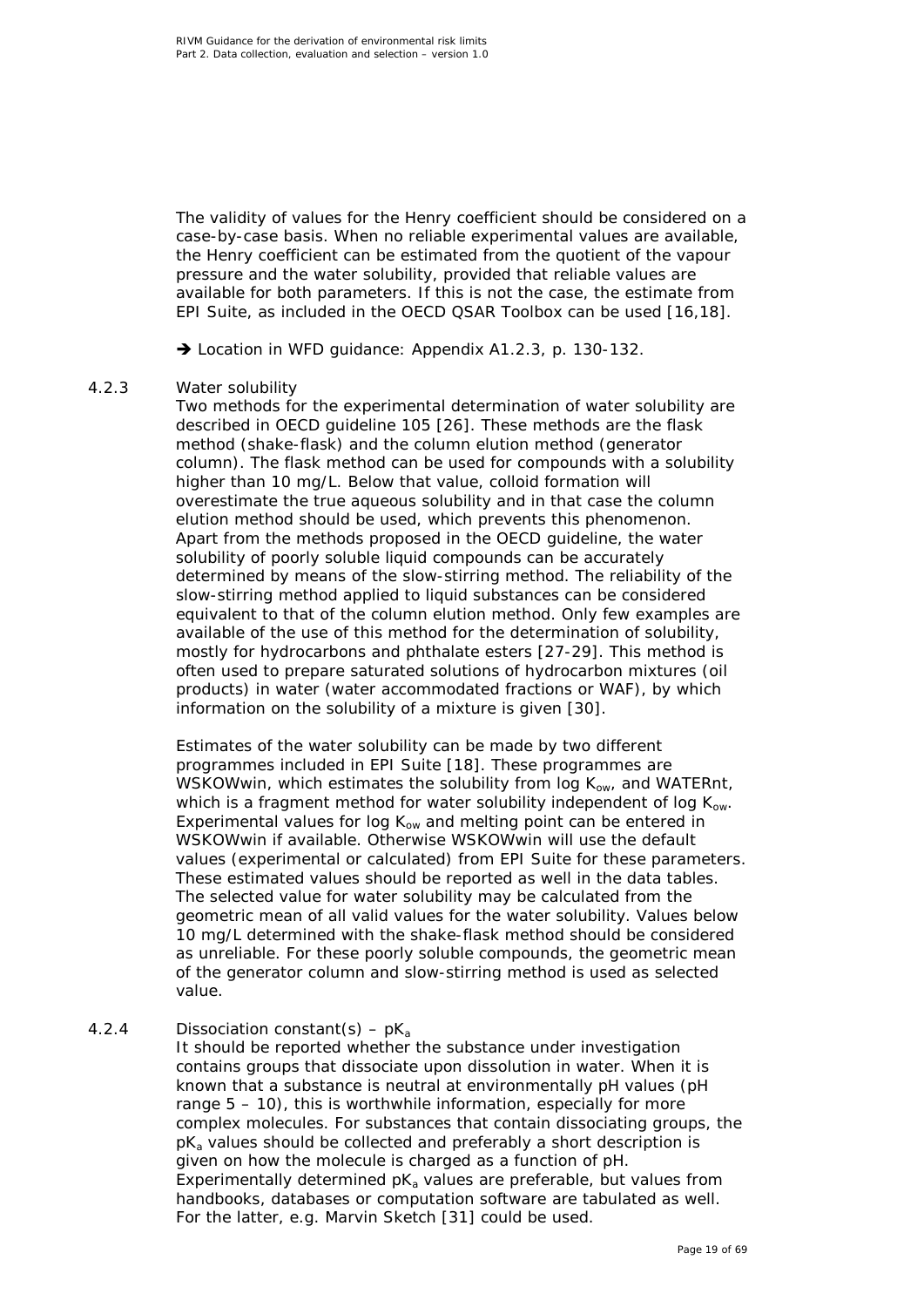The validity of values for the Henry coefficient should be considered on a case-by-case basis. When no reliable experimental values are available, the Henry coefficient can be estimated from the quotient of the vapour pressure and the water solubility, provided that reliable values are available for both parameters. If this is not the case, the estimate from EPI Suite, as included in the OECD QSAR Toolbox can be used [16,18].

➔ Location in WFD guidance: Appendix A1.2.3, p. 130-132.

### 4.2.3 Water solubility

Two methods for the experimental determination of water solubility are described in OECD guideline 105 [26]. These methods are the flask method (shake-flask) and the column elution method (generator column). The flask method can be used for compounds with a solubility higher than 10 mg/L. Below that value, colloid formation will overestimate the true aqueous solubility and in that case the column elution method should be used, which prevents this phenomenon. Apart from the methods proposed in the OECD guideline, the water solubility of poorly soluble liquid compounds can be accurately determined by means of the slow-stirring method. The reliability of the slow-stirring method applied to liquid substances can be considered equivalent to that of the column elution method. Only few examples are available of the use of this method for the determination of solubility, mostly for hydrocarbons and phthalate esters [27-29]. This method is often used to prepare saturated solutions of hydrocarbon mixtures (oil products) in water (water accommodated fractions or WAF), by which information on the solubility of a mixture is given [30].

Estimates of the water solubility can be made by two different programmes included in EPI Suite [18]. These programmes are WSKOWwin, which estimates the solubility from log $K_{ow}$, and WATERnt, which is a fragment method for water solubility independent of log $K_{ow}$. Experimental values for log $K_{ow}$ and melting point can be entered in WSKOWwin if available. Otherwise WSKOWwin will use the default values (experimental or calculated) from EPI Suite for these parameters. These estimated values should be reported as well in the data tables. The selected value for water solubility may be calculated from the geometric mean of all valid values for the water solubility. Values below 10 mg/L determined with the shake-flask method should be considered as unreliable. For these poorly soluble compounds, the geometric mean of the generator column and slow-stirring method is used as selected value.

### 4.2.4 Dissociation constant(s) – p$K_a$

It should be reported whether the substance under investigation contains groups that dissociate upon dissolution in water. When it is known that a substance is neutral at environmentally pH values (pH range 5 – 10), this is worthwhile information, especially for more complex molecules. For substances that contain dissociating groups, the p$K_a$ values should be collected and preferably a short description is given on how the molecule is charged as a function of pH. Experimentally determined p$K_a$ values are preferable, but values from handbooks, databases or computation software are tabulated as well. For the latter, e.g. Marvin Sketch [31] could be used.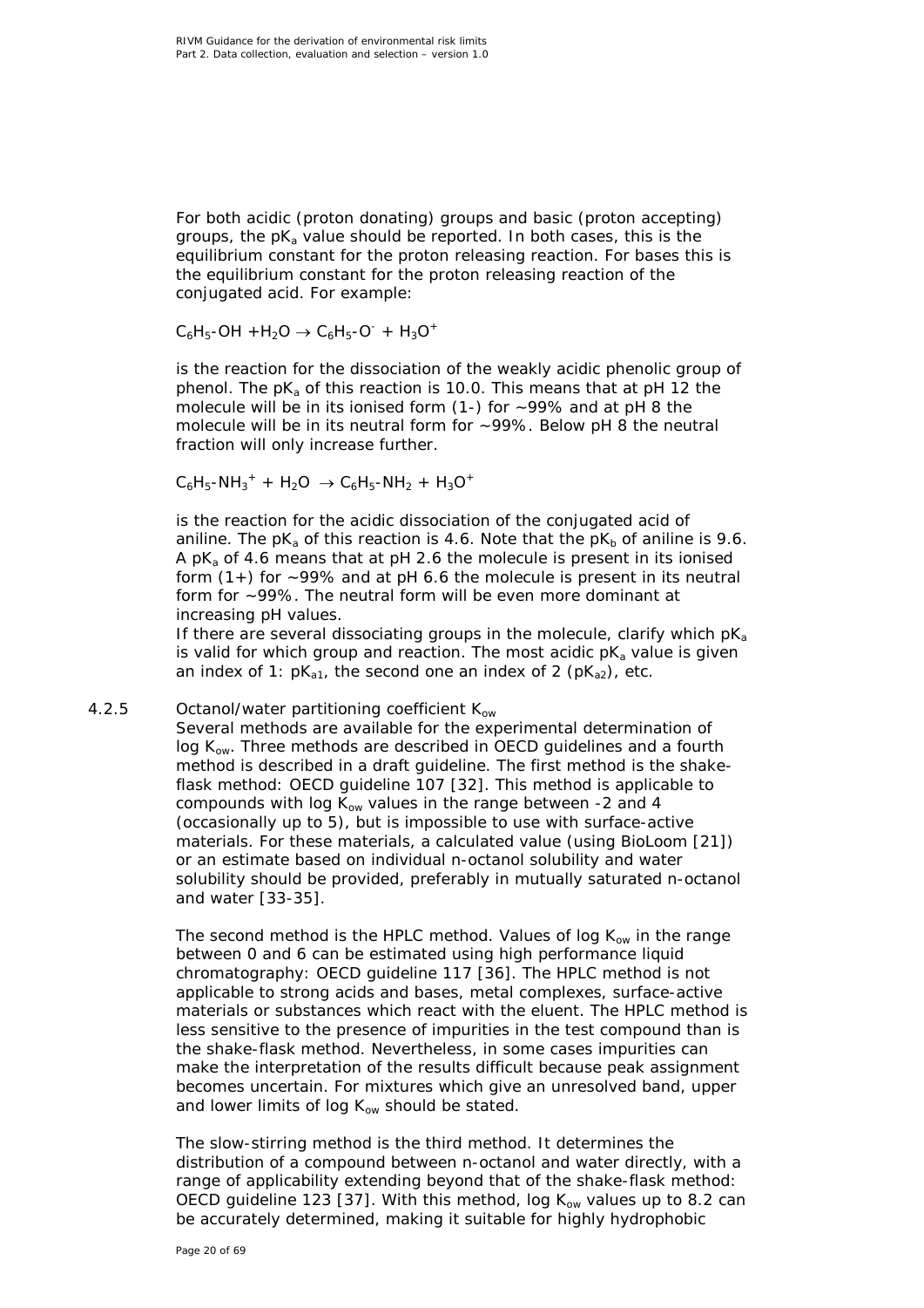For both acidic (proton donating) groups and basic (proton accepting) groups, the $pK_a$ value should be reported. In both cases, this is the equilibrium constant for the proton releasing reaction. For bases this is the equilibrium constant for the proton releasing reaction of the conjugated acid. For example:

$C_6H_5\text{-}OH + H_2O \rightarrow C_6H_5\text{-}O^- + H_3O^+$

is the reaction for the dissociation of the weakly acidic phenolic group of phenol. The $pK_a$ of this reaction is 10.0. This means that at pH 12 the molecule will be in its ionised form (1-) for ~99% and at pH 8 the molecule will be in its neutral form for ~99%. Below pH 8 the neutral fraction will only increase further.

$C_6H_5\text{-}NH_3^+ + H_2O \rightarrow C_6H_5\text{-}NH_2 + H_3O^+$

is the reaction for the acidic dissociation of the conjugated acid of aniline. The $pK_a$ of this reaction is 4.6. Note that the $pK_b$ of aniline is 9.6. A $pK_a$ of 4.6 means that at pH 2.6 the molecule is present in its ionised form (1+) for ~99% and at pH 6.6 the molecule is present in its neutral form for ~99%. The neutral form will be even more dominant at increasing pH values.
If there are several dissociating groups in the molecule, clarify which $pK_a$ is valid for which group and reaction. The most acidic $pK_a$ value is given an index of 1: $pK_{a1}$, the second one an index of 2 ($pK_{a2}$), etc.

### 4.2.5 Octanol/water partitioning coefficient $K_{ow}$

Several methods are available for the experimental determination of log $K_{ow}$. Three methods are described in OECD guidelines and a fourth method is described in a draft guideline. The first method is the shake-flask method: OECD guideline 107 [32]. This method is applicable to compounds with log $K_{ow}$ values in the range between -2 and 4 (occasionally up to 5), but is impossible to use with surface-active materials. For these materials, a calculated value (using BioLoom [21]) or an estimate based on individual n-octanol solubility and water solubility should be provided, preferably in mutually saturated n-octanol and water [33-35].

The second method is the HPLC method. Values of log $K_{ow}$ in the range between 0 and 6 can be estimated using high performance liquid chromatography: OECD guideline 117 [36]. The HPLC method is not applicable to strong acids and bases, metal complexes, surface-active materials or substances which react with the eluent. The HPLC method is less sensitive to the presence of impurities in the test compound than is the shake-flask method. Nevertheless, in some cases impurities can make the interpretation of the results difficult because peak assignment becomes uncertain. For mixtures which give an unresolved band, upper and lower limits of log $K_{ow}$ should be stated.

The slow-stirring method is the third method. It determines the distribution of a compound between n-octanol and water directly, with a range of applicability extending beyond that of the shake-flask method: OECD guideline 123 [37]. With this method, log $K_{ow}$ values up to 8.2 can be accurately determined, making it suitable for highly hydrophobic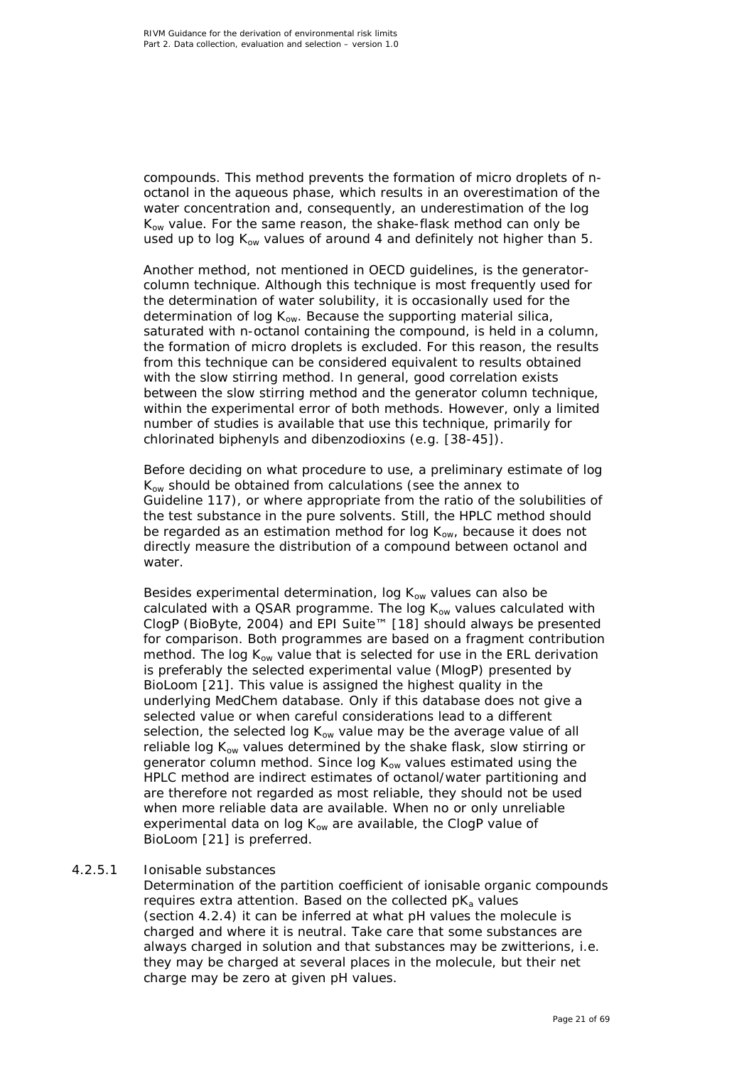compounds. This method prevents the formation of micro droplets of n-octanol in the aqueous phase, which results in an overestimation of the water concentration and, consequently, an underestimation of the log $K_{ow}$ value. For the same reason, the shake-flask method can only be used up to log $K_{ow}$ values of around 4 and definitely not higher than 5.

Another method, not mentioned in OECD guidelines, is the generator-column technique. Although this technique is most frequently used for the determination of water solubility, it is occasionally used for the determination of log $K_{ow}$. Because the supporting material silica, saturated with n-octanol containing the compound, is held in a column, the formation of micro droplets is excluded. For this reason, the results from this technique can be considered equivalent to results obtained with the slow stirring method. In general, good correlation exists between the slow stirring method and the generator column technique, within the experimental error of both methods. However, only a limited number of studies is available that use this technique, primarily for chlorinated biphenyls and dibenzodioxins (e.g. [38-45]).

Before deciding on what procedure to use, a preliminary estimate of log $K_{ow}$ should be obtained from calculations (see the annex to Guideline 117), or where appropriate from the ratio of the solubilities of the test substance in the pure solvents. Still, the HPLC method should be regarded as an estimation method for log $K_{ow}$, because it does not directly measure the distribution of a compound between octanol and water.

Besides experimental determination, log $K_{ow}$ values can also be calculated with a QSAR programme. The log $K_{ow}$ values calculated with ClogP (BioByte, 2004) and EPI Suite™ [18] should always be presented for comparison. Both programmes are based on a fragment contribution method. The log $K_{ow}$ value that is selected for use in the ERL derivation is preferably the selected experimental value (MlogP) presented by BioLoom [21]. This value is assigned the highest quality in the underlying MedChem database. Only if this database does not give a selected value or when careful considerations lead to a different selection, the selected log $K_{ow}$ value may be the average value of all reliable log $K_{ow}$ values determined by the shake flask, slow stirring or generator column method. Since log $K_{ow}$ values estimated using the HPLC method are indirect estimates of octanol/water partitioning and are therefore not regarded as most reliable, they should not be used when more reliable data are available. When no or only unreliable experimental data on log $K_{ow}$ are available, the ClogP value of BioLoom [21] is preferred.

#### 4.2.5.1 Ionisable substances

Determination of the partition coefficient of ionisable organic compounds requires extra attention. Based on the collected $pK_a$ values (section 4.2.4) it can be inferred at what pH values the molecule is charged and where it is neutral. Take care that some substances are always charged in solution and that substances may be zwitterions, i.e. they may be charged at several places in the molecule, but their net charge may be zero at given pH values.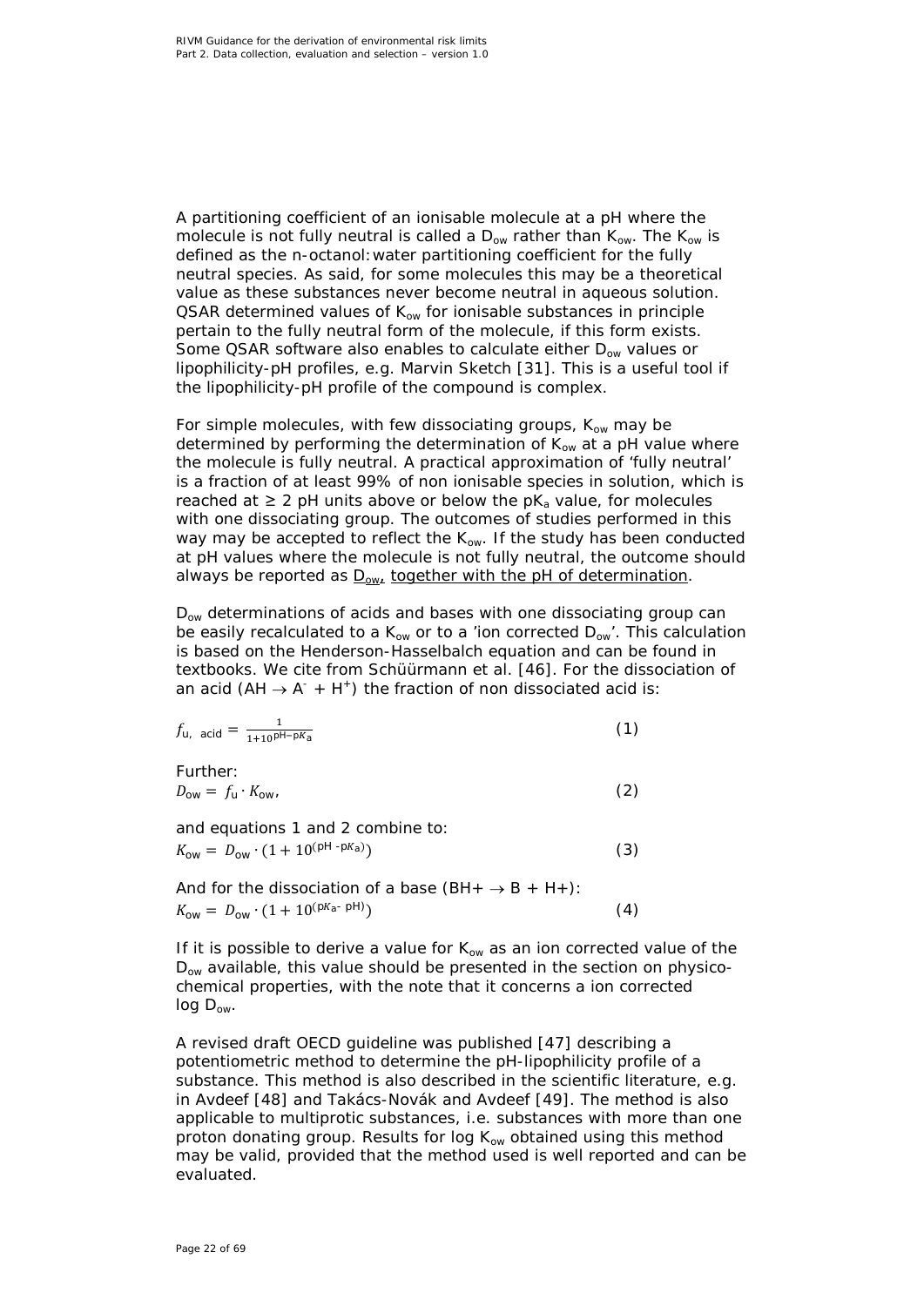A partitioning coefficient of an ionisable molecule at a pH where the molecule is not fully neutral is called a $D_{ow}$ rather than $K_{ow}$. The $K_{ow}$ is defined as the n-octanol:water partitioning coefficient for the fully neutral species. As said, for some molecules this may be a theoretical value as these substances never become neutral in aqueous solution. QSAR determined values of $K_{ow}$ for ionisable substances in principle pertain to the fully neutral form of the molecule, if this form exists. Some QSAR software also enables to calculate either $D_{ow}$ values or lipophilicity-pH profiles, e.g. Marvin Sketch [31]. This is a useful tool if the lipophilicity-pH profile of the compound is complex.

For simple molecules, with few dissociating groups, $K_{ow}$ may be determined by performing the determination of $K_{ow}$ at a pH value where the molecule is fully neutral. A practical approximation of 'fully neutral' is a fraction of at least 99% of non ionisable species in solution, which is reached at ≥ 2 pH units above or below the $pK_a$ value, for molecules with one dissociating group. The outcomes of studies performed in this way may be accepted to reflect the $K_{ow}$. If the study has been conducted at pH values where the molecule is not fully neutral, the outcome should always be reported as <u>$D_{ow}$, together with the pH of determination</u>.

$D_{ow}$ determinations of acids and bases with one dissociating group can be easily recalculated to a $K_{ow}$ or to a 'ion corrected $D_{ow}$'. This calculation is based on the Henderson-Hasselbalch equation and can be found in textbooks. We cite from Schüürmann et al. [46]. For the dissociation of an acid ($AH \rightarrow A^- + H^+$) the fraction of non dissociated acid is:

$$f_{u,\ acid} = \frac{1}{1+10^{pH-pK_a}} \qquad (1)$$

Further:

$$D_{ow} = f_u \cdot K_{ow}, \qquad (2)$$

and equations 1 and 2 combine to:

$$K_{ow} = D_{ow} \cdot (1 + 10^{(pH - pK_a)}) \qquad (3)$$

And for the dissociation of a base ($BH+ \rightarrow B + H+$):

$$K_{ow} = D_{ow} \cdot (1 + 10^{(pK_a - pH)}) \qquad (4)$$

If it is possible to derive a value for $K_{ow}$ as an ion corrected value of the $D_{ow}$ available, this value should be presented in the section on physico-chemical properties, with the note that it concerns a ion corrected log $D_{ow}$.

A revised draft OECD guideline was published [47] describing a potentiometric method to determine the pH-lipophilicity profile of a substance. This method is also described in the scientific literature, e.g. in Avdeef [48] and Takács-Novák and Avdeef [49]. The method is also applicable to multiprotic substances, i.e. substances with more than one proton donating group. Results for log $K_{ow}$ obtained using this method may be valid, provided that the method used is well reported and can be evaluated.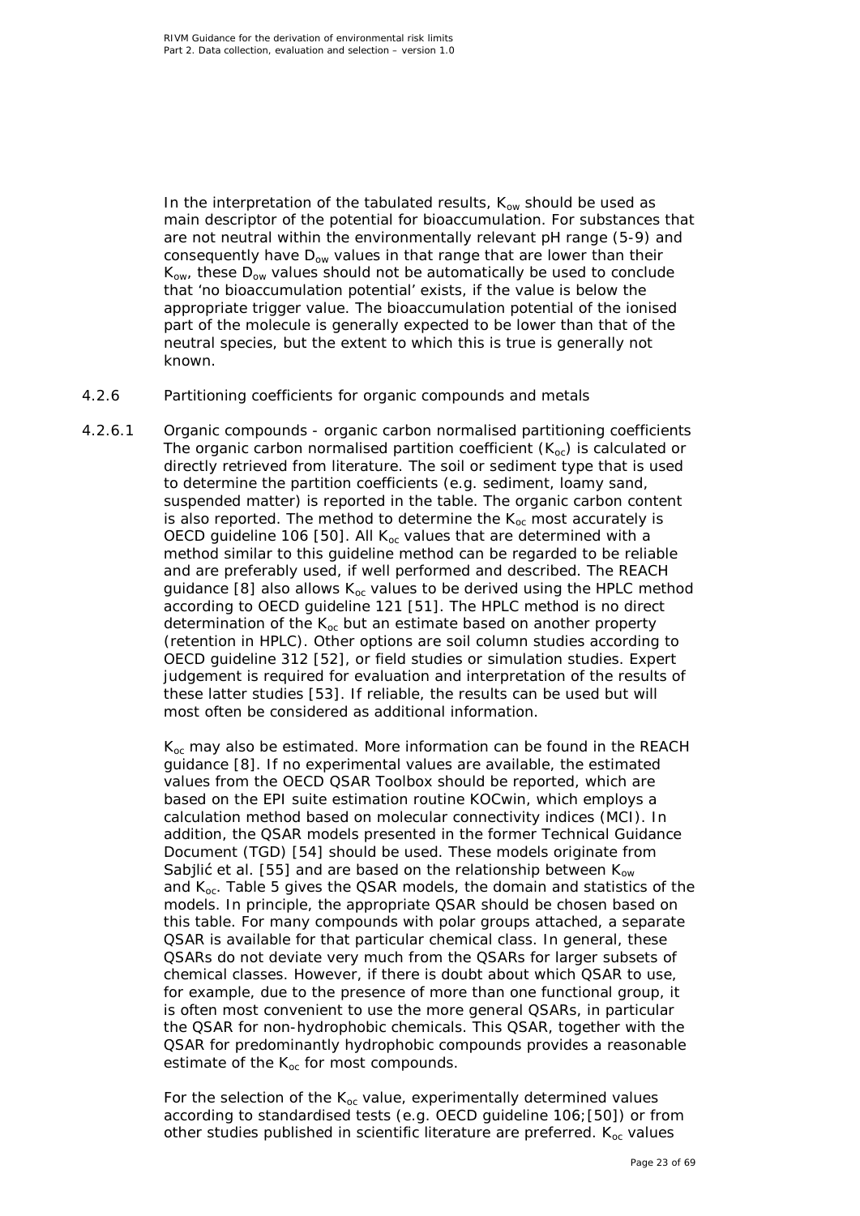In the interpretation of the tabulated results, $K_{ow}$ should be used as main descriptor of the potential for bioaccumulation. For substances that are not neutral within the environmentally relevant pH range (5-9) and consequently have $D_{ow}$ values in that range that are lower than their $K_{ow}$, these $D_{ow}$ values should not be automatically be used to conclude that 'no bioaccumulation potential' exists, if the value is below the appropriate trigger value. The bioaccumulation potential of the ionised part of the molecule is generally expected to be lower than that of the neutral species, but the extent to which this is true is generally not known.

### 4.2.6 Partitioning coefficients for organic compounds and metals

#### 4.2.6.1 Organic compounds - organic carbon normalised partitioning coefficients

The organic carbon normalised partition coefficient ($K_{oc}$) is calculated or directly retrieved from literature. The soil or sediment type that is used to determine the partition coefficients (e.g. sediment, loamy sand, suspended matter) is reported in the table. The organic carbon content is also reported. The method to determine the $K_{oc}$ most accurately is OECD guideline 106 [50]. All $K_{oc}$ values that are determined with a method similar to this guideline method can be regarded to be reliable and are preferably used, if well performed and described. The REACH guidance [8] also allows $K_{oc}$ values to be derived using the HPLC method according to OECD guideline 121 [51]. The HPLC method is no direct determination of the $K_{oc}$ but an estimate based on another property (retention in HPLC). Other options are soil column studies according to OECD guideline 312 [52], or field studies or simulation studies. Expert judgement is required for evaluation and interpretation of the results of these latter studies [53]. If reliable, the results can be used but will most often be considered as additional information.

$K_{oc}$ may also be estimated. More information can be found in the REACH guidance [8]. If no experimental values are available, the estimated values from the OECD QSAR Toolbox should be reported, which are based on the EPI suite estimation routine KOCwin, which employs a calculation method based on molecular connectivity indices (MCI). In addition, the QSAR models presented in the former Technical Guidance Document (TGD) [54] should be used. These models originate from Sabljić et al. [55] and are based on the relationship between $K_{ow}$ and $K_{oc}$. Table 5 gives the QSAR models, the domain and statistics of the models. In principle, the appropriate QSAR should be chosen based on this table. For many compounds with polar groups attached, a separate QSAR is available for that particular chemical class. In general, these QSARs do not deviate very much from the QSARs for larger subsets of chemical classes. However, if there is doubt about which QSAR to use, for example, due to the presence of more than one functional group, it is often most convenient to use the more general QSARs, in particular the QSAR for non-hydrophobic chemicals. This QSAR, together with the QSAR for predominantly hydrophobic compounds provides a reasonable estimate of the $K_{oc}$ for most compounds.

For the selection of the $K_{oc}$ value, experimentally determined values according to standardised tests (e.g. OECD guideline 106;[50]) or from other studies published in scientific literature are preferred. $K_{oc}$ values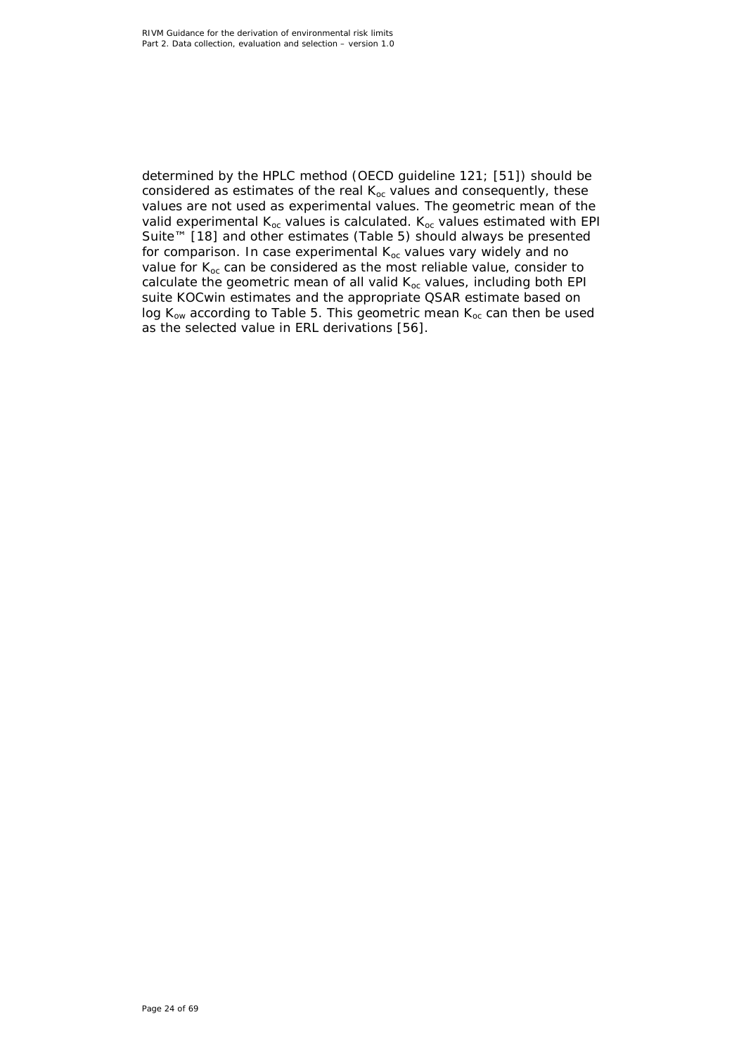determined by the HPLC method (OECD guideline 121; [51]) should be considered as estimates of the real $K_{oc}$ values and consequently, these values are not used as experimental values. The geometric mean of the valid experimental $K_{oc}$ values is calculated. $K_{oc}$ values estimated with EPI Suite™ [18] and other estimates (Table 5) should always be presented for comparison. In case experimental $K_{oc}$ values vary widely and no value for $K_{oc}$ can be considered as the most reliable value, consider to calculate the geometric mean of all valid $K_{oc}$ values, including both EPI suite KOCwin estimates and the appropriate QSAR estimate based on log $K_{ow}$ according to Table 5. This geometric mean $K_{oc}$ can then be used as the selected value in ERL derivations [56].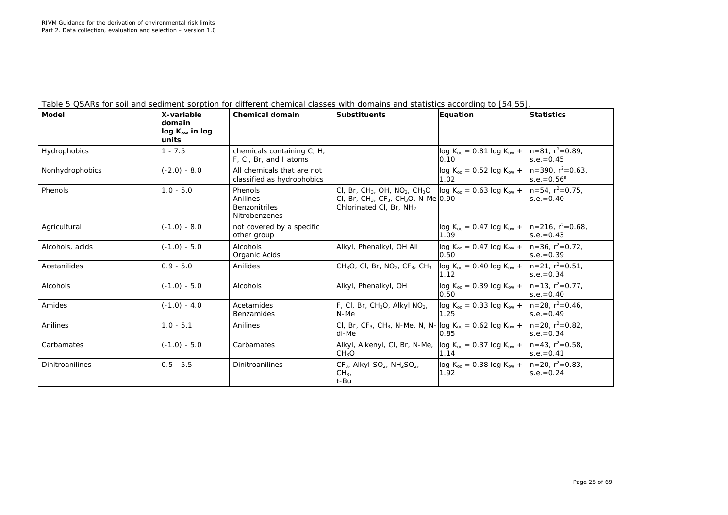Table 5 QSARs for soil and sediment sorption for different chemical classes with domains and statistics according to [54,55].

| Model | X-variable domain log $K_{ow}$ in log units | Chemical domain | Substituents | Equation | Statistics |
|---|---|---|---|---|---|
| Hydrophobics | 1 - 7.5 | chemicals containing C, H, F, Cl, Br, and I atoms | | $\log K_{oc} = 0.81 \log K_{ow} + 0.10$ | n=81, $r^2$=0.89, s.e.=0.45 |
| Nonhydrophobics | (-2.0) - 8.0 | All chemicals that are not classified as hydrophobics | | $\log K_{oc} = 0.52 \log K_{ow} + 1.02$ | n=390, $r^2$=0.63, s.e.=0.56[a] |
| Phenols | 1.0 - 5.0 | Phenols Anilines Benzonitriles Nitrobenzenes | Cl, Br, $CH_3$, OH, $NO_2$, $CH_3O$ Cl, Br, $CH_3$, $CF_3$, $CH_3O$, N-Me Chlorinated Cl, Br, $NH_2$ | $\log K_{oc} = 0.63 \log K_{ow} + 0.90$ | n=54, $r^2$=0.75, s.e.=0.40 |
| Agricultural | (-1.0) - 8.0 | not covered by a specific other group | | $\log K_{oc} = 0.47 \log K_{ow} + 1.09$ | n=216, $r^2$=0.68, s.e.=0.43 |
| Alcohols, acids | (-1.0) - 5.0 | Alcohols Organic Acids | Alkyl, Phenalkyl, OH All | $\log K_{oc} = 0.47 \log K_{ow} + 0.50$ | n=36, $r^2$=0.72, s.e.=0.39 |
| Acetanilides | 0.9 - 5.0 | Anilides | $CH_3O$, Cl, Br, $NO_2$, $CF_3$, $CH_3$ | $\log K_{oc} = 0.40 \log K_{ow} + 1.12$ | n=21, $r^2$=0.51, s.e.=0.34 |
| Alcohols | (-1.0) - 5.0 | Alcohols | Alkyl, Phenalkyl, OH | $\log K_{oc} = 0.39 \log K_{ow} + 0.50$ | n=13, $r^2$=0.77, s.e.=0.40 |
| Amides | (-1.0) - 4.0 | Acetamides Benzamides | F, Cl, Br, $CH_3O$, Alkyl $NO_2$, N-Me | $\log K_{oc} = 0.33 \log K_{ow} + 1.25$ | n=28, $r^2$=0.46, s.e.=0.49 |
| Anilines | 1.0 - 5.1 | Anilines | Cl, Br, $CF_3$, $CH_3$, N-Me, N, N-di-Me | $\log K_{oc} = 0.62 \log K_{ow} + 0.85$ | n=20, $r^2$=0.82, s.e.=0.34 |
| Carbamates | (-1.0) - 5.0 | Carbamates | Alkyl, Alkenyl, Cl, Br, N-Me, $CH_3O$ | $\log K_{oc} = 0.37 \log K_{ow} + 1.14$ | n=43, $r^2$=0.58, s.e.=0.41 |
| Dinitroanilines | 0.5 - 5.5 | Dinitroanilines | $CF_3$, Alkyl-$SO_2$, $NH_2SO_2$, $CH_3$, t-Bu | $\log K_{oc} = 0.38 \log K_{ow} + 1.92$ | n=20, $r^2$=0.83, s.e.=0.24 |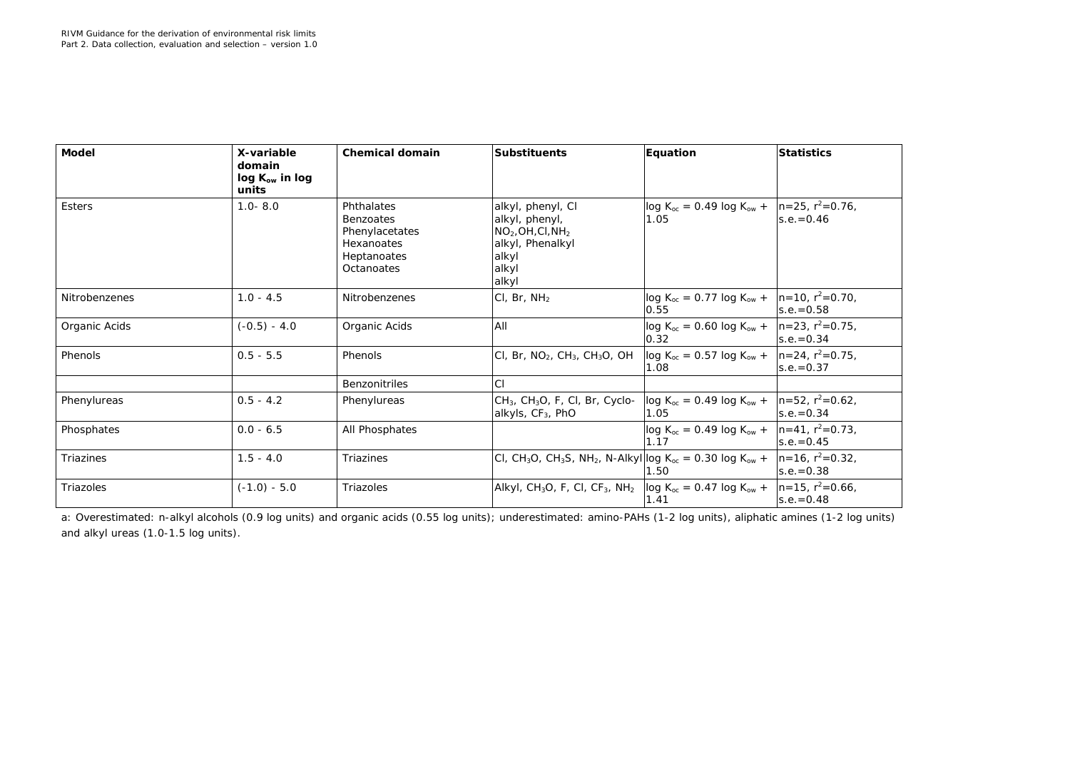| Model | X-variable domain log $K_{ow}$ in log units | Chemical domain | Substituents | Equation | Statistics |
|---|---|---|---|---|---|
| Esters | 1.0- 8.0 | Phthalates<br>Benzoates<br>Phenylacetates<br>Hexanoates<br>Heptanoates<br>Octanoates | alkyl, phenyl, Cl<br>alkyl, phenyl, $NO_2$,OH,Cl,$NH_2$<br>alkyl, Phenalkyl<br>alkyl<br>alkyl<br>alkyl | log $K_{oc}$ = 0.49 log $K_{ow}$ + 1.05 | n=25, $r^2$=0.76, s.e.=0.46 |
| Nitrobenzenes | 1.0 - 4.5 | Nitrobenzenes | Cl, Br, $NH_2$ | log $K_{oc}$ = 0.77 log $K_{ow}$ + 0.55 | n=10, $r^2$=0.70, s.e.=0.58 |
| Organic Acids | (-0.5) - 4.0 | Organic Acids | All | log $K_{oc}$ = 0.60 log $K_{ow}$ + 0.32 | n=23, $r^2$=0.75, s.e.=0.34 |
| Phenols | 0.5 - 5.5 | Phenols | Cl, Br, $NO_2$, $CH_3$, $CH_3O$, OH | log $K_{oc}$ = 0.57 log $K_{ow}$ + 1.08 | n=24, $r^2$=0.75, s.e.=0.37 |
| | | Benzonitriles | Cl | | |
| Phenylureas | 0.5 - 4.2 | Phenylureas | $CH_3$, $CH_3O$, F, Cl, Br, Cyclo-alkyls, $CF_3$, PhO | log $K_{oc}$ = 0.49 log $K_{ow}$ + 1.05 | n=52, $r^2$=0.62, s.e.=0.34 |
| Phosphates | 0.0 - 6.5 | All Phosphates | | log $K_{oc}$ = 0.49 log $K_{ow}$ + 1.17 | n=41, $r^2$=0.73, s.e.=0.45 |
| Triazines | 1.5 - 4.0 | Triazines | Cl, $CH_3O$, $CH_3S$, $NH_2$, N-Alkyl | log $K_{oc}$ = 0.30 log $K_{ow}$ + 1.50 | n=16, $r^2$=0.32, s.e.=0.38 |
| Triazoles | (-1.0) - 5.0 | Triazoles | Alkyl, $CH_3O$, F, Cl, $CF_3$, $NH_2$ | log $K_{oc}$ = 0.47 log $K_{ow}$ + 1.41 | n=15, $r^2$=0.66, s.e.=0.48 |

a: Overestimated: n-alkyl alcohols (0.9 log units) and organic acids (0.55 log units); underestimated: amino-PAHs (1-2 log units), aliphatic amines (1-2 log units) and alkyl ureas (1.0-1.5 log units).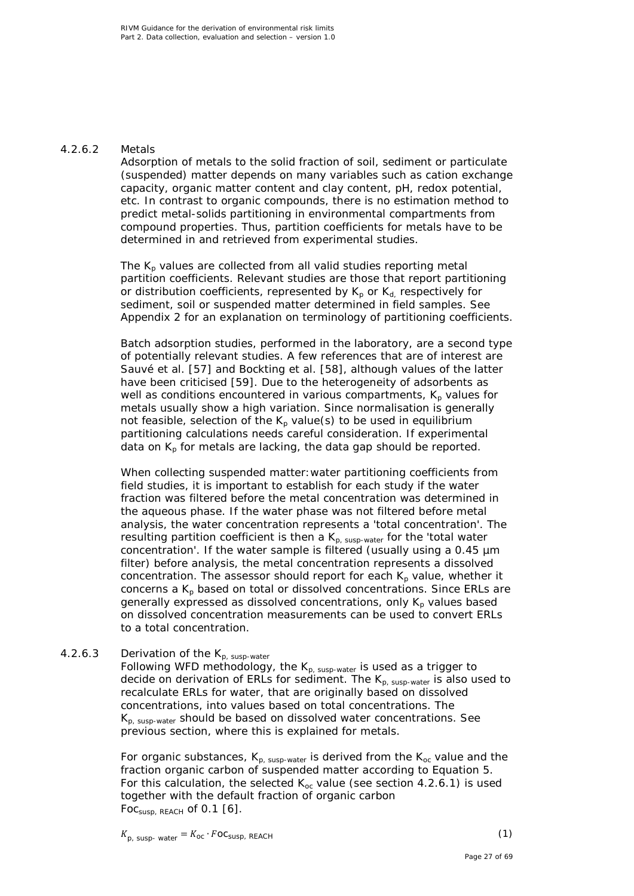#### 4.2.6.2 Metals

Adsorption of metals to the solid fraction of soil, sediment or particulate (suspended) matter depends on many variables such as cation exchange capacity, organic matter content and clay content, pH, redox potential, etc. In contrast to organic compounds, there is no estimation method to predict metal-solids partitioning in environmental compartments from compound properties. Thus, partition coefficients for metals have to be determined in and retrieved from experimental studies.

The $K_p$ values are collected from all valid studies reporting metal partition coefficients. Relevant studies are those that report partitioning or distribution coefficients, represented by $K_p$ or $K_d$, respectively for sediment, soil or suspended matter determined in field samples. See Appendix 2 for an explanation on terminology of partitioning coefficients.

Batch adsorption studies, performed in the laboratory, are a second type of potentially relevant studies. A few references that are of interest are Sauvé et al. [57] and Bockting et al. [58], although values of the latter have been criticised [59]. Due to the heterogeneity of adsorbents as well as conditions encountered in various compartments, $K_p$ values for metals usually show a high variation. Since normalisation is generally not feasible, selection of the $K_p$ value(s) to be used in equilibrium partitioning calculations needs careful consideration. If experimental data on $K_p$ for metals are lacking, the data gap should be reported.

When collecting suspended matter:water partitioning coefficients from field studies, it is important to establish for each study if the water fraction was filtered before the metal concentration was determined in the aqueous phase. If the water phase was not filtered before metal analysis, the water concentration represents a 'total concentration'. The resulting partition coefficient is then a $K_{p,\ susp\text{-}water}$ for the 'total water concentration'. If the water sample is filtered (usually using a 0.45 µm filter) before analysis, the metal concentration represents a dissolved concentration. The assessor should report for each $K_p$ value, whether it concerns a $K_p$ based on total or dissolved concentrations. Since ERLs are generally expressed as dissolved concentrations, only $K_p$ values based on dissolved concentration measurements can be used to convert ERLs to a total concentration.

#### 4.2.6.3 Derivation of the $K_{p,\ susp\text{-}water}$

Following WFD methodology, the $K_{p,\ susp\text{-}water}$ is used as a trigger to decide on derivation of ERLs for sediment. The $K_{p,\ susp\text{-}water}$ is also used to recalculate ERLs for water, that are originally based on dissolved concentrations, into values based on total concentrations. The $K_{p,\ susp\text{-}water}$ should be based on dissolved water concentrations. See previous section, where this is explained for metals.

For organic substances, $K_{p,\ susp\text{-}water}$ is derived from the $K_{oc}$ value and the fraction organic carbon of suspended matter according to Equation 5. For this calculation, the selected $K_{oc}$ value (see section 4.2.6.1) is used together with the default fraction of organic carbon $Foc_{susp,\ REACH}$ of 0.1 [6].

$$K_{p,\ susp\text{-}water} = K_{oc} \cdot Foc_{susp,\ REACH} \qquad (1)$$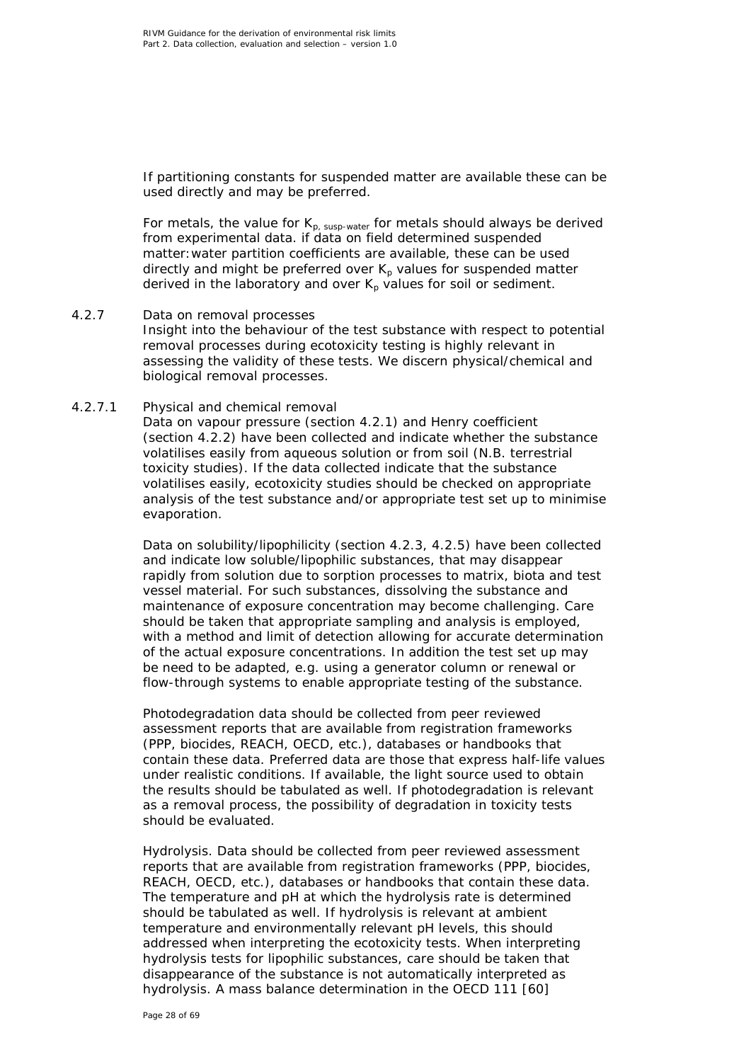If partitioning constants for suspended matter are available these can be used directly and may be preferred.

For metals, the value for $K_{p,\ susp\text{-}water}$ for metals should always be derived from experimental data. if data on field determined suspended matter:water partition coefficients are available, these can be used directly and might be preferred over $K_p$ values for suspended matter derived in the laboratory and over $K_p$ values for soil or sediment.

### 4.2.7 Data on removal processes

Insight into the behaviour of the test substance with respect to potential removal processes during ecotoxicity testing is highly relevant in assessing the validity of these tests. We discern physical/chemical and biological removal processes.

#### 4.2.7.1 Physical and chemical removal

Data on vapour pressure (section 4.2.1) and Henry coefficient (section 4.2.2) have been collected and indicate whether the substance volatilises easily from aqueous solution or from soil (N.B. terrestrial toxicity studies). If the data collected indicate that the substance volatilises easily, ecotoxicity studies should be checked on appropriate analysis of the test substance and/or appropriate test set up to minimise evaporation.

Data on solubility/lipophilicity (section 4.2.3, 4.2.5) have been collected and indicate low soluble/lipophilic substances, that may disappear rapidly from solution due to sorption processes to matrix, biota and test vessel material. For such substances, dissolving the substance and maintenance of exposure concentration may become challenging. Care should be taken that appropriate sampling and analysis is employed, with a method and limit of detection allowing for accurate determination of the actual exposure concentrations. In addition the test set up may be need to be adapted, e.g. using a generator column or renewal or flow-through systems to enable appropriate testing of the substance.

Photodegradation data should be collected from peer reviewed assessment reports that are available from registration frameworks (PPP, biocides, REACH, OECD, etc.), databases or handbooks that contain these data. Preferred data are those that express half-life values under realistic conditions. If available, the light source used to obtain the results should be tabulated as well. If photodegradation is relevant as a removal process, the possibility of degradation in toxicity tests should be evaluated.

Hydrolysis. Data should be collected from peer reviewed assessment reports that are available from registration frameworks (PPP, biocides, REACH, OECD, etc.), databases or handbooks that contain these data. The temperature and pH at which the hydrolysis rate is determined should be tabulated as well. If hydrolysis is relevant at ambient temperature and environmentally relevant pH levels, this should addressed when interpreting the ecotoxicity tests. When interpreting hydrolysis tests for lipophilic substances, care should be taken that disappearance of the substance is not automatically interpreted as hydrolysis. A mass balance determination in the OECD 111 [60]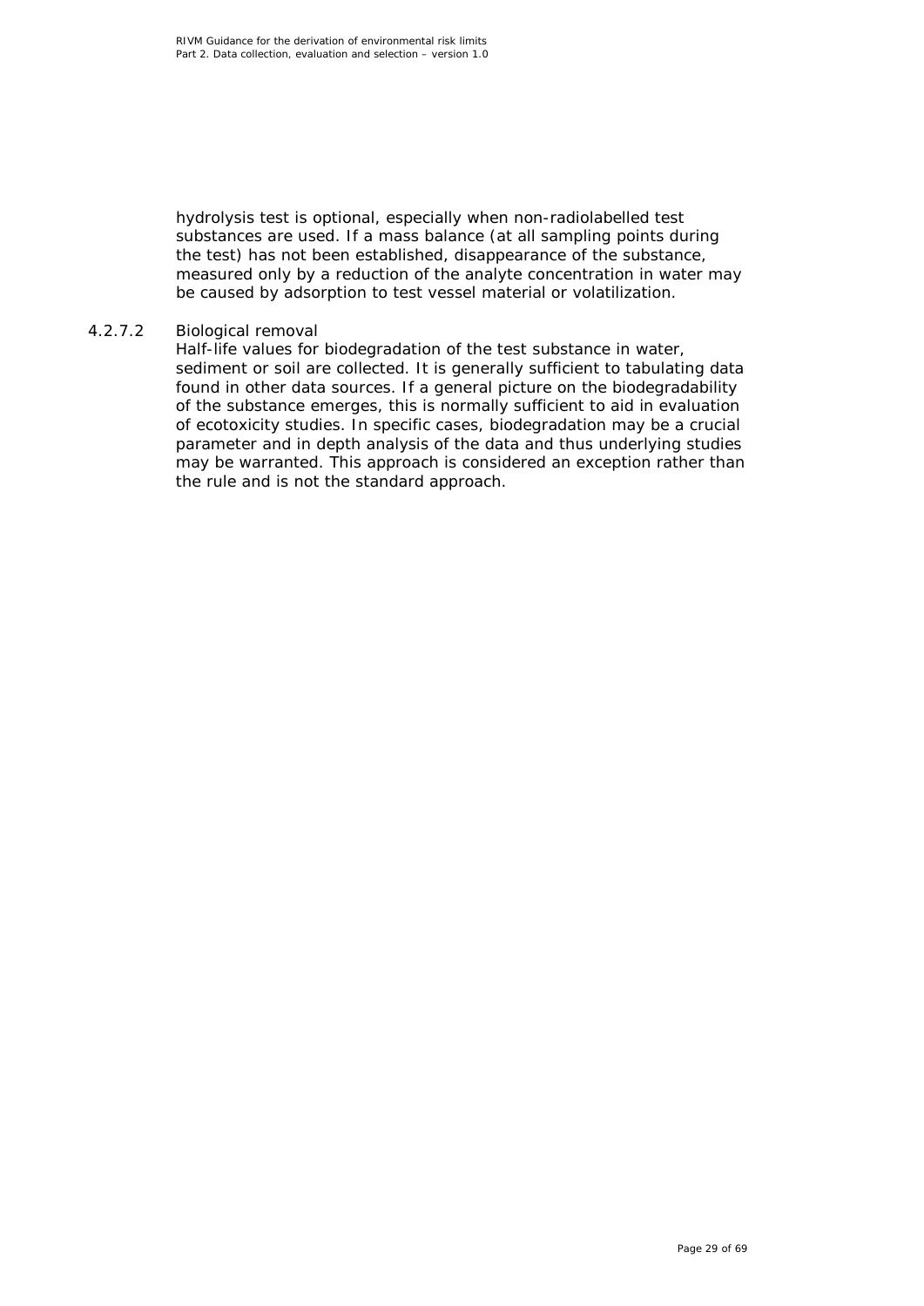hydrolysis test is optional, especially when non-radiolabelled test substances are used. If a mass balance (at all sampling points during the test) has not been established, disappearance of the substance, measured only by a reduction of the analyte concentration in water may be caused by adsorption to test vessel material or volatilization.

#### 4.2.7.2 Biological removal

Half-life values for biodegradation of the test substance in water, sediment or soil are collected. It is generally sufficient to tabulating data found in other data sources. If a general picture on the biodegradability of the substance emerges, this is normally sufficient to aid in evaluation of ecotoxicity studies. In specific cases, biodegradation may be a crucial parameter and in depth analysis of the data and thus underlying studies may be warranted. This approach is considered an exception rather than the rule and is not the standard approach.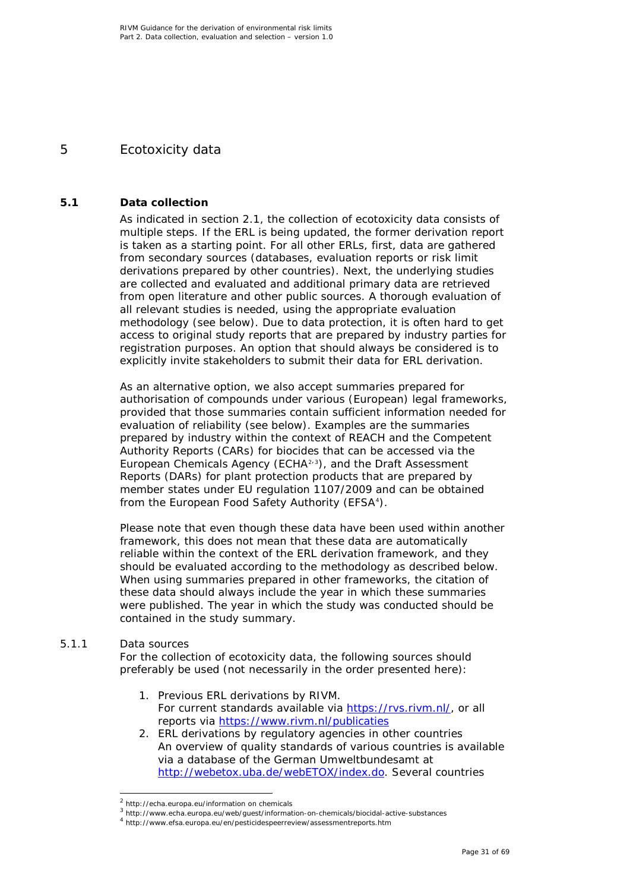# 5 Ecotoxicity data

## 5.1 Data collection

As indicated in section 2.1, the collection of ecotoxicity data consists of multiple steps. If the ERL is being updated, the former derivation report is taken as a starting point. For all other ERLs, first, data are gathered from secondary sources (databases, evaluation reports or risk limit derivations prepared by other countries). Next, the underlying studies are collected and evaluated and additional primary data are retrieved from open literature and other public sources. A thorough evaluation of all relevant studies is needed, using the appropriate evaluation methodology (see below). Due to data protection, it is often hard to get access to original study reports that are prepared by industry parties for registration purposes. An option that should always be considered is to explicitly invite stakeholders to submit their data for ERL derivation.

As an alternative option, we also accept summaries prepared for authorisation of compounds under various (European) legal frameworks, provided that those summaries contain sufficient information needed for evaluation of reliability (see below). Examples are the summaries prepared by industry within the context of REACH and the Competent Authority Reports (CARs) for biocides that can be accessed via the European Chemicals Agency (ECHA[2,3]), and the Draft Assessment Reports (DARs) for plant protection products that are prepared by member states under EU regulation 1107/2009 and can be obtained from the European Food Safety Authority (EFSA[4]).

Please note that even though these data have been used within another framework, this does not mean that these data are automatically reliable within the context of the ERL derivation framework, and they should be evaluated according to the methodology as described below. When using summaries prepared in other frameworks, the citation of these data should always include the year in which these summaries were published. The year in which the study was conducted should be contained in the study summary.

### 5.1.1 Data sources

For the collection of ecotoxicity data, the following sources should preferably be used (not necessarily in the order presented here):

1. Previous ERL derivations by RIVM.
   For current standards available via https://rvs.rivm.nl/, or all reports via https://www.rivm.nl/publicaties
2. ERL derivations by regulatory agencies in other countries
   An overview of quality standards of various countries is available via a database of the German Umweltbundesamt at http://webetox.uba.de/webETOX/index.do. Several countries

---

[2] http://echa.europa.eu/information on chemicals
[3] http://www.echa.europa.eu/web/guest/information-on-chemicals/biocidal-active-substances
[4] http://www.efsa.europa.eu/en/pesticidespeerreview/assessmentreports.htm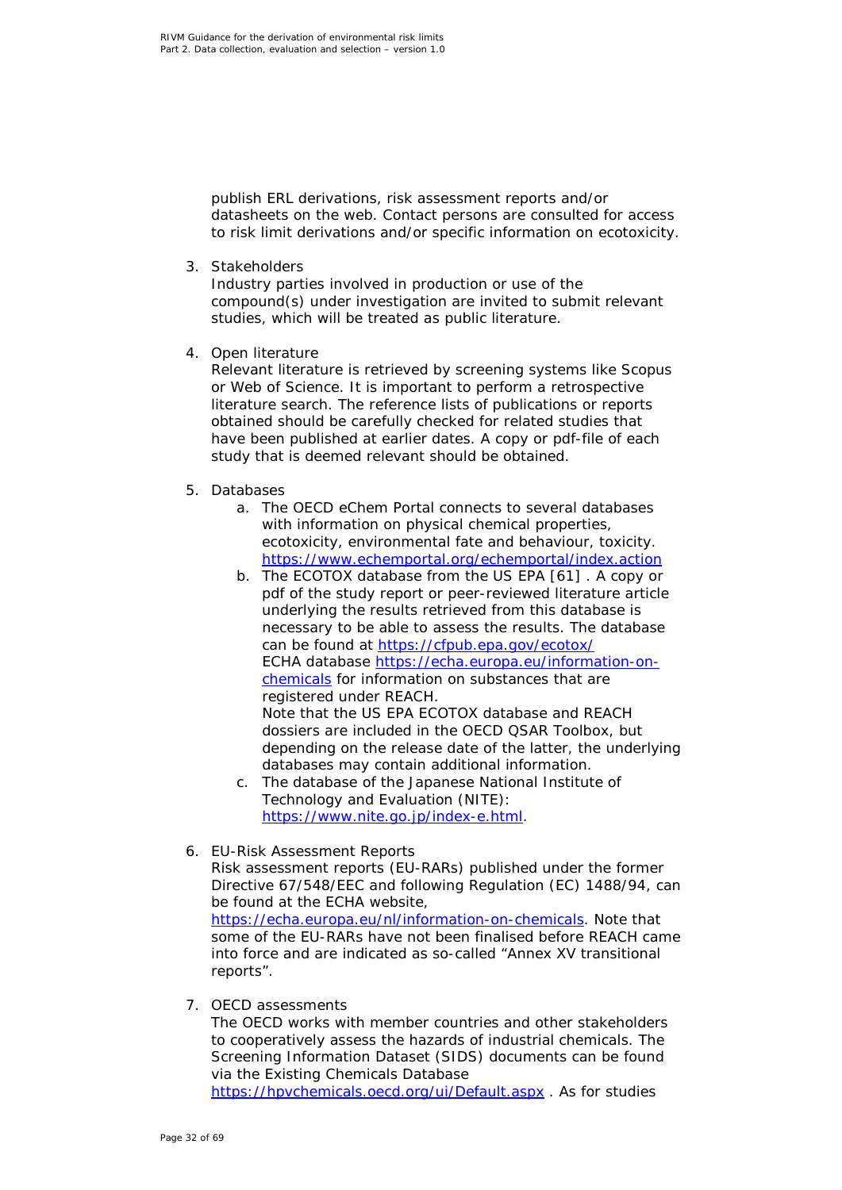publish ERL derivations, risk assessment reports and/or datasheets on the web. Contact persons are consulted for access to risk limit derivations and/or specific information on ecotoxicity.

3. Stakeholders
   Industry parties involved in production or use of the compound(s) under investigation are invited to submit relevant studies, which will be treated as public literature.

4. Open literature
   Relevant literature is retrieved by screening systems like Scopus or Web of Science. It is important to perform a retrospective literature search. The reference lists of publications or reports obtained should be carefully checked for related studies that have been published at earlier dates. A copy or pdf-file of each study that is deemed relevant should be obtained.

5. Databases
   a. The OECD eChem Portal connects to several databases with information on physical chemical properties, ecotoxicity, environmental fate and behaviour, toxicity. https://www.echemportal.org/echemportal/index.action
   b. The ECOTOX database from the US EPA [61] . A copy or pdf of the study report or peer-reviewed literature article underlying the results retrieved from this database is necessary to be able to assess the results. The database can be found at https://cfpub.epa.gov/ecotox/
      ECHA database https://echa.europa.eu/information-on-chemicals for information on substances that are registered under REACH.
      Note that the US EPA ECOTOX database and REACH dossiers are included in the OECD QSAR Toolbox, but depending on the release date of the latter, the underlying databases may contain additional information.
   c. The database of the Japanese National Institute of Technology and Evaluation (NITE): https://www.nite.go.jp/index-e.html.

6. EU-Risk Assessment Reports
   Risk assessment reports (EU-RARs) published under the former Directive 67/548/EEC and following Regulation (EC) 1488/94, can be found at the ECHA website, https://echa.europa.eu/nl/information-on-chemicals. Note that some of the EU-RARs have not been finalised before REACH came into force and are indicated as so-called “Annex XV transitional reports”.

7. OECD assessments
   The OECD works with member countries and other stakeholders to cooperatively assess the hazards of industrial chemicals. The Screening Information Dataset (SIDS) documents can be found via the Existing Chemicals Database https://hpvchemicals.oecd.org/ui/Default.aspx . As for studies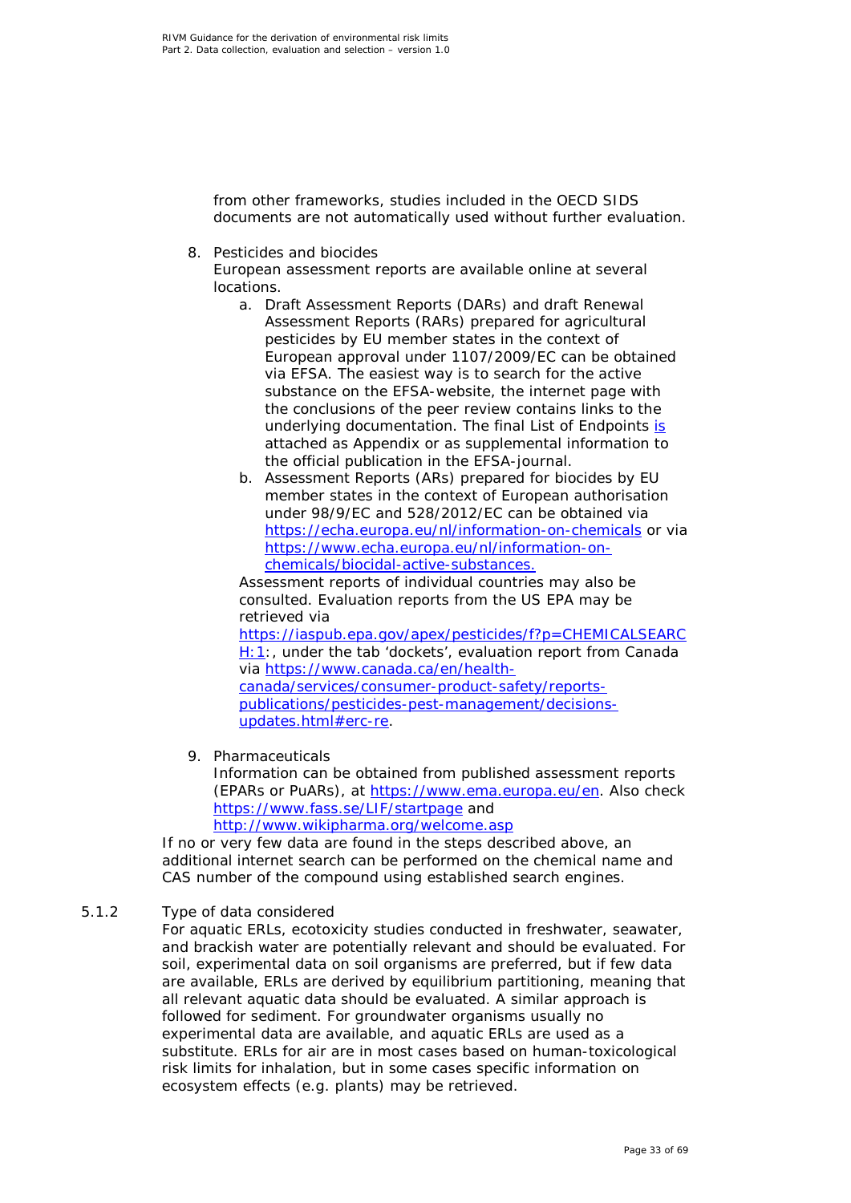from other frameworks, studies included in the OECD SIDS documents are not automatically used without further evaluation.

8. Pesticides and biocides
   European assessment reports are available online at several locations.
   a. Draft Assessment Reports (DARs) and draft Renewal Assessment Reports (RARs) prepared for agricultural pesticides by EU member states in the context of European approval under 1107/2009/EC can be obtained via EFSA. The easiest way is to search for the active substance on the EFSA-website, the internet page with the conclusions of the peer review contains links to the underlying documentation. The final List of Endpoints is attached as Appendix or as supplemental information to the official publication in the EFSA-journal.
   b. Assessment Reports (ARs) prepared for biocides by EU member states in the context of European authorisation under 98/9/EC and 528/2012/EC can be obtained via https://echa.europa.eu/nl/information-on-chemicals or via https://www.echa.europa.eu/nl/information-on-chemicals/biocidal-active-substances.

   Assessment reports of individual countries may also be consulted. Evaluation reports from the US EPA may be retrieved via https://iaspub.epa.gov/apex/pesticides/f?p=CHEMICALSEARCH:1:, under the tab 'dockets', evaluation report from Canada via https://www.canada.ca/en/health-canada/services/consumer-product-safety/reports-publications/pesticides-pest-management/decisions-updates.html#erc-re.

9. Pharmaceuticals
   Information can be obtained from published assessment reports (EPARs or PuARs), at https://www.ema.europa.eu/en. Also check https://www.fass.se/LIF/startpage and http://www.wikipharma.org/welcome.asp

If no or very few data are found in the steps described above, an additional internet search can be performed on the chemical name and CAS number of the compound using established search engines.

### 5.1.2 Type of data considered

For aquatic ERLs, ecotoxicity studies conducted in freshwater, seawater, and brackish water are potentially relevant and should be evaluated. For soil, experimental data on soil organisms are preferred, but if few data are available, ERLs are derived by equilibrium partitioning, meaning that all relevant aquatic data should be evaluated. A similar approach is followed for sediment. For groundwater organisms usually no experimental data are available, and aquatic ERLs are used as a substitute. ERLs for air are in most cases based on human-toxicological risk limits for inhalation, but in some cases specific information on ecosystem effects (e.g. plants) may be retrieved.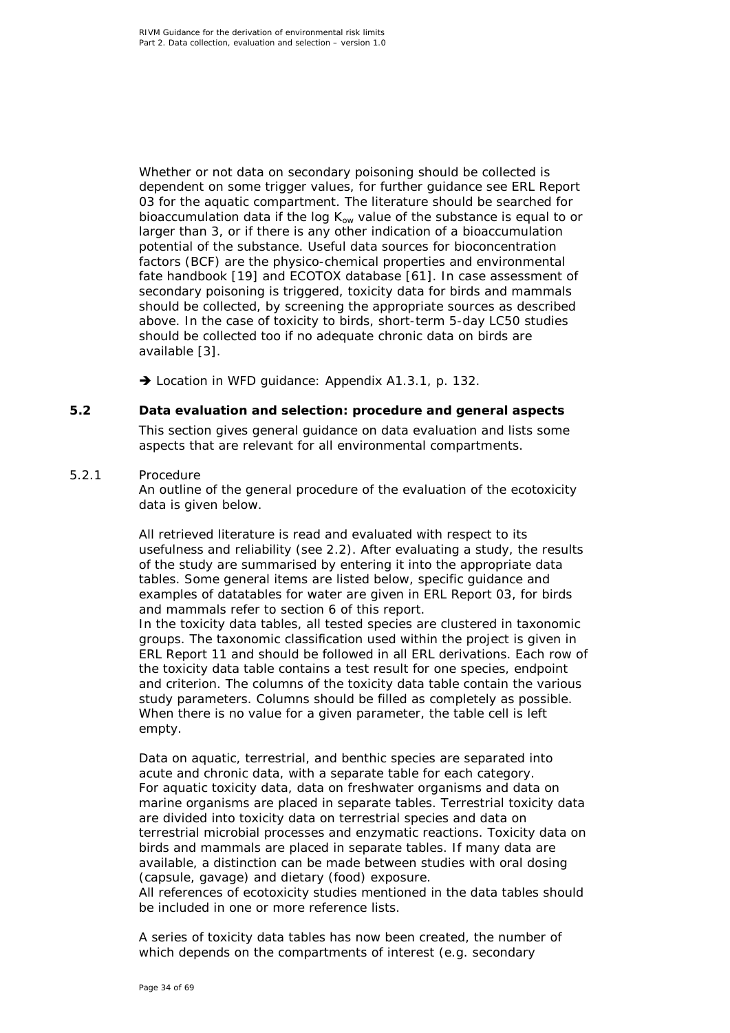Whether or not data on secondary poisoning should be collected is dependent on some trigger values, for further guidance see ERL Report 03 for the aquatic compartment. The literature should be searched for bioaccumulation data if the log $K_{ow}$ value of the substance is equal to or larger than 3, or if there is any other indication of a bioaccumulation potential of the substance. Useful data sources for bioconcentration factors (BCF) are the physico-chemical properties and environmental fate handbook [19] and ECOTOX database [61]. In case assessment of secondary poisoning is triggered, toxicity data for birds and mammals should be collected, by screening the appropriate sources as described above. In the case of toxicity to birds, short-term 5-day LC50 studies should be collected too if no adequate chronic data on birds are available [3].

➔ Location in WFD guidance: Appendix A1.3.1, p. 132.

## 5.2 Data evaluation and selection: procedure and general aspects

This section gives general guidance on data evaluation and lists some aspects that are relevant for all environmental compartments.

### 5.2.1 Procedure

An outline of the general procedure of the evaluation of the ecotoxicity data is given below.

All retrieved literature is read and evaluated with respect to its usefulness and reliability (see 2.2). After evaluating a study, the results of the study are summarised by entering it into the appropriate data tables. Some general items are listed below, specific guidance and examples of datatables for water are given in ERL Report 03, for birds and mammals refer to section 6 of this report.
In the toxicity data tables, all tested species are clustered in taxonomic groups. The taxonomic classification used within the project is given in ERL Report 11 and should be followed in all ERL derivations. Each row of the toxicity data table contains a test result for one species, endpoint and criterion. The columns of the toxicity data table contain the various study parameters. Columns should be filled as completely as possible. When there is no value for a given parameter, the table cell is left empty.

Data on aquatic, terrestrial, and benthic species are separated into acute and chronic data, with a separate table for each category.
For aquatic toxicity data, data on freshwater organisms and data on marine organisms are placed in separate tables. Terrestrial toxicity data are divided into toxicity data on terrestrial species and data on terrestrial microbial processes and enzymatic reactions. Toxicity data on birds and mammals are placed in separate tables. If many data are available, a distinction can be made between studies with oral dosing (capsule, gavage) and dietary (food) exposure.
All references of ecotoxicity studies mentioned in the data tables should be included in one or more reference lists.

A series of toxicity data tables has now been created, the number of which depends on the compartments of interest (e.g. secondary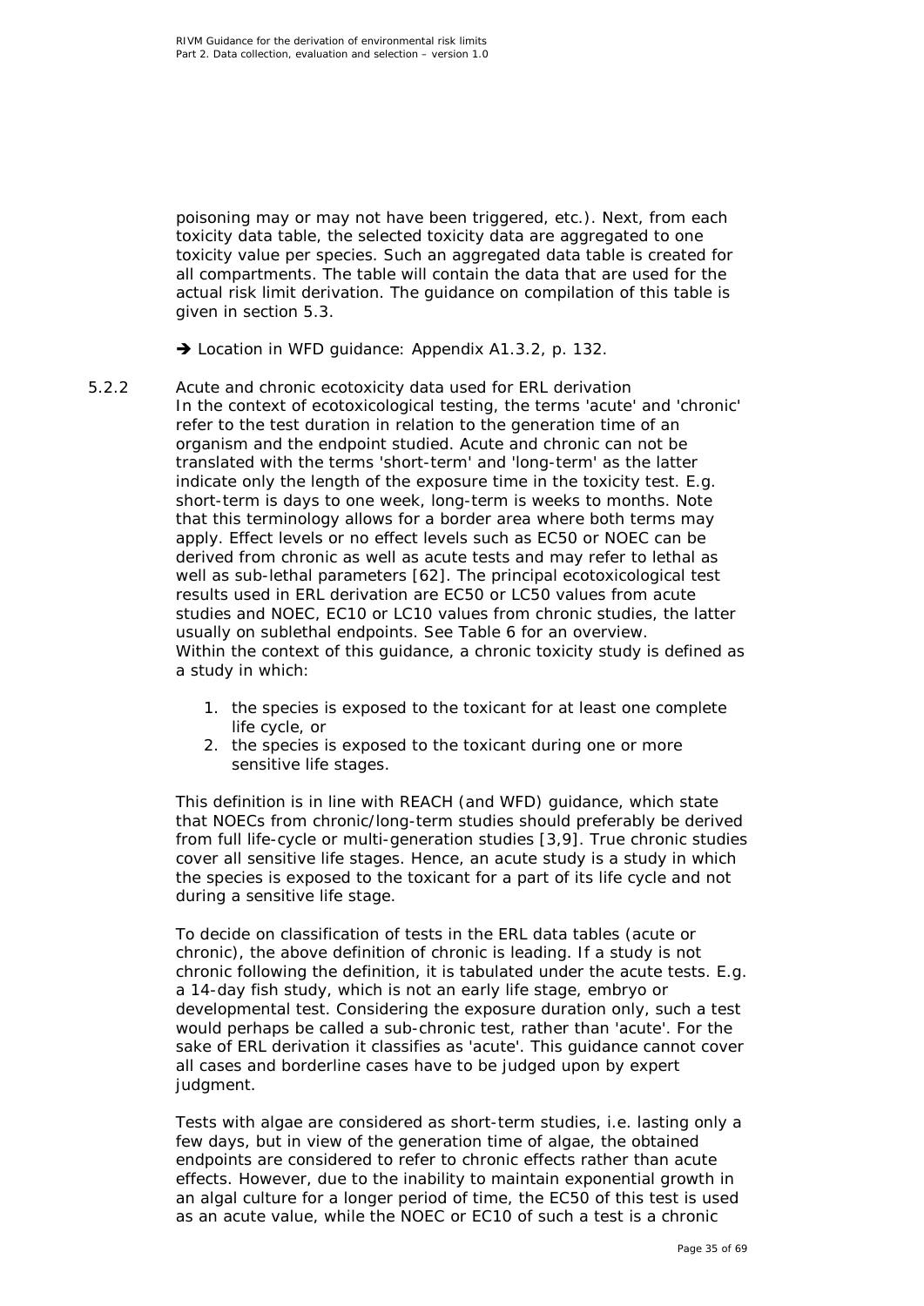poisoning may or may not have been triggered, etc.). Next, from each toxicity data table, the selected toxicity data are aggregated to one toxicity value per species. Such an aggregated data table is created for all compartments. The table will contain the data that are used for the actual risk limit derivation. The guidance on compilation of this table is given in section 5.3.

➔ Location in WFD guidance: Appendix A1.3.2, p. 132.

### 5.2.2 Acute and chronic ecotoxicity data used for ERL derivation

In the context of ecotoxicological testing, the terms 'acute' and 'chronic' refer to the test duration in relation to the generation time of an organism and the endpoint studied. Acute and chronic can not be translated with the terms 'short-term' and 'long-term' as the latter indicate only the length of the exposure time in the toxicity test. E.g. short-term is days to one week, long-term is weeks to months. Note that this terminology allows for a border area where both terms may apply. Effect levels or no effect levels such as EC50 or NOEC can be derived from chronic as well as acute tests and may refer to lethal as well as sub-lethal parameters [62]. The principal ecotoxicological test results used in ERL derivation are EC50 or LC50 values from acute studies and NOEC, EC10 or LC10 values from chronic studies, the latter usually on sublethal endpoints. See Table 6 for an overview.
Within the context of this guidance, a chronic toxicity study is defined as a study in which:

1. the species is exposed to the toxicant for at least one complete life cycle, or
2. the species is exposed to the toxicant during one or more sensitive life stages.

This definition is in line with REACH (and WFD) guidance, which state that NOECs from chronic/long-term studies should preferably be derived from full life-cycle or multi-generation studies [3,9]. True chronic studies cover all sensitive life stages. Hence, an acute study is a study in which the species is exposed to the toxicant for a part of its life cycle and not during a sensitive life stage.

To decide on classification of tests in the ERL data tables (acute or chronic), the above definition of chronic is leading. If a study is not chronic following the definition, it is tabulated under the acute tests. E.g. a 14-day fish study, which is not an early life stage, embryo or developmental test. Considering the exposure duration only, such a test would perhaps be called a sub-chronic test, rather than 'acute'. For the sake of ERL derivation it classifies as 'acute'. This guidance cannot cover all cases and borderline cases have to be judged upon by expert judgment.

Tests with algae are considered as short-term studies, i.e. lasting only a few days, but in view of the generation time of algae, the obtained endpoints are considered to refer to chronic effects rather than acute effects. However, due to the inability to maintain exponential growth in an algal culture for a longer period of time, the EC50 of this test is used as an acute value, while the NOEC or EC10 of such a test is a chronic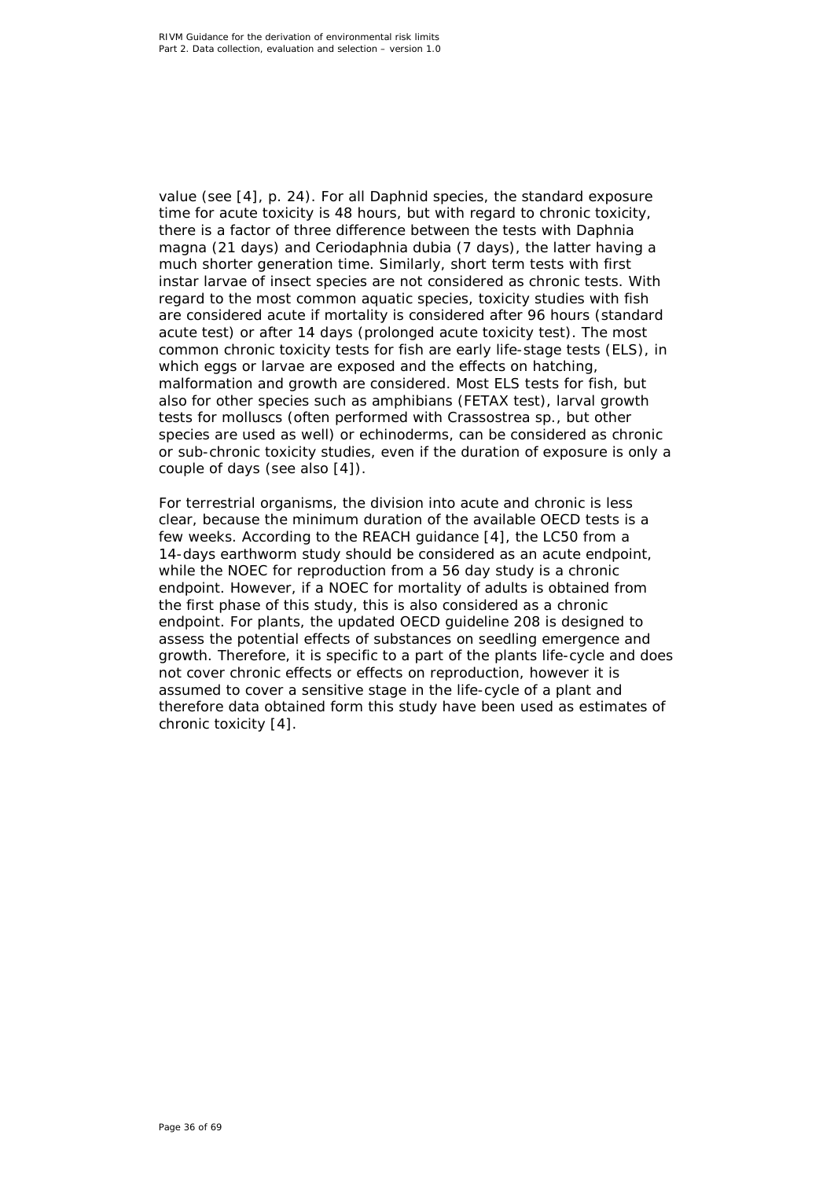value (see [4], p. 24). For all Daphnid species, the standard exposure time for acute toxicity is 48 hours, but with regard to chronic toxicity, there is a factor of three difference between the tests with *Daphnia magna* (21 days) and *Ceriodaphnia dubia* (7 days), the latter having a much shorter generation time. Similarly, short term tests with first instar larvae of insect species are not considered as chronic tests. With regard to the most common aquatic species, toxicity studies with fish are considered acute if mortality is considered after 96 hours (standard acute test) or after 14 days (prolonged acute toxicity test). The most common chronic toxicity tests for fish are early life-stage tests (ELS), in which eggs or larvae are exposed and the effects on hatching, malformation and growth are considered. Most ELS tests for fish, but also for other species such as amphibians (FETAX test), larval growth tests for molluscs (often performed with *Crassostrea* sp., but other species are used as well) or echinoderms, can be considered as chronic or sub-chronic toxicity studies, even if the duration of exposure is only a couple of days (see also [4]).

For terrestrial organisms, the division into acute and chronic is less clear, because the minimum duration of the available OECD tests is a few weeks. According to the REACH guidance [4], the LC50 from a 14-days earthworm study should be considered as an acute endpoint, while the NOEC for reproduction from a 56 day study is a chronic endpoint. However, if a NOEC for mortality of adults is obtained from the first phase of this study, this is also considered as a chronic endpoint. For plants, the updated OECD guideline 208 is designed to assess the potential effects of substances on seedling emergence and growth. Therefore, it is specific to a part of the plants life-cycle and does not cover chronic effects or effects on reproduction, however it is assumed to cover a sensitive stage in the life-cycle of a plant and therefore data obtained form this study have been used as estimates of chronic toxicity [4].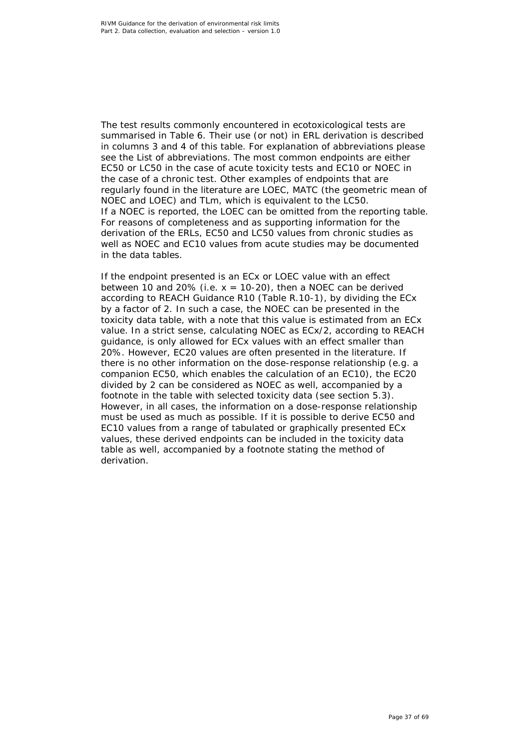The test results commonly encountered in ecotoxicological tests are summarised in Table 6. Their use (or not) in ERL derivation is described in columns 3 and 4 of this table. For explanation of abbreviations please see the List of abbreviations. The most common endpoints are either EC50 or LC50 in the case of acute toxicity tests and EC10 or NOEC in the case of a chronic test. Other examples of endpoints that are regularly found in the literature are LOEC, MATC (the geometric mean of NOEC and LOEC) and TLm, which is equivalent to the LC50.
If a NOEC is reported, the LOEC can be omitted from the reporting table. For reasons of completeness and as supporting information for the derivation of the ERLs, EC50 and LC50 values from chronic studies as well as NOEC and EC10 values from acute studies may be documented in the data tables.

If the endpoint presented is an ECx or LOEC value with an effect between 10 and 20% (i.e. $x = 10\text{-}20$), then a NOEC can be derived according to REACH Guidance R10 (Table R.10-1), by dividing the ECx by a factor of 2. In such a case, the NOEC can be presented in the toxicity data table, with a note that this value is estimated from an ECx value. In a strict sense, calculating NOEC as ECx/2, according to REACH guidance, is only allowed for ECx values with an effect smaller than 20%. However, EC20 values are often presented in the literature. If there is no other information on the dose-response relationship (e.g. a companion EC50, which enables the calculation of an EC10), the EC20 divided by 2 can be considered as NOEC as well, accompanied by a footnote in the table with selected toxicity data (see section 5.3). However, in all cases, the information on a dose-response relationship must be used as much as possible. If it is possible to derive EC50 and EC10 values from a range of tabulated or graphically presented ECx values, these derived endpoints can be included in the toxicity data table as well, accompanied by a footnote stating the method of derivation.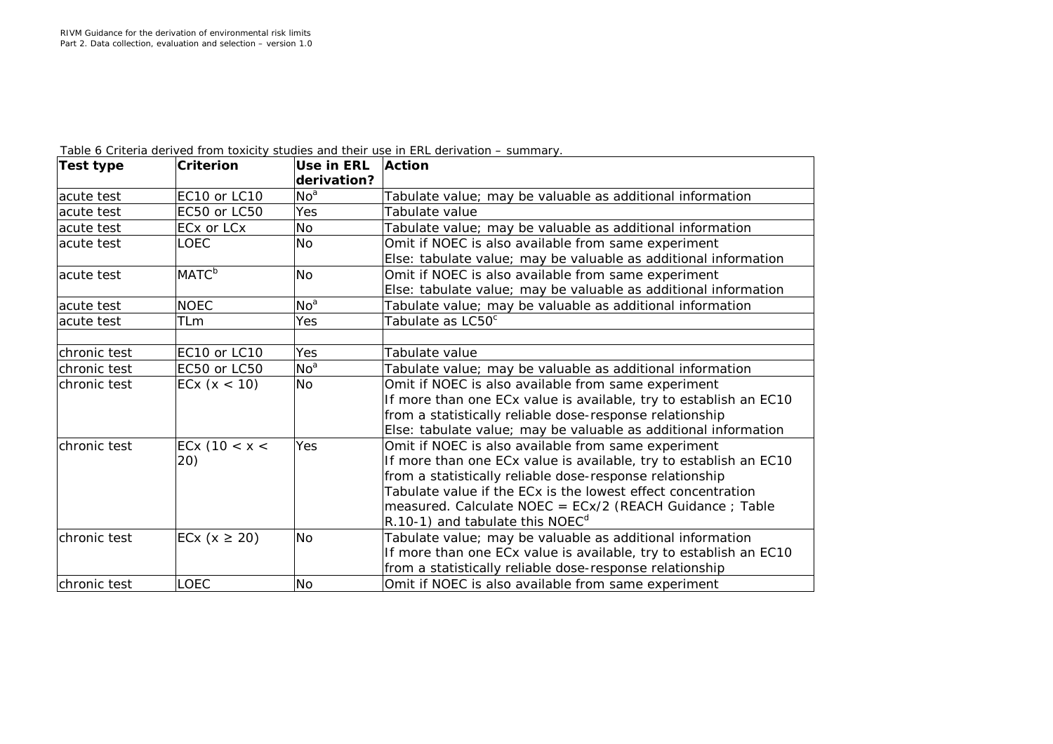Table 6 Criteria derived from toxicity studies and their use in ERL derivation – summary.

| Test type | Criterion | Use in ERL derivation? | Action |
| --- | --- | --- | --- |
| acute test | EC10 or LC10 | No[a] | Tabulate value; may be valuable as additional information |
| acute test | EC50 or LC50 | Yes | Tabulate value |
| acute test | ECx or LCx | No | Tabulate value; may be valuable as additional information |
| acute test | LOEC | No | Omit if NOEC is also available from same experiment<br>Else: tabulate value; may be valuable as additional information |
| acute test | MATC[b] | No | Omit if NOEC is also available from same experiment<br>Else: tabulate value; may be valuable as additional information |
| acute test | NOEC | No[a] | Tabulate value; may be valuable as additional information |
| acute test | TLm | Yes | Tabulate as LC50[c] |
| | | | |
| chronic test | EC10 or LC10 | Yes | Tabulate value |
| chronic test | EC50 or LC50 | No[a] | Tabulate value; may be valuable as additional information |
| chronic test | ECx ($x < 10$) | No | Omit if NOEC is also available from same experiment<br>If more than one ECx value is available, try to establish an EC10 from a statistically reliable dose-response relationship<br>Else: tabulate value; may be valuable as additional information |
| chronic test | ECx ($10 < x < 20$) | Yes | Omit if NOEC is also available from same experiment<br>If more than one ECx value is available, try to establish an EC10 from a statistically reliable dose-response relationship<br>Tabulate value if the ECx is the lowest effect concentration measured. Calculate NOEC = ECx/2 (REACH Guidance ; Table R.10-1) and tabulate this NOEC[d] |
| chronic test | ECx ($x \geq 20$) | No | Tabulate value; may be valuable as additional information<br>If more than one ECx value is available, try to establish an EC10 from a statistically reliable dose-response relationship |
| chronic test | LOEC | No | Omit if NOEC is also available from same experiment |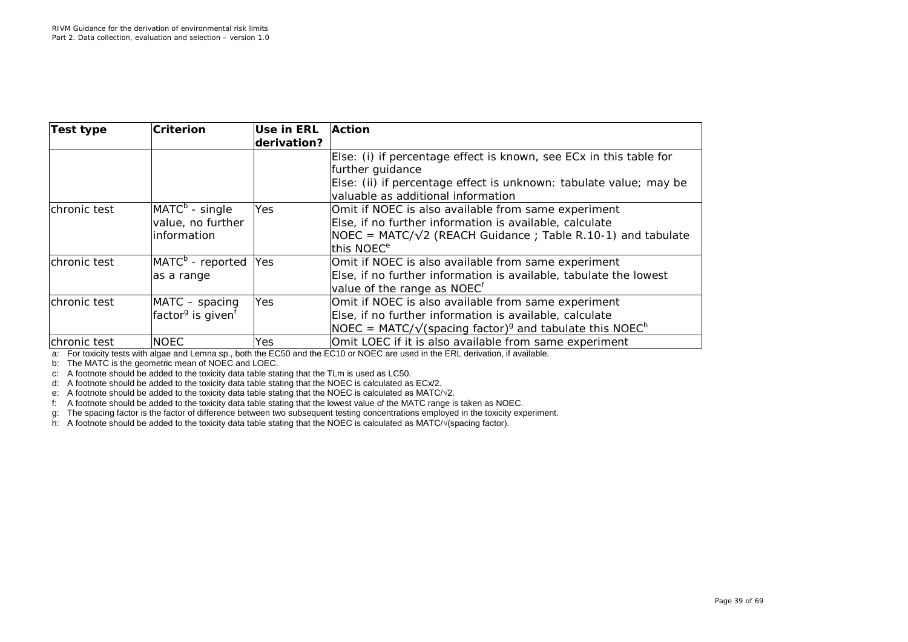| Test type | Criterion | Use in ERL derivation? | Action |
| --- | --- | --- | --- |
| | | | Else: (i) if percentage effect is known, see ECx in this table for further guidance<br>Else: (ii) if percentage effect is unknown: tabulate value; may be valuable as additional information |
| chronic test | MATC[b] - single value, no further information | Yes | Omit if NOEC is also available from same experiment<br>Else, if no further information is available, calculate NOEC = MATC/√2 (REACH Guidance ; Table R.10-1) and tabulate this NOEC[e] |
| chronic test | MATC[b] - reported as a range | Yes | Omit if NOEC is also available from same experiment<br>Else, if no further information is available, tabulate the lowest value of the range as NOEC[f] |
| chronic test | MATC – spacing factor[g] is given[f] | Yes | Omit if NOEC is also available from same experiment<br>Else, if no further information is available, calculate NOEC = MATC/√(spacing factor)[g] and tabulate this NOEC[h] |
| chronic test | NOEC | Yes | Omit LOEC if it is also available from same experiment |

a: For toxicity tests with algae and Lemna sp., both the EC50 and the EC10 or NOEC are used in the ERL derivation, if available.

b: The MATC is the geometric mean of NOEC and LOEC.

c: A footnote should be added to the toxicity data table stating that the TLm is used as LC50.

d: A footnote should be added to the toxicity data table stating that the NOEC is calculated as ECx/2.

e: A footnote should be added to the toxicity data table stating that the NOEC is calculated as MATC/√2.

f: A footnote should be added to the toxicity data table stating that the lowest value of the MATC range is taken as NOEC.

g: The spacing factor is the factor of difference between two subsequent testing concentrations employed in the toxicity experiment.

h: A footnote should be added to the toxicity data table stating that the NOEC is calculated as MATC/√(spacing factor).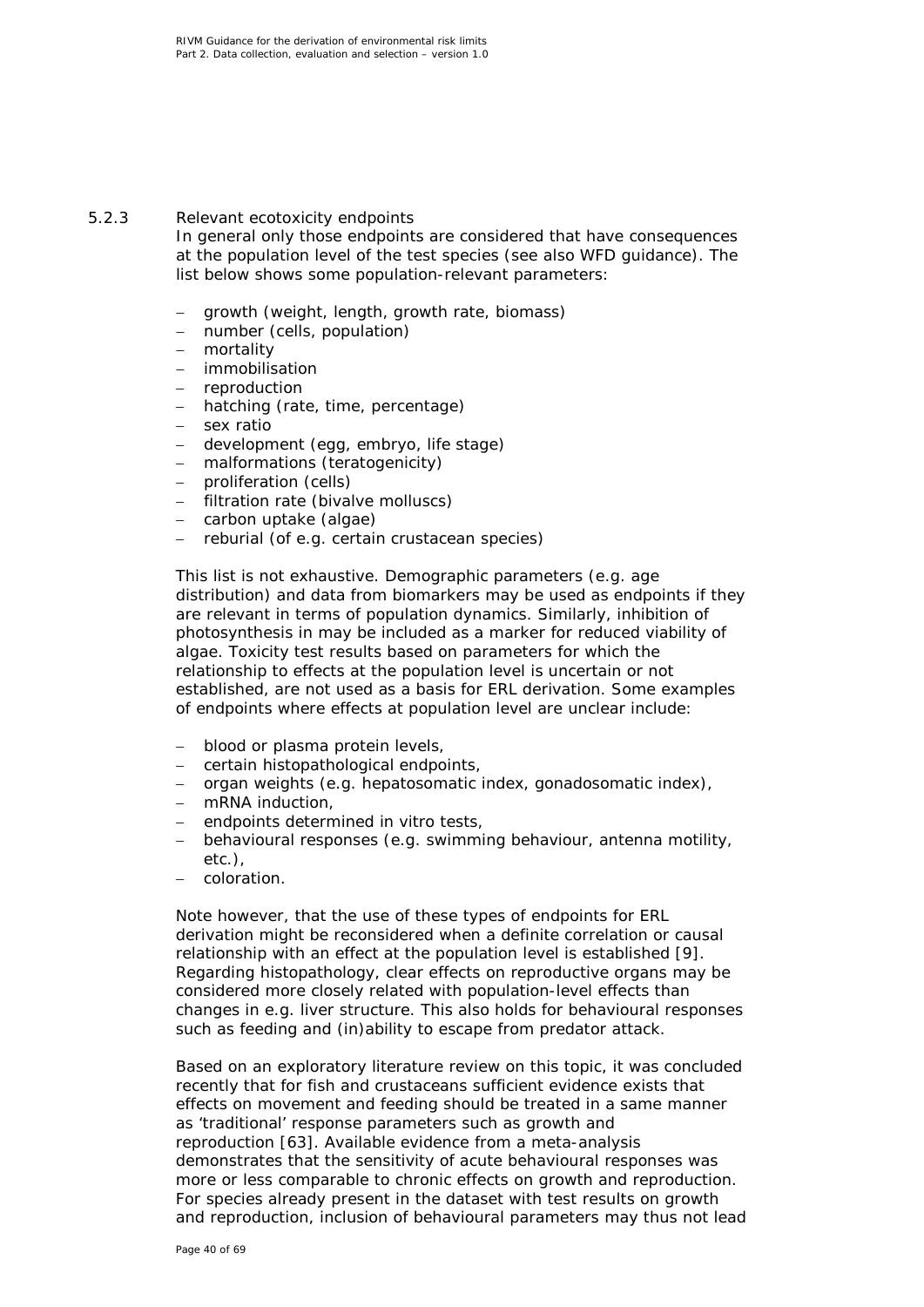### 5.2.3 Relevant ecotoxicity endpoints

In general only those endpoints are considered that have consequences at the population level of the test species (see also WFD guidance). The list below shows some population-relevant parameters:

- growth (weight, length, growth rate, biomass)
- number (cells, population)
- mortality
- immobilisation
- reproduction
- hatching (rate, time, percentage)
- sex ratio
- development (egg, embryo, life stage)
- malformations (teratogenicity)
- proliferation (cells)
- filtration rate (bivalve molluscs)
- carbon uptake (algae)
- reburial (of e.g. certain crustacean species)

This list is not exhaustive. Demographic parameters (e.g. age distribution) and data from biomarkers may be used as endpoints if they are relevant in terms of population dynamics. Similarly, inhibition of photosynthesis in may be included as a marker for reduced viability of algae. Toxicity test results based on parameters for which the relationship to effects at the population level is uncertain or not established, are not used as a basis for ERL derivation. Some examples of endpoints where effects at population level are unclear include:

- blood or plasma protein levels,
- certain histopathological endpoints,
- organ weights (e.g. hepatosomatic index, gonadosomatic index),
- mRNA induction,
- endpoints determined in vitro tests,
- behavioural responses (e.g. swimming behaviour, antenna motility, etc.),
- coloration.

Note however, that the use of these types of endpoints for ERL derivation might be reconsidered when a definite correlation or causal relationship with an effect at the population level is established [9]. Regarding histopathology, clear effects on reproductive organs may be considered more closely related with population-level effects than changes in e.g. liver structure. This also holds for behavioural responses such as feeding and (in)ability to escape from predator attack.

Based on an exploratory literature review on this topic, it was concluded recently that for fish and crustaceans sufficient evidence exists that effects on movement and feeding should be treated in a same manner as 'traditional' response parameters such as growth and reproduction [63]. Available evidence from a meta-analysis demonstrates that the sensitivity of acute behavioural responses was more or less comparable to chronic effects on growth and reproduction. For species already present in the dataset with test results on growth and reproduction, inclusion of behavioural parameters may thus not lead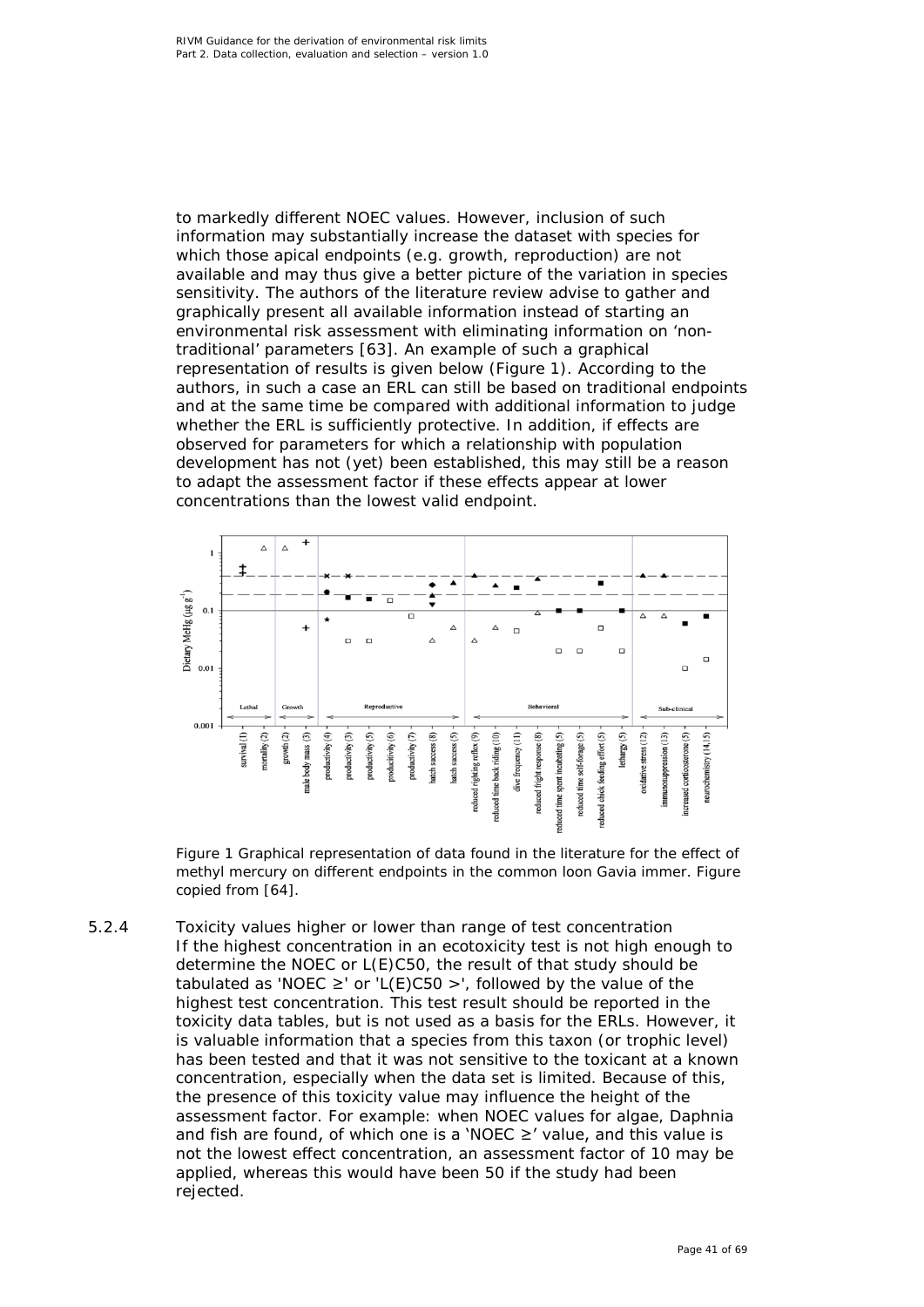to markedly different NOEC values. However, inclusion of such information may substantially increase the dataset with species for which those apical endpoints (e.g. growth, reproduction) are not available and may thus give a better picture of the variation in species sensitivity. The authors of the literature review advise to gather and graphically present all available information instead of starting an environmental risk assessment with eliminating information on 'non-traditional' parameters [63]. An example of such a graphical representation of results is given below (Figure 1). According to the authors, in such a case an ERL can still be based on traditional endpoints and at the same time be compared with additional information to judge whether the ERL is sufficiently protective. In addition, if effects are observed for parameters for which a relationship with population development has not (yet) been established, this may still be a reason to adapt the assessment factor if these effects appear at lower concentrations than the lowest valid endpoint.

Figure 1 Graphical representation of data found in the literature for the effect of methyl mercury on different endpoints in the common loon *Gavia immer*. Figure copied from [64].

### 5.2.4 Toxicity values higher or lower than range of test concentration

If the highest concentration in an ecotoxicity test is not high enough to determine the NOEC or L(E)C50, the result of that study should be tabulated as 'NOEC ≥' or 'L(E)C50 >', followed by the value of the highest test concentration. This test result should be reported in the toxicity data tables, but is not used as a basis for the ERLs. However, it is valuable information that a species from this taxon (or trophic level) has been tested and that it was not sensitive to the toxicant at a known concentration, especially when the data set is limited. Because of this, the presence of this toxicity value may influence the height of the assessment factor. For example: when NOEC values for algae, Daphnia and fish are found, of which one is a 'NOEC ≥' value, and this value is not the lowest effect concentration, an assessment factor of 10 may be applied, whereas this would have been 50 if the study had been rejected.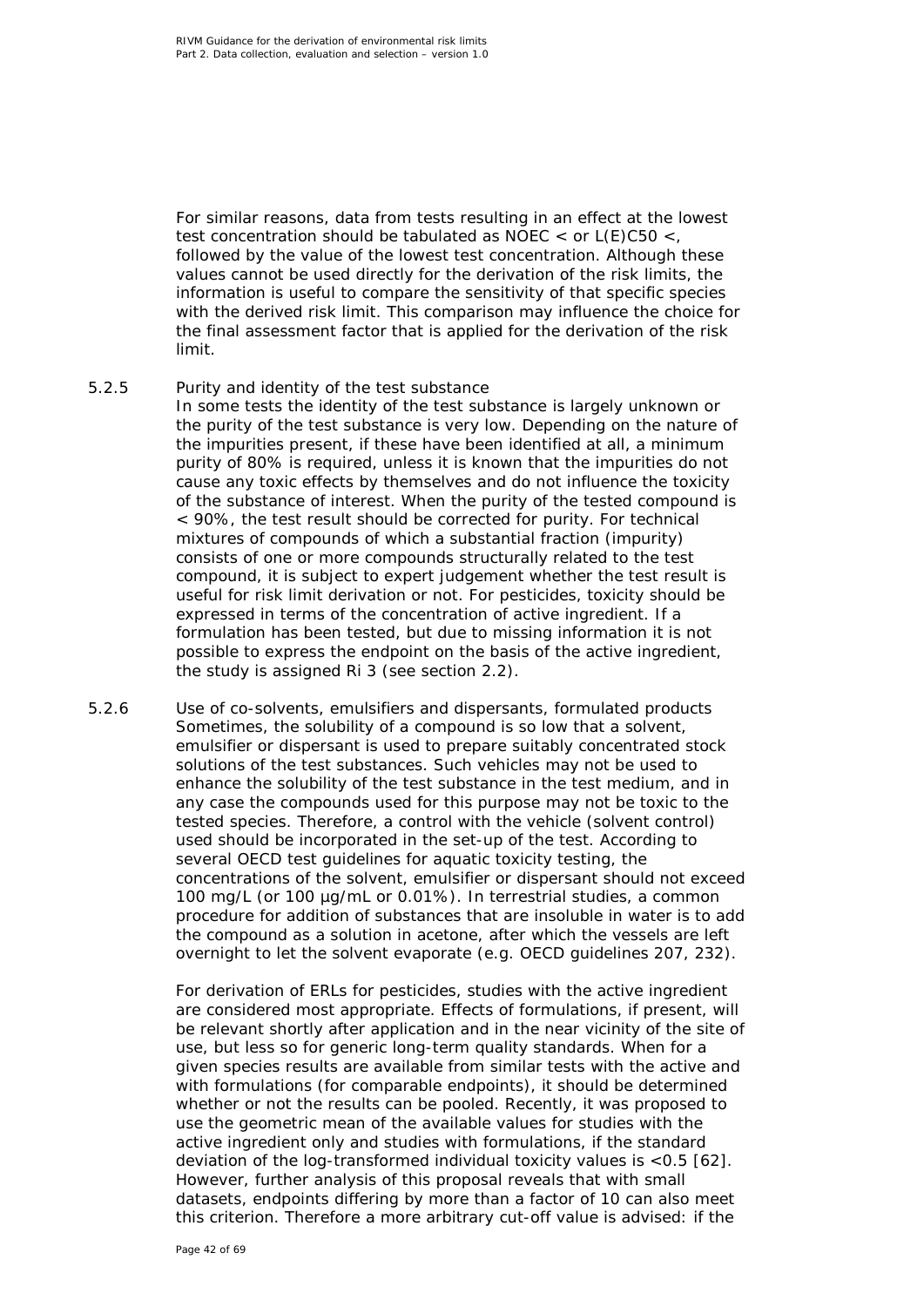For similar reasons, data from tests resulting in an effect at the lowest test concentration should be tabulated as NOEC < or L(E)C50 <, followed by the value of the lowest test concentration. Although these values cannot be used directly for the derivation of the risk limits, the information is useful to compare the sensitivity of that specific species with the derived risk limit. This comparison may influence the choice for the final assessment factor that is applied for the derivation of the risk limit.

### 5.2.5 Purity and identity of the test substance

In some tests the identity of the test substance is largely unknown or the purity of the test substance is very low. Depending on the nature of the impurities present, if these have been identified at all, a minimum purity of 80% is required, unless it is known that the impurities do not cause any toxic effects by themselves and do not influence the toxicity of the substance of interest. When the purity of the tested compound is < 90%, the test result should be corrected for purity. For technical mixtures of compounds of which a substantial fraction (impurity) consists of one or more compounds structurally related to the test compound, it is subject to expert judgement whether the test result is useful for risk limit derivation or not. For pesticides, toxicity should be expressed in terms of the concentration of active ingredient. If a formulation has been tested, but due to missing information it is not possible to express the endpoint on the basis of the active ingredient, the study is assigned Ri 3 (see section 2.2).

### 5.2.6 Use of co-solvents, emulsifiers and dispersants, formulated products

Sometimes, the solubility of a compound is so low that a solvent, emulsifier or dispersant is used to prepare suitably concentrated stock solutions of the test substances. Such vehicles may not be used to enhance the solubility of the test substance in the test medium, and in any case the compounds used for this purpose may not be toxic to the tested species. Therefore, a control with the vehicle (solvent control) used should be incorporated in the set-up of the test. According to several OECD test guidelines for aquatic toxicity testing, the concentrations of the solvent, emulsifier or dispersant should not exceed 100 mg/L (or 100 µg/mL or 0.01%). In terrestrial studies, a common procedure for addition of substances that are insoluble in water is to add the compound as a solution in acetone, after which the vessels are left overnight to let the solvent evaporate (e.g. OECD guidelines 207, 232).

For derivation of ERLs for pesticides, studies with the active ingredient are considered most appropriate. Effects of formulations, if present, will be relevant shortly after application and in the near vicinity of the site of use, but less so for generic long-term quality standards. When for a given species results are available from similar tests with the active and with formulations (for comparable endpoints), it should be determined whether or not the results can be pooled. Recently, it was proposed to use the geometric mean of the available values for studies with the active ingredient only and studies with formulations, if the standard deviation of the log-transformed individual toxicity values is <0.5 [62]. However, further analysis of this proposal reveals that with small datasets, endpoints differing by more than a factor of 10 can also meet this criterion. Therefore a more arbitrary cut-off value is advised: if the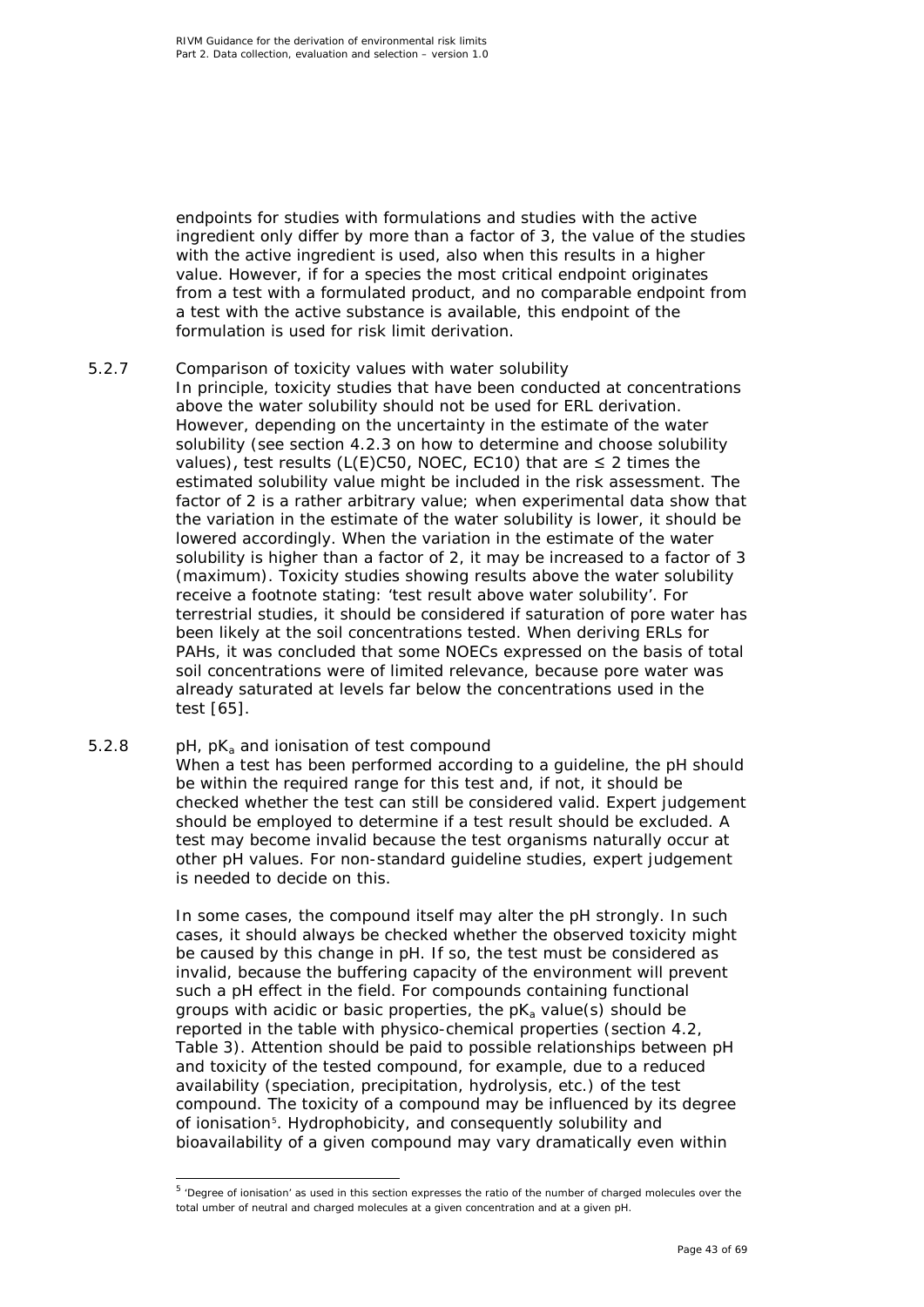endpoints for studies with formulations and studies with the active ingredient only differ by more than a factor of 3, the value of the studies with the active ingredient is used, also when this results in a higher value. However, if for a species the most critical endpoint originates from a test with a formulated product, and no comparable endpoint from a test with the active substance is available, this endpoint of the formulation is used for risk limit derivation.

### 5.2.7 Comparison of toxicity values with water solubility

In principle, toxicity studies that have been conducted at concentrations above the water solubility should not be used for ERL derivation. However, depending on the uncertainty in the estimate of the water solubility (see section 4.2.3 on how to determine and choose solubility values), test results (L(E)C50, NOEC, EC10) that are ≤ 2 times the estimated solubility value might be included in the risk assessment. The factor of 2 is a rather arbitrary value; when experimental data show that the variation in the estimate of the water solubility is lower, it should be lowered accordingly. When the variation in the estimate of the water solubility is higher than a factor of 2, it may be increased to a factor of 3 (maximum). Toxicity studies showing results above the water solubility receive a footnote stating: 'test result above water solubility'. For terrestrial studies, it should be considered if saturation of pore water has been likely at the soil concentrations tested. When deriving ERLs for PAHs, it was concluded that some NOECs expressed on the basis of total soil concentrations were of limited relevance, because pore water was already saturated at levels far below the concentrations used in the test [65].

### 5.2.8 pH, $pK_a$ and ionisation of test compound

When a test has been performed according to a guideline, the pH should be within the required range for this test and, if not, it should be checked whether the test can still be considered valid. Expert judgement should be employed to determine if a test result should be excluded. A test may become invalid because the test organisms naturally occur at other pH values. For non-standard guideline studies, expert judgement is needed to decide on this.

In some cases, the compound itself may alter the pH strongly. In such cases, it should always be checked whether the observed toxicity might be caused by this change in pH. If so, the test must be considered as invalid, because the buffering capacity of the environment will prevent such a pH effect in the field. For compounds containing functional groups with acidic or basic properties, the $pK_a$ value(s) should be reported in the table with physico-chemical properties (section 4.2, Table 3). Attention should be paid to possible relationships between pH and toxicity of the tested compound, for example, due to a reduced availability (speciation, precipitation, hydrolysis, etc.) of the test compound. The toxicity of a compound may be influenced by its degree of ionisation[5]. Hydrophobicity, and consequently solubility and bioavailability of a given compound may vary dramatically even within

[5] 'Degree of ionisation' as used in this section expresses the ratio of the number of charged molecules over the total umber of neutral and charged molecules at a given concentration and at a given pH.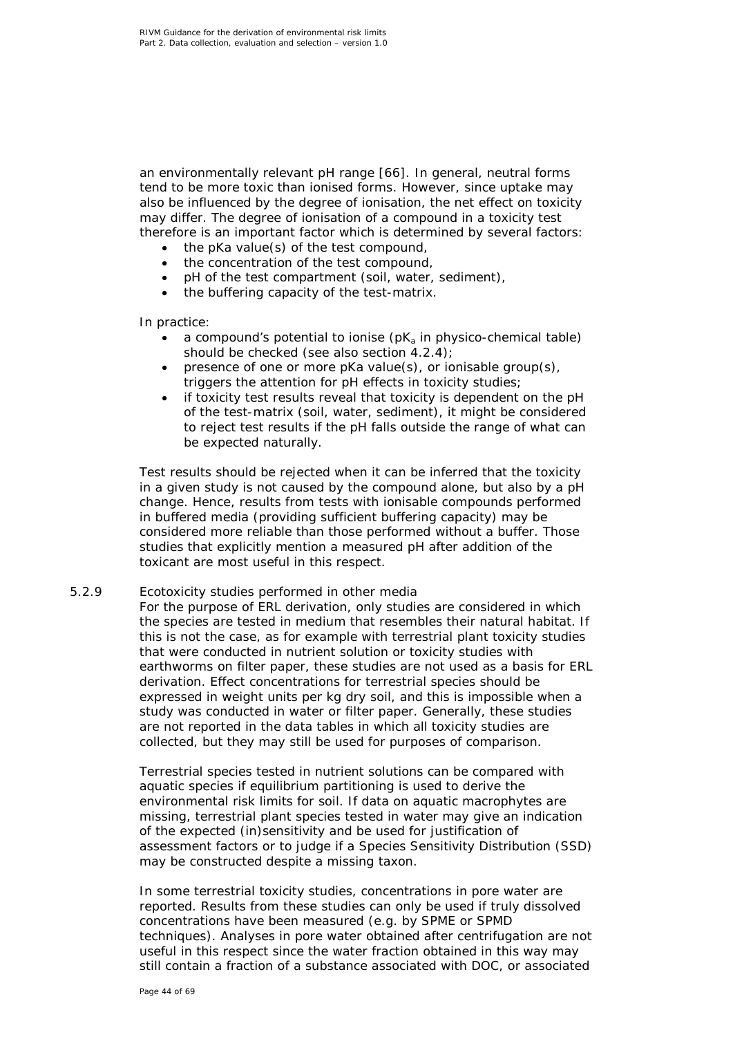an environmentally relevant pH range [66]. In general, neutral forms tend to be more toxic than ionised forms. However, since uptake may also be influenced by the degree of ionisation, the net effect on toxicity may differ. The degree of ionisation of a compound in a toxicity test therefore is an important factor which is determined by several factors:

- the pKa value(s) of the test compound,
- the concentration of the test compound,
- pH of the test compartment (soil, water, sediment),
- the buffering capacity of the test-matrix.

In practice:

- a compound's potential to ionise ($pK_a$ in physico-chemical table) should be checked (see also section 4.2.4);
- presence of one or more pKa value(s), or ionisable group(s), triggers the attention for pH effects in toxicity studies;
- if toxicity test results reveal that toxicity is dependent on the pH of the test-matrix (soil, water, sediment), it might be considered to reject test results if the pH falls outside the range of what can be expected naturally.

Test results should be rejected when it can be inferred that the toxicity in a given study is not caused by the compound alone, but also by a pH change. Hence, results from tests with ionisable compounds performed in buffered media (providing sufficient buffering capacity) may be considered more reliable than those performed without a buffer. Those studies that explicitly mention a measured pH after addition of the toxicant are most useful in this respect.

### 5.2.9 *Ecotoxicity studies performed in other media*

For the purpose of ERL derivation, only studies are considered in which the species are tested in medium that resembles their natural habitat. If this is not the case, as for example with terrestrial plant toxicity studies that were conducted in nutrient solution or toxicity studies with earthworms on filter paper, these studies are not used as a basis for ERL derivation. Effect concentrations for terrestrial species should be expressed in weight units per kg dry soil, and this is impossible when a study was conducted in water or filter paper. Generally, these studies are not reported in the data tables in which all toxicity studies are collected, but they may still be used for purposes of comparison.

Terrestrial species tested in nutrient solutions can be compared with aquatic species if equilibrium partitioning is used to derive the environmental risk limits for soil. If data on aquatic macrophytes are missing, terrestrial plant species tested in water may give an indication of the expected (in)sensitivity and be used for justification of assessment factors or to judge if a Species Sensitivity Distribution (SSD) may be constructed despite a missing taxon.

In some terrestrial toxicity studies, concentrations in pore water are reported. Results from these studies can only be used if truly dissolved concentrations have been measured (e.g. by SPME or SPMD techniques). Analyses in pore water obtained after centrifugation are not useful in this respect since the water fraction obtained in this way may still contain a fraction of a substance associated with DOC, or associated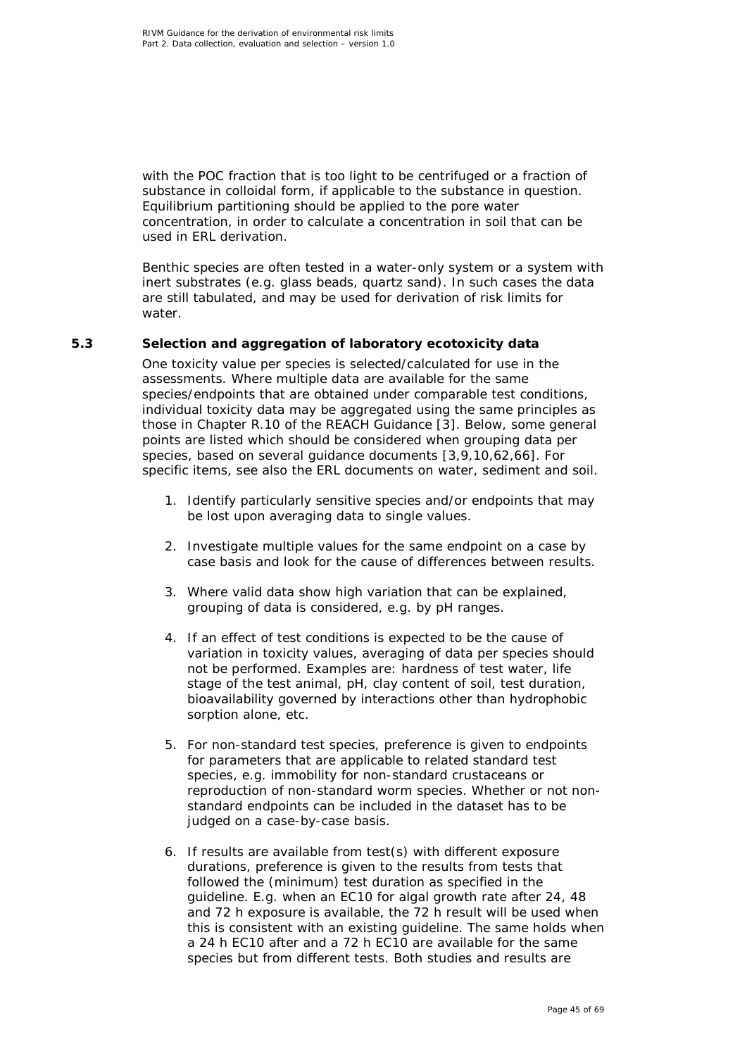with the POC fraction that is too light to be centrifuged or a fraction of substance in colloidal form, if applicable to the substance in question. Equilibrium partitioning should be applied to the pore water concentration, in order to calculate a concentration in soil that can be used in ERL derivation.

Benthic species are often tested in a water-only system or a system with inert substrates (e.g. glass beads, quartz sand). In such cases the data are still tabulated, and may be used for derivation of risk limits for water.

## 5.3 Selection and aggregation of laboratory ecotoxicity data

One toxicity value per species is selected/calculated for use in the assessments. Where multiple data are available for the same species/endpoints that are obtained under comparable test conditions, individual toxicity data may be aggregated using the same principles as those in Chapter R.10 of the REACH Guidance [3]. Below, some general points are listed which should be considered when grouping data per species, based on several guidance documents [3,9,10,62,66]. For specific items, see also the ERL documents on water, sediment and soil.

1. Identify particularly sensitive species and/or endpoints that may be lost upon averaging data to single values.

2. Investigate multiple values for the same endpoint on a case by case basis and look for the cause of differences between results.

3. Where valid data show high variation that can be explained, grouping of data is considered, e.g. by pH ranges.

4. If an effect of test conditions is expected to be the cause of variation in toxicity values, averaging of data per species should not be performed. Examples are: hardness of test water, life stage of the test animal, pH, clay content of soil, test duration, bioavailability governed by interactions other than hydrophobic sorption alone, etc.

5. For non-standard test species, preference is given to endpoints for parameters that are applicable to related standard test species, e.g. immobility for non-standard crustaceans or reproduction of non-standard worm species. Whether or not non-standard endpoints can be included in the dataset has to be judged on a case-by-case basis.

6. If results are available from test(s) with different exposure durations, preference is given to the results from tests that followed the (minimum) test duration as specified in the guideline. E.g. when an EC10 for algal growth rate after 24, 48 and 72 h exposure is available, the 72 h result will be used when this is consistent with an existing guideline. The same holds when a 24 h EC10 after and a 72 h EC10 are available for the same species but from different tests. Both studies and results are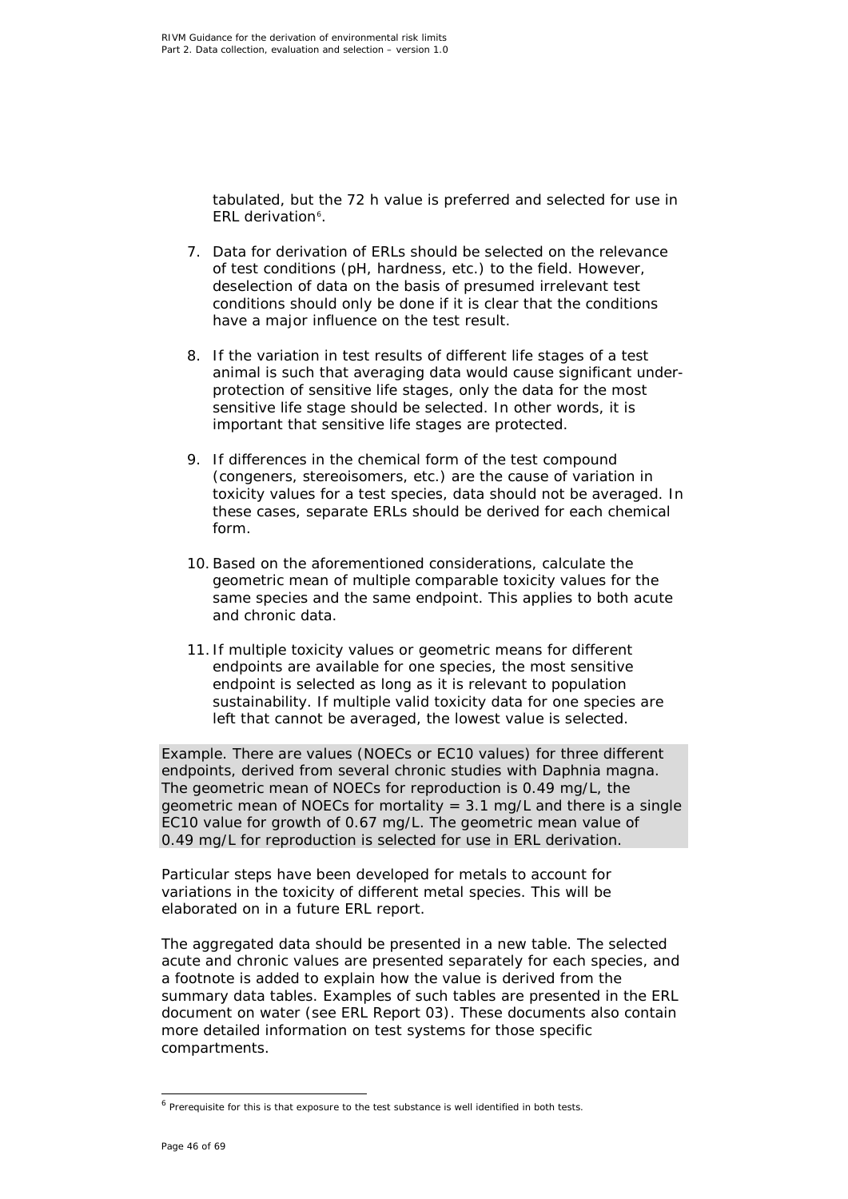tabulated, but the 72 h value is preferred and selected for use in ERL derivation[6].

7. Data for derivation of ERLs should be selected on the relevance of test conditions (pH, hardness, etc.) to the field. However, deselection of data on the basis of presumed irrelevant test conditions should only be done if it is clear that the conditions have a major influence on the test result.

8. If the variation in test results of different life stages of a test animal is such that averaging data would cause significant under-protection of sensitive life stages, only the data for the most sensitive life stage should be selected. In other words, it is important that sensitive life stages are protected.

9. If differences in the chemical form of the test compound (congeners, stereoisomers, etc.) are the cause of variation in toxicity values for a test species, data should not be averaged. In these cases, separate ERLs should be derived for each chemical form.

10. Based on the aforementioned considerations, calculate the geometric mean of multiple comparable toxicity values for the same species and the same endpoint. This applies to both acute and chronic data.

11. If multiple toxicity values or geometric means for different endpoints are available for one species, the most sensitive endpoint is selected as long as it is relevant to population sustainability. If multiple valid toxicity data for one species are left that cannot be averaged, the lowest value is selected.

Example. There are values (NOECs or EC10 values) for three different endpoints, derived from several chronic studies with Daphnia magna. The geometric mean of NOECs for reproduction is 0.49 mg/L, the geometric mean of NOECs for mortality = 3.1 mg/L and there is a single EC10 value for growth of 0.67 mg/L. The geometric mean value of 0.49 mg/L for reproduction is selected for use in ERL derivation.

Particular steps have been developed for metals to account for variations in the toxicity of different metal species. This will be elaborated on in a future ERL report.

The aggregated data should be presented in a new table. The selected acute and chronic values are presented separately for each species, and a footnote is added to explain how the value is derived from the summary data tables. Examples of such tables are presented in the ERL document on water (see ERL Report 03). These documents also contain more detailed information on test systems for those specific compartments.

[6] Prerequisite for this is that exposure to the test substance is well identified in both tests.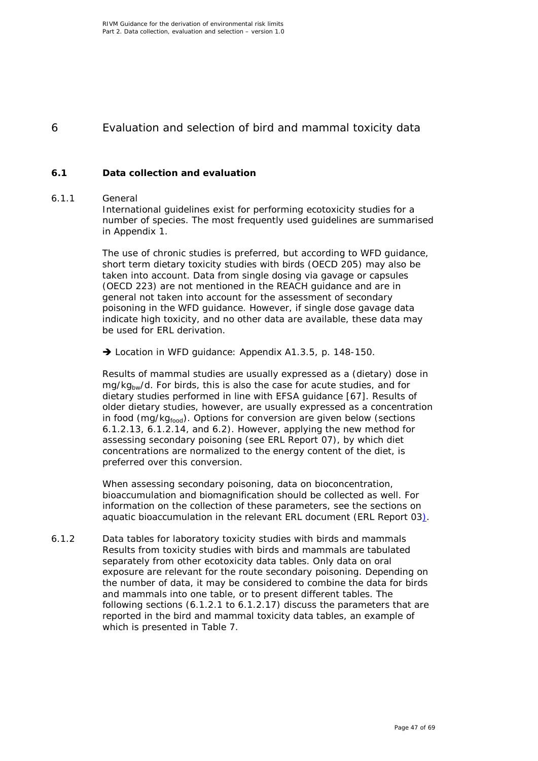# 6 Evaluation and selection of bird and mammal toxicity data

## 6.1 Data collection and evaluation

### 6.1.1 General

International guidelines exist for performing ecotoxicity studies for a number of species. The most frequently used guidelines are summarised in Appendix 1.

The use of chronic studies is preferred, but according to WFD guidance, short term dietary toxicity studies with birds (OECD 205) may also be taken into account. Data from single dosing via gavage or capsules (OECD 223) are not mentioned in the REACH guidance and are in general not taken into account for the assessment of secondary poisoning in the WFD guidance. However, if single dose gavage data indicate high toxicity, and no other data are available, these data may be used for ERL derivation.

➔ Location in WFD guidance: Appendix A1.3.5, p. 148-150.

Results of mammal studies are usually expressed as a (dietary) dose in $mg/kg_{bw}/d$. For birds, this is also the case for acute studies, and for dietary studies performed in line with EFSA guidance [67]. Results of older dietary studies, however, are usually expressed as a concentration in food ($mg/kg_{food}$). Options for conversion are given below (sections 6.1.2.13, 6.1.2.14, and 6.2). However, applying the new method for assessing secondary poisoning (see ERL Report 07), by which diet concentrations are normalized to the energy content of the diet, is preferred over this conversion.

When assessing secondary poisoning, data on bioconcentration, bioaccumulation and biomagnification should be collected as well. For information on the collection of these parameters, see the sections on aquatic bioaccumulation in the relevant ERL document (ERL Report 03).

### 6.1.2 Data tables for laboratory toxicity studies with birds and mammals

Results from toxicity studies with birds and mammals are tabulated separately from other ecotoxicity data tables. Only data on oral exposure are relevant for the route secondary poisoning. Depending on the number of data, it may be considered to combine the data for birds and mammals into one table, or to present different tables. The following sections (6.1.2.1 to 6.1.2.17) discuss the parameters that are reported in the bird and mammal toxicity data tables, an example of which is presented in Table 7.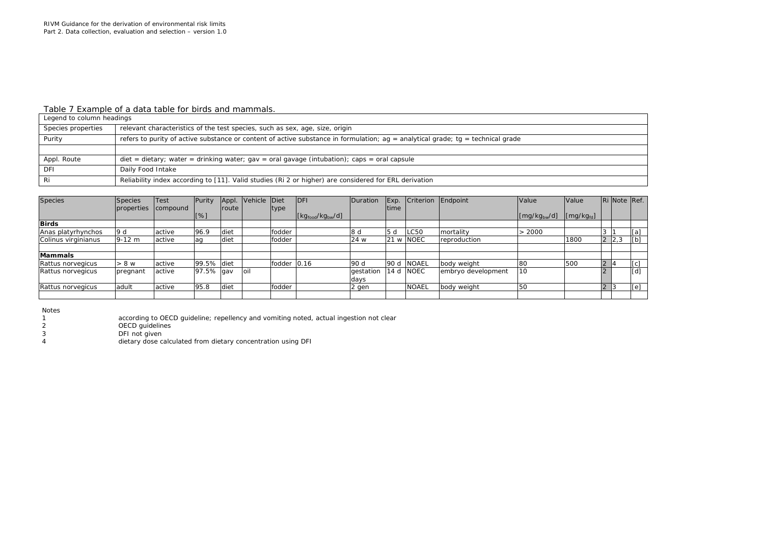Table 7 Example of a data table for birds and mammals.

| Legend to column headings | |
|---|---|
| Species properties | relevant characteristics of the test species, such as sex, age, size, origin |
| Purity | refers to purity of active substance or content of active substance in formulation; ag = analytical grade; tg = technical grade |
| | |
| Appl. Route | diet = dietary; water = drinking water; gav = oral gavage (intubation); caps = oral capsule |
| DFI | Daily Food Intake |
| Ri | Reliability index according to [11]. Valid studies (Ri 2 or higher) are considered for ERL derivation |

| Species | Species properties | Test compound | Purity | Appl. route | Vehicle | Diet type | DFI | Duration | Exp. time | Criterion | Endpoint | Value | Value | Ri | Note | Ref. |
|---|---|---|---|---|---|---|---|---|---|---|---|---|---|---|---|---|
| | | | [%] | | | | [$kg_{food}/kg_{bw}/d$] | | | | | [$mg/kg_{bw}/d$] | [$mg/kg_{fd}$] | | | |
| **Birds** | | | | | | | | | | | | | | | | |
| Anas platyrhynchos | 9 d | active | 96.9 | diet | | fodder | | 8 d | 5 d | LC50 | mortality | > 2000 | | 3 | 1 | [a] |
| Colinus virginianus | 9-12 m | active | ag | diet | | fodder | | 24 w | 21 w | NOEC | reproduction | | 1800 | 2 | 2,3 | [b] |
| | | | | | | | | | | | | | | | | |
| **Mammals** | | | | | | | | | | | | | | | | |
| Rattus norvegicus | > 8 w | active | 99.5% | diet | | fodder | 0.16 | 90 d | 90 d | NOAEL | body weight | 80 | 500 | 2 | 4 | [c] |
| Rattus norvegicus | pregnant | active | 97.5% | gav | oil | | | gestation days | 14 d | NOEC | embryo development | 10 | | 2 | | [d] |
| Rattus norvegicus | adult | active | 95.8 | diet | | fodder | | 2 gen | | NOAEL | body weight | 50 | | 2 | 3 | [e] |
| | | | | | | | | | | | | | | | | |

Notes

1 according to OECD guideline; repellency and vomiting noted, actual ingestion not clear
2 OECD guidelines
3 DFI not given
4 dietary dose calculated from dietary concentration using DFI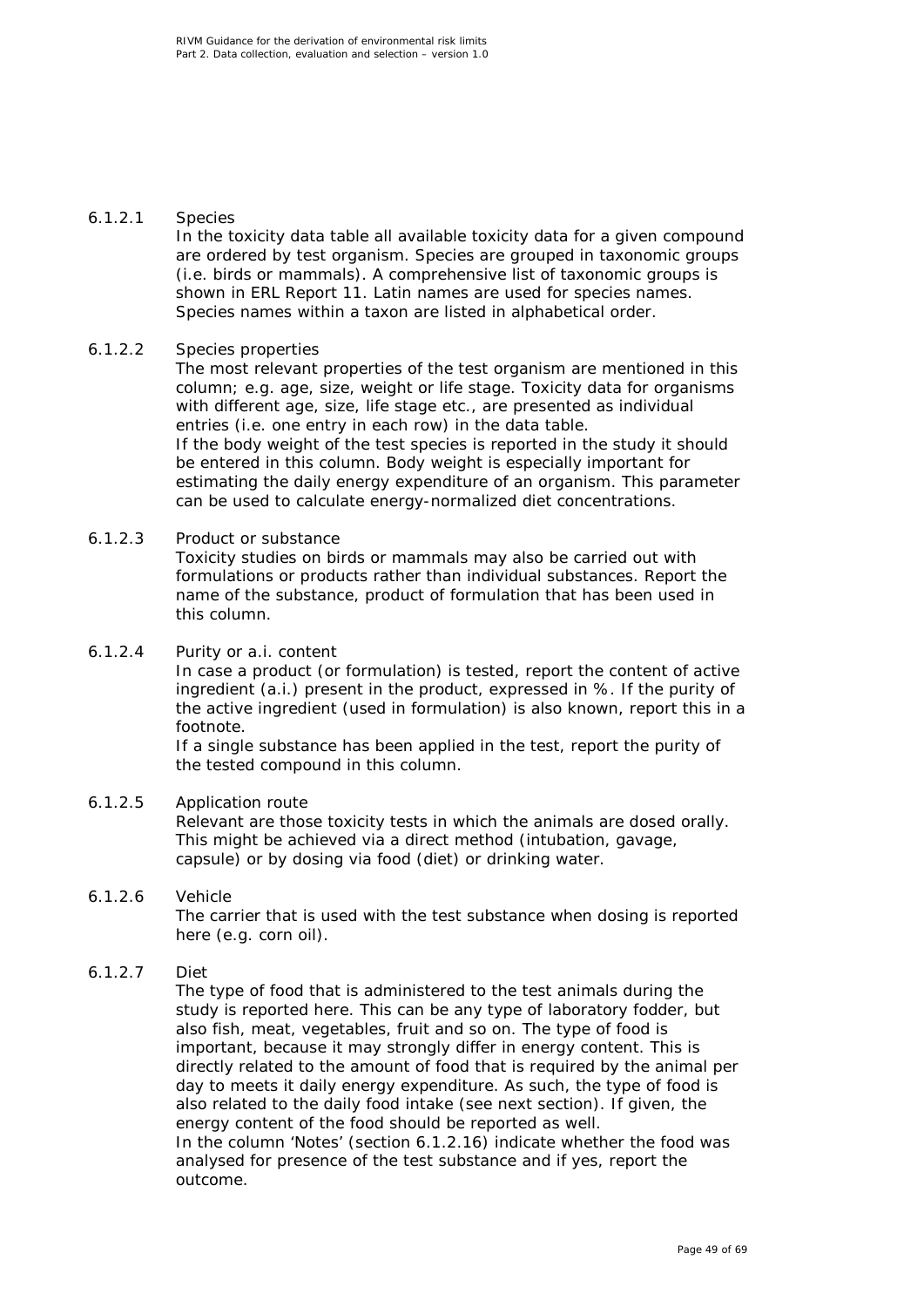#### 6.1.2.1 Species

In the toxicity data table all available toxicity data for a given compound are ordered by test organism. Species are grouped in taxonomic groups (i.e. birds or mammals). A comprehensive list of taxonomic groups is shown in ERL Report 11. Latin names are used for species names. Species names within a taxon are listed in alphabetical order.

#### 6.1.2.2 Species properties

The most relevant properties of the test organism are mentioned in this column; e.g. age, size, weight or life stage. Toxicity data for organisms with different age, size, life stage etc., are presented as individual entries (i.e. one entry in each row) in the data table.

If the body weight of the test species is reported in the study it should be entered in this column. Body weight is especially important for estimating the daily energy expenditure of an organism. This parameter can be used to calculate energy-normalized diet concentrations.

#### 6.1.2.3 Product or substance

Toxicity studies on birds or mammals may also be carried out with formulations or products rather than individual substances. Report the name of the substance, product of formulation that has been used in this column.

#### 6.1.2.4 Purity or a.i. content

In case a product (or formulation) is tested, report the content of active ingredient (a.i.) present in the product, expressed in %. If the purity of the active ingredient (used in formulation) is also known, report this in a footnote.

If a single substance has been applied in the test, report the purity of the tested compound in this column.

#### 6.1.2.5 Application route

Relevant are those toxicity tests in which the animals are dosed orally. This might be achieved via a direct method (intubation, gavage, capsule) or by dosing via food (diet) or drinking water.

#### 6.1.2.6 Vehicle

The carrier that is used with the test substance when dosing is reported here (e.g. corn oil).

#### 6.1.2.7 Diet

The type of food that is administered to the test animals during the study is reported here. This can be any type of laboratory fodder, but also fish, meat, vegetables, fruit and so on. The type of food is important, because it may strongly differ in energy content. This is directly related to the amount of food that is required by the animal per day to meets it daily energy expenditure. As such, the type of food is also related to the daily food intake (see next section). If given, the energy content of the food should be reported as well.

In the column 'Notes' (section 6.1.2.16) indicate whether the food was analysed for presence of the test substance and if yes, report the outcome.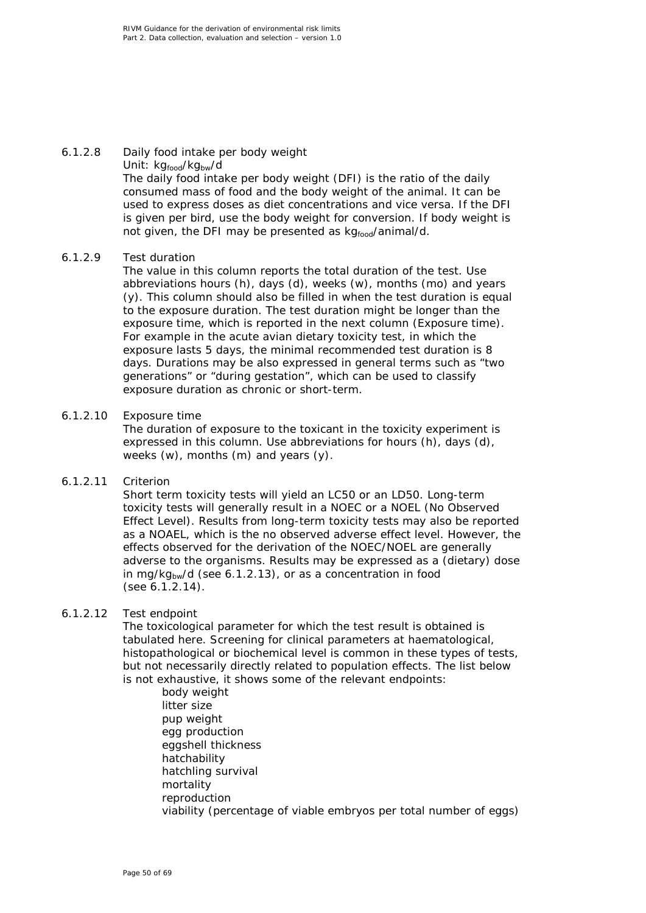#### 6.1.2.8 Daily food intake per body weight

Unit: $kg_{food}/kg_{bw}/d$

The daily food intake per body weight (DFI) is the ratio of the daily consumed mass of food and the body weight of the animal. It can be used to express doses as diet concentrations and vice versa. If the DFI is given per bird, use the body weight for conversion. If body weight is not given, the DFI may be presented as $kg_{food}$/animal/d.

#### 6.1.2.9 Test duration

The value in this column reports the total duration of the test. Use abbreviations hours (h), days (d), weeks (w), months (mo) and years (y). This column should also be filled in when the test duration is equal to the exposure duration. The test duration might be longer than the exposure time, which is reported in the next column (Exposure time). For example in the acute avian dietary toxicity test, in which the exposure lasts 5 days, the minimal recommended test duration is 8 days. Durations may be also expressed in general terms such as “two generations” or “during gestation”, which can be used to classify exposure duration as chronic or short-term.

#### 6.1.2.10 Exposure time

The duration of exposure to the toxicant in the toxicity experiment is expressed in this column. Use abbreviations for hours (h), days (d), weeks (w), months (m) and years (y).

#### 6.1.2.11 Criterion

Short term toxicity tests will yield an LC50 or an LD50. Long-term toxicity tests will generally result in a NOEC or a NOEL (No Observed Effect Level). Results from long-term toxicity tests may also be reported as a NOAEL, which is the no observed adverse effect level. However, the effects observed for the derivation of the NOEC/NOEL are generally adverse to the organisms. Results may be expressed as a (dietary) dose in $mg/kg_{bw}/d$ (see 6.1.2.13), or as a concentration in food (see 6.1.2.14).

#### 6.1.2.12 Test endpoint

The toxicological parameter for which the test result is obtained is tabulated here. Screening for clinical parameters at haematological, histopathological or biochemical level is common in these types of tests, but not necessarily directly related to population effects. The list below is not exhaustive, it shows some of the relevant endpoints:

- body weight
- litter size
- pup weight
- egg production
- eggshell thickness
- hatchability
- hatchling survival
- mortality
- reproduction
- viability (percentage of viable embryos per total number of eggs)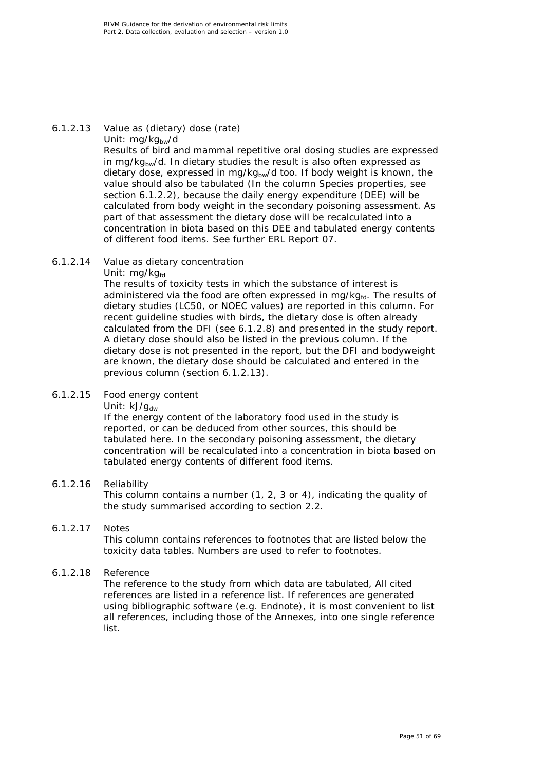#### 6.1.2.13 Value as (dietary) dose (rate)

Unit: $mg/kg_{bw}/d$

Results of bird and mammal repetitive oral dosing studies are expressed in $mg/kg_{bw}/d$. In dietary studies the result is also often expressed as dietary dose, expressed in $mg/kg_{bw}/d$ too. If body weight is known, the value should also be tabulated (In the column Species properties, see section 6.1.2.2), because the daily energy expenditure (DEE) will be calculated from body weight in the secondary poisoning assessment. As part of that assessment the dietary dose will be recalculated into a concentration in biota based on this DEE and tabulated energy contents of different food items. See further ERL Report 07.

#### 6.1.2.14 Value as dietary concentration

Unit: $mg/kg_{fd}$

The results of toxicity tests in which the substance of interest is administered via the food are often expressed in $mg/kg_{fd}$. The results of dietary studies (LC50, or NOEC values) are reported in this column. For recent guideline studies with birds, the dietary dose is often already calculated from the DFI (see 6.1.2.8) and presented in the study report. A dietary dose should also be listed in the previous column. If the dietary dose is not presented in the report, but the DFI and bodyweight are known, the dietary dose should be calculated and entered in the previous column (section 6.1.2.13).

#### 6.1.2.15 Food energy content

Unit: $kJ/g_{dw}$

If the energy content of the laboratory food used in the study is reported, or can be deduced from other sources, this should be tabulated here. In the secondary poisoning assessment, the dietary concentration will be recalculated into a concentration in biota based on tabulated energy contents of different food items.

#### 6.1.2.16 Reliability

This column contains a number (1, 2, 3 or 4), indicating the quality of the study summarised according to section 2.2.

#### 6.1.2.17 Notes

This column contains references to footnotes that are listed below the toxicity data tables. Numbers are used to refer to footnotes.

#### 6.1.2.18 Reference

The reference to the study from which data are tabulated, All cited references are listed in a reference list. If references are generated using bibliographic software (e.g. Endnote), it is most convenient to list all references, including those of the Annexes, into one single reference list.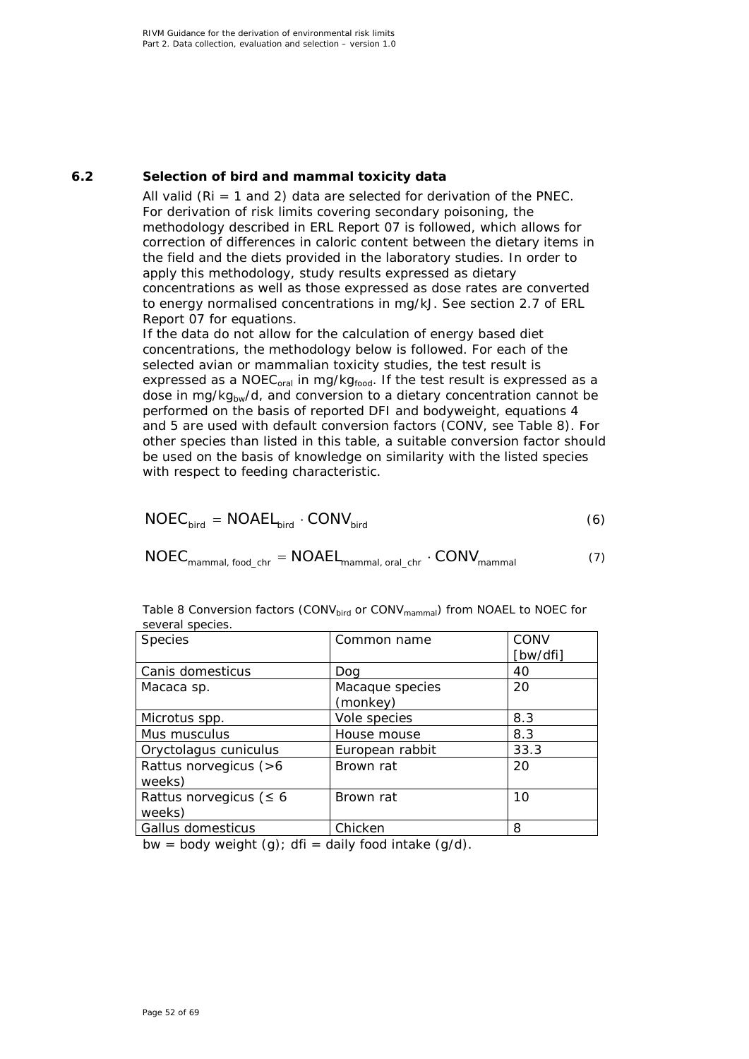## 6.2 Selection of bird and mammal toxicity data

All valid (Ri = 1 and 2) data are selected for derivation of the PNEC. For derivation of risk limits covering secondary poisoning, the methodology described in ERL Report 07 is followed, which allows for correction of differences in caloric content between the dietary items in the field and the diets provided in the laboratory studies. In order to apply this methodology, study results expressed as dietary concentrations as well as those expressed as dose rates are converted to energy normalised concentrations in mg/kJ. See section 2.7 of ERL Report 07 for equations.

If the data do not allow for the calculation of energy based diet concentrations, the methodology below is followed. For each of the selected avian or mammalian toxicity studies, the test result is expressed as a $NOEC_{oral}$ in $mg/kg_{food}$. If the test result is expressed as a dose in $mg/kg_{bw}/d$, and conversion to a dietary concentration cannot be performed on the basis of reported DFI and bodyweight, equations 4 and 5 are used with default conversion factors (CONV, see Table 8). For other species than listed in this table, a suitable conversion factor should be used on the basis of knowledge on similarity with the listed species with respect to feeding characteristic.

$$NOEC_{bird} = NOAEL_{bird} \cdot CONV_{bird} \tag{6}$$

$$NOEC_{mammal,\ food\_chr} = NOAEL_{mammal,\ oral\_chr} \cdot CONV_{mammal} \tag{7}$$

Table 8 Conversion factors ($CONV_{bird}$ or $CONV_{mammal}$) from NOAEL to NOEC for several species.

| Species | Common name | CONV [bw/dfi] |
|---|---|---|
| Canis domesticus | Dog | 40 |
| Macaca sp. | Macaque species (monkey) | 20 |
| Microtus spp. | Vole species | 8.3 |
| Mus musculus | House mouse | 8.3 |
| Oryctolagus cuniculus | European rabbit | 33.3 |
| Rattus norvegicus (>6 weeks) | Brown rat | 20 |
| Rattus norvegicus (≤ 6 weeks) | Brown rat | 10 |
| Gallus domesticus | Chicken | 8 |

bw = body weight (g); dfi = daily food intake (g/d).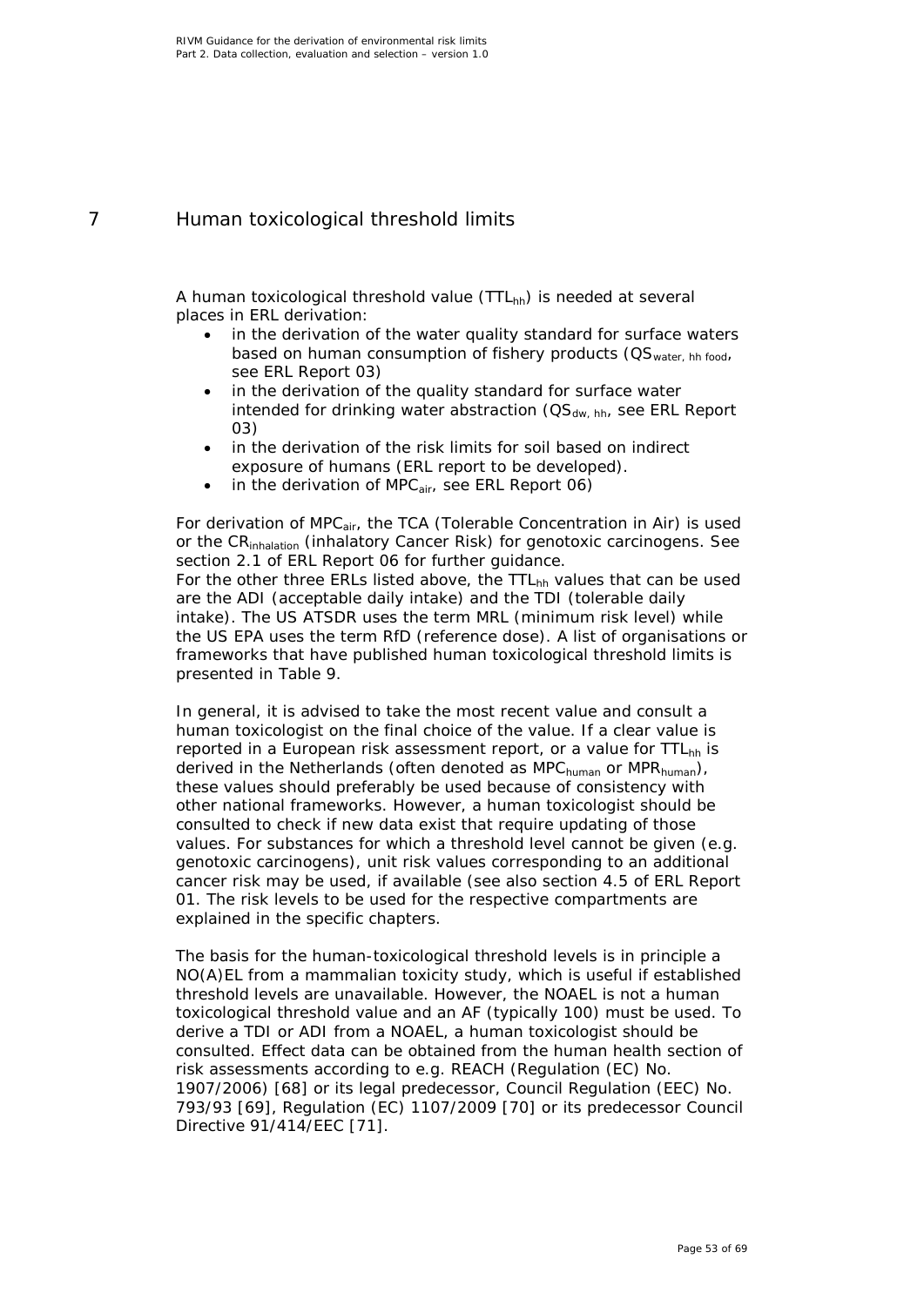# 7 Human toxicological threshold limits

A human toxicological threshold value ($TTL_{hh}$) is needed at several places in ERL derivation:

- in the derivation of the water quality standard for surface waters based on human consumption of fishery products ($QS_{water,\ hh\ food}$, see ERL Report 03)
- in the derivation of the quality standard for surface water intended for drinking water abstraction ($QS_{dw,\ hh}$, see ERL Report 03)
- in the derivation of the risk limits for soil based on indirect exposure of humans (ERL report to be developed).
- in the derivation of $MPC_{air}$, see ERL Report 06)

For derivation of $MPC_{air}$, the TCA (Tolerable Concentration in Air) is used or the $CR_{inhalation}$ (inhalatory Cancer Risk) for genotoxic carcinogens. See section 2.1 of ERL Report 06 for further guidance.
For the other three ERLs listed above, the $TTL_{hh}$ values that can be used are the ADI (acceptable daily intake) and the TDI (tolerable daily intake). The US ATSDR uses the term MRL (minimum risk level) while the US EPA uses the term RfD (reference dose). A list of organisations or frameworks that have published human toxicological threshold limits is presented in Table 9.

In general, it is advised to take the most recent value and consult a human toxicologist on the final choice of the value. If a clear value is reported in a European risk assessment report, or a value for $TTL_{hh}$ is derived in the Netherlands (often denoted as $MPC_{human}$ or $MPR_{human}$), these values should preferably be used because of consistency with other national frameworks. However, a human toxicologist should be consulted to check if new data exist that require updating of those values. For substances for which a threshold level cannot be given (e.g. genotoxic carcinogens), unit risk values corresponding to an additional cancer risk may be used, if available (see also section 4.5 of ERL Report 01. The risk levels to be used for the respective compartments are explained in the specific chapters.

The basis for the human-toxicological threshold levels is in principle a NO(A)EL from a mammalian toxicity study, which is useful if established threshold levels are unavailable. However, the NOAEL is not a human toxicological threshold value and an AF (typically 100) must be used. To derive a TDI or ADI from a NOAEL, a human toxicologist should be consulted. Effect data can be obtained from the human health section of risk assessments according to e.g. REACH (Regulation (EC) No. 1907/2006) [68] or its legal predecessor, Council Regulation (EEC) No. 793/93 [69], Regulation (EC) 1107/2009 [70] or its predecessor Council Directive 91/414/EEC [71].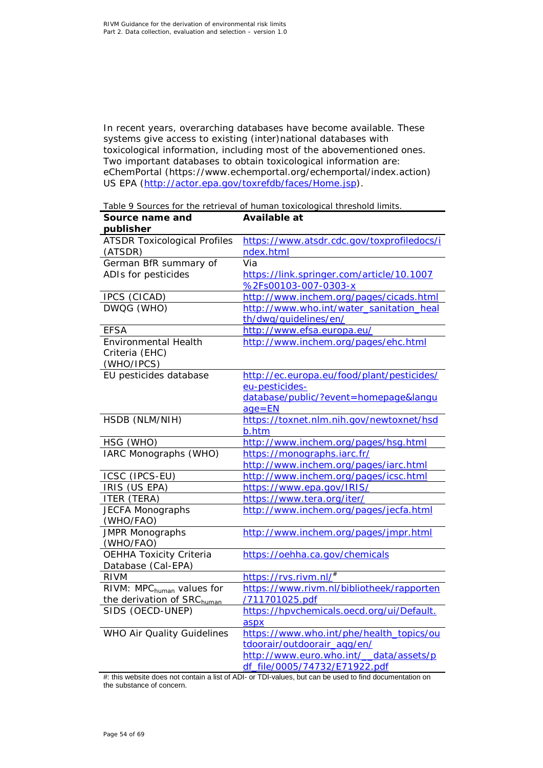In recent years, overarching databases have become available. These systems give access to existing (inter)national databases with toxicological information, including most of the abovementioned ones. Two important databases to obtain toxicological information are: eChemPortal (https://www.echemportal.org/echemportal/index.action) US EPA (http://actor.epa.gov/toxrefdb/faces/Home.jsp).

Table 9 Sources for the retrieval of human toxicological threshold limits.

| Source name and publisher | Available at |
|---|---|
| ATSDR Toxicological Profiles (ATSDR) | https://www.atsdr.cdc.gov/toxprofiledocs/index.html |
| German BfR summary of ADIs for pesticides | Via https://link.springer.com/article/10.1007%2Fs00103-007-0303-x |
| IPCS (CICAD) | http://www.inchem.org/pages/cicads.html |
| DWQG (WHO) | http://www.who.int/water_sanitation_health/dwq/guidelines/en/ |
| EFSA | http://www.efsa.europa.eu/ |
| Environmental Health Criteria (EHC) (WHO/IPCS) | http://www.inchem.org/pages/ehc.html |
| EU pesticides database | http://ec.europa.eu/food/plant/pesticides/eu-pesticides-database/public/?event=homepage&language=EN |
| HSDB (NLM/NIH) | https://toxnet.nlm.nih.gov/newtoxnet/hsdb.htm |
| HSG (WHO) | http://www.inchem.org/pages/hsg.html |
| IARC Monographs (WHO) | https://monographs.iarc.fr/ http://www.inchem.org/pages/iarc.html |
| ICSC (IPCS-EU) | http://www.inchem.org/pages/icsc.html |
| IRIS (US EPA) | https://www.epa.gov/IRIS/ |
| ITER (TERA) | https://www.tera.org/iter/ |
| JECFA Monographs (WHO/FAO) | http://www.inchem.org/pages/jecfa.html |
| JMPR Monographs (WHO/FAO) | http://www.inchem.org/pages/jmpr.html |
| OEHHA Toxicity Criteria Database (Cal-EPA) | https://oehha.ca.gov/chemicals |
| RIVM | https://rvs.rivm.nl/[#] |
| RIVM: $MPC_{human}$ values for the derivation of $SRC_{human}$ | https://www.rivm.nl/bibliotheek/rapporten/711701025.pdf |
| SIDS (OECD-UNEP) | https://hpvchemicals.oecd.org/ui/Default.aspx |
| WHO Air Quality Guidelines | https://www.who.int/phe/health_topics/outdoorair/outdoorair_aqg/en/ http://www.euro.who.int/__data/assets/pdf_file/0005/74732/E71922.pdf |

#: this website does not contain a list of ADI- or TDI-values, but can be used to find documentation on the substance of concern.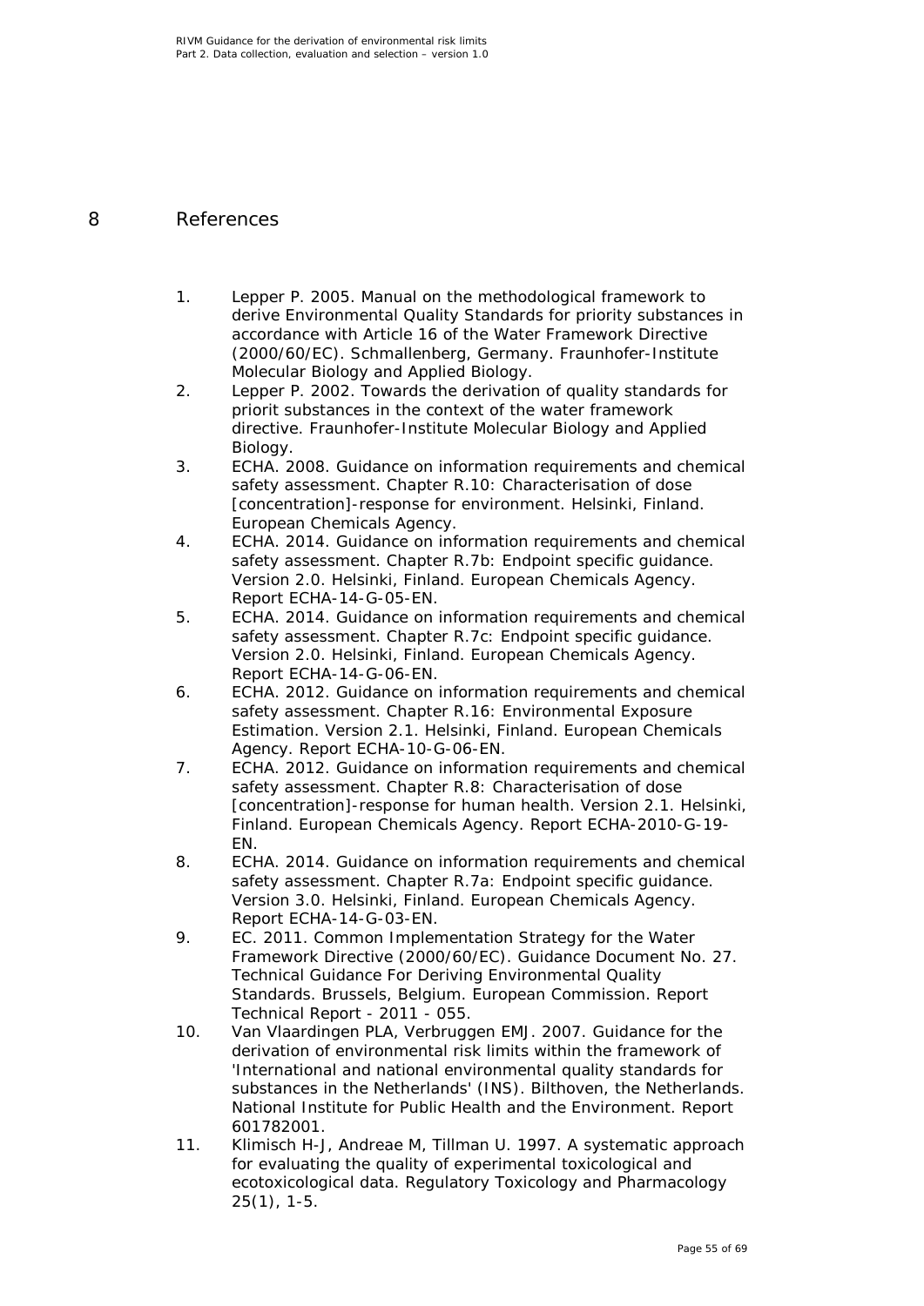# 8 References

1. Lepper P. 2005. Manual on the methodological framework to derive Environmental Quality Standards for priority substances in accordance with Article 16 of the Water Framework Directive (2000/60/EC). Schmallenberg, Germany. Fraunhofer-Institute Molecular Biology and Applied Biology.
2. Lepper P. 2002. Towards the derivation of quality standards for priorit substances in the context of the water framework directive. Fraunhofer-Institute Molecular Biology and Applied Biology.
3. ECHA. 2008. Guidance on information requirements and chemical safety assessment. Chapter R.10: Characterisation of dose [concentration]-response for environment. Helsinki, Finland. European Chemicals Agency.
4. ECHA. 2014. Guidance on information requirements and chemical safety assessment. Chapter R.7b: Endpoint specific guidance. Version 2.0. Helsinki, Finland. European Chemicals Agency. Report ECHA-14-G-05-EN.
5. ECHA. 2014. Guidance on information requirements and chemical safety assessment. Chapter R.7c: Endpoint specific guidance. Version 2.0. Helsinki, Finland. European Chemicals Agency. Report ECHA-14-G-06-EN.
6. ECHA. 2012. Guidance on information requirements and chemical safety assessment. Chapter R.16: Environmental Exposure Estimation. Version 2.1. Helsinki, Finland. European Chemicals Agency. Report ECHA-10-G-06-EN.
7. ECHA. 2012. Guidance on information requirements and chemical safety assessment. Chapter R.8: Characterisation of dose [concentration]-response for human health. Version 2.1. Helsinki, Finland. European Chemicals Agency. Report ECHA-2010-G-19-EN.
8. ECHA. 2014. Guidance on information requirements and chemical safety assessment. Chapter R.7a: Endpoint specific guidance. Version 3.0. Helsinki, Finland. European Chemicals Agency. Report ECHA-14-G-03-EN.
9. EC. 2011. Common Implementation Strategy for the Water Framework Directive (2000/60/EC). Guidance Document No. 27. Technical Guidance For Deriving Environmental Quality Standards. Brussels, Belgium. European Commission. Report Technical Report - 2011 - 055.
10. Van Vlaardingen PLA, Verbruggen EMJ. 2007. Guidance for the derivation of environmental risk limits within the framework of 'International and national environmental quality standards for substances in the Netherlands' (INS). Bilthoven, the Netherlands. National Institute for Public Health and the Environment. Report 601782001.
11. Klimisch H-J, Andreae M, Tillman U. 1997. A systematic approach for evaluating the quality of experimental toxicological and ecotoxicological data. Regulatory Toxicology and Pharmacology 25(1), 1-5.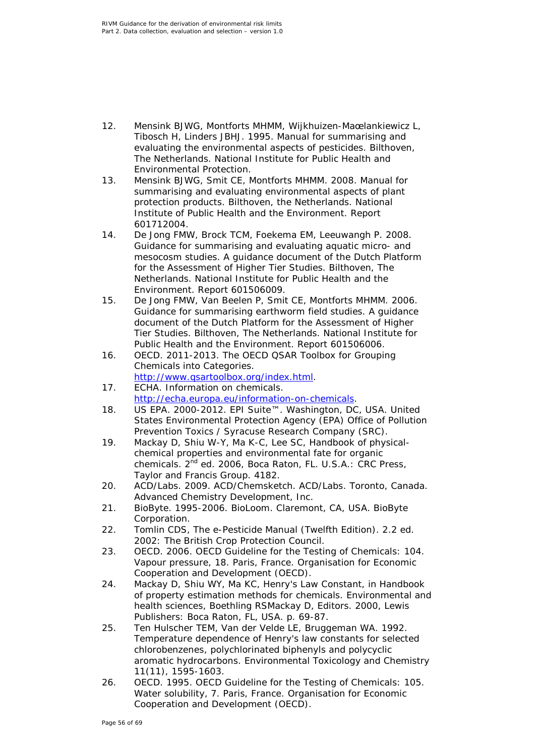12. Mensink BJWG, Montforts MHMM, Wijkhuizen-Mаœlankiewicz L, Tibosch H, Linders JBHJ. 1995. Manual for summarising and evaluating the environmental aspects of pesticides. Bilthoven, The Netherlands. National Institute for Public Health and Environmental Protection.
13. Mensink BJWG, Smit CE, Montforts MHMM. 2008. Manual for summarising and evaluating environmental aspects of plant protection products. Bilthoven, the Netherlands. National Institute of Public Health and the Environment. Report 601712004.
14. De Jong FMW, Brock TCM, Foekema EM, Leeuwangh P. 2008. Guidance for summarising and evaluating aquatic micro- and mesocosm studies. A guidance document of the Dutch Platform for the Assessment of Higher Tier Studies. Bilthoven, The Netherlands. National Institute for Public Health and the Environment. Report 601506009.
15. De Jong FMW, Van Beelen P, Smit CE, Montforts MHMM. 2006. Guidance for summarising earthworm field studies. A guidance document of the Dutch Platform for the Assessment of Higher Tier Studies. Bilthoven, The Netherlands. National Institute for Public Health and the Environment. Report 601506006.
16. OECD. 2011-2013. The OECD QSAR Toolbox for Grouping Chemicals into Categories. http://www.qsartoolbox.org/index.html.
17. ECHA. Information on chemicals. http://echa.europa.eu/information-on-chemicals.
18. US EPA. 2000-2012. EPI Suite™. Washington, DC, USA. United States Environmental Protection Agency (EPA) Office of Pollution Prevention Toxics / Syracuse Research Company (SRC).
19. Mackay D, Shiu W-Y, Ma K-C, Lee SC, Handbook of physical-chemical properties and environmental fate for organic chemicals. 2nd ed. 2006, Boca Raton, FL. U.S.A.: CRC Press, Taylor and Francis Group. 4182.
20. ACD/Labs. 2009. ACD/Chemsketch. ACD/Labs. Toronto, Canada. Advanced Chemistry Development, Inc.
21. BioByte. 1995-2006. BioLoom. Claremont, CA, USA. BioByte Corporation.
22. Tomlin CDS, The e-Pesticide Manual (Twelfth Edition). 2.2 ed. 2002: The British Crop Protection Council.
23. OECD. 2006. OECD Guideline for the Testing of Chemicals: 104. Vapour pressure, 18. Paris, France. Organisation for Economic Cooperation and Development (OECD).
24. Mackay D, Shiu WY, Ma KC, Henry's Law Constant, in Handbook of property estimation methods for chemicals. Environmental and health sciences, Boethling RSMackay D, Editors. 2000, Lewis Publishers: Boca Raton, FL, USA. p. 69-87.
25. Ten Hulscher TEM, Van der Velde LE, Bruggeman WA. 1992. Temperature dependence of Henry's law constants for selected chlorobenzenes, polychlorinated biphenyls and polycyclic aromatic hydrocarbons. Environmental Toxicology and Chemistry 11(11), 1595-1603.
26. OECD. 1995. OECD Guideline for the Testing of Chemicals: 105. Water solubility, 7. Paris, France. Organisation for Economic Cooperation and Development (OECD).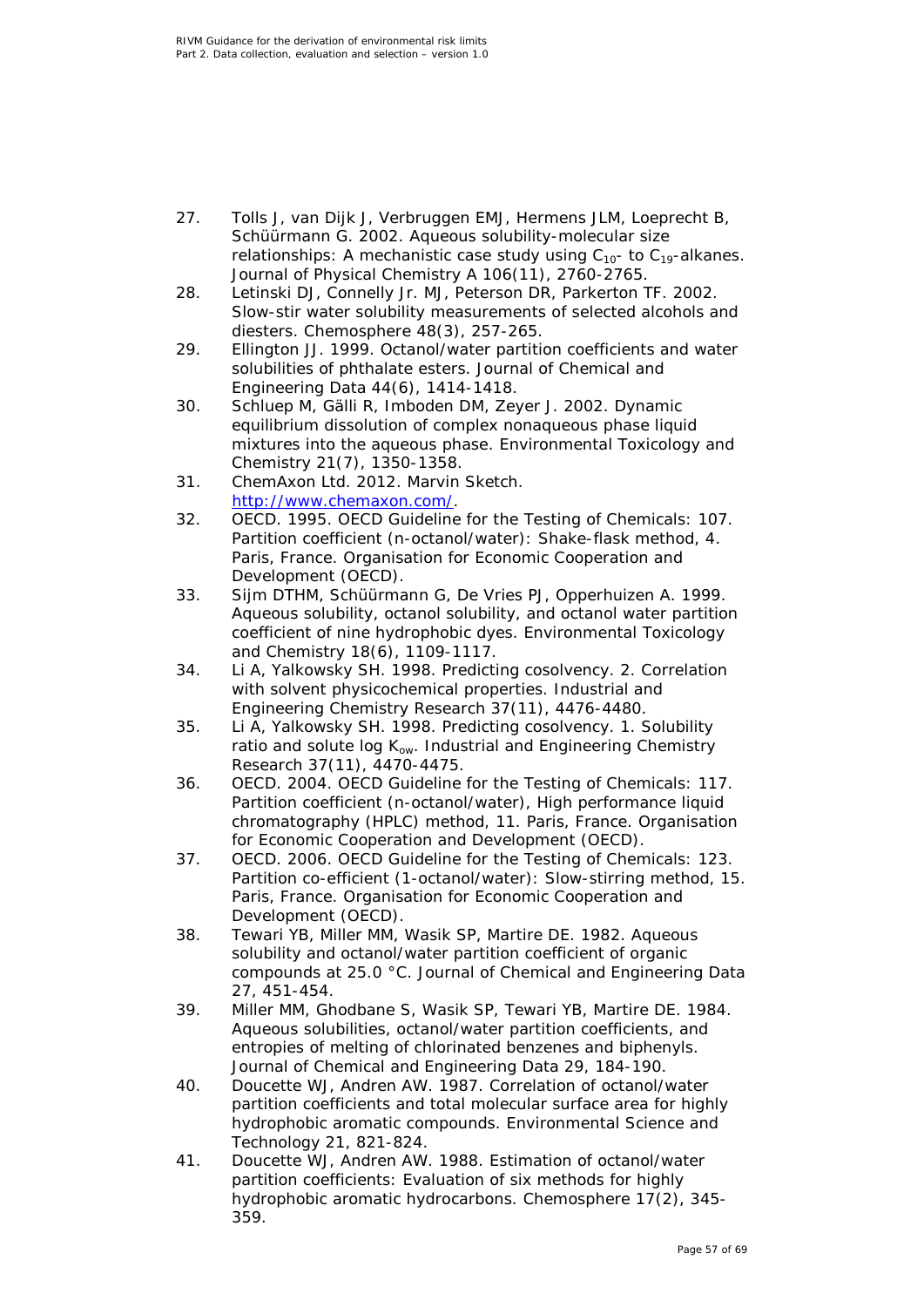27. Tolls J, van Dijk J, Verbruggen EMJ, Hermens JLM, Loeprecht B, Schüürmann G. 2002. Aqueous solubility-molecular size relationships: A mechanistic case study using $C_{10}$- to $C_{19}$-alkanes. Journal of Physical Chemistry A 106(11), 2760-2765.
28. Letinski DJ, Connelly Jr. MJ, Peterson DR, Parkerton TF. 2002. Slow-stir water solubility measurements of selected alcohols and diesters. Chemosphere 48(3), 257-265.
29. Ellington JJ. 1999. Octanol/water partition coefficients and water solubilities of phthalate esters. Journal of Chemical and Engineering Data 44(6), 1414-1418.
30. Schluep M, Gälli R, Imboden DM, Zeyer J. 2002. Dynamic equilibrium dissolution of complex nonaqueous phase liquid mixtures into the aqueous phase. Environmental Toxicology and Chemistry 21(7), 1350-1358.
31. ChemAxon Ltd. 2012. Marvin Sketch. http://www.chemaxon.com/.
32. OECD. 1995. OECD Guideline for the Testing of Chemicals: 107. Partition coefficient (n-octanol/water): Shake-flask method, 4. Paris, France. Organisation for Economic Cooperation and Development (OECD).
33. Sijm DTHM, Schüürmann G, De Vries PJ, Opperhuizen A. 1999. Aqueous solubility, octanol solubility, and octanol water partition coefficient of nine hydrophobic dyes. Environmental Toxicology and Chemistry 18(6), 1109-1117.
34. Li A, Yalkowsky SH. 1998. Predicting cosolvency. 2. Correlation with solvent physicochemical properties. Industrial and Engineering Chemistry Research 37(11), 4476-4480.
35. Li A, Yalkowsky SH. 1998. Predicting cosolvency. 1. Solubility ratio and solute log $K_{ow}$. Industrial and Engineering Chemistry Research 37(11), 4470-4475.
36. OECD. 2004. OECD Guideline for the Testing of Chemicals: 117. Partition coefficient (n-octanol/water), High performance liquid chromatography (HPLC) method, 11. Paris, France. Organisation for Economic Cooperation and Development (OECD).
37. OECD. 2006. OECD Guideline for the Testing of Chemicals: 123. Partition co-efficient (1-octanol/water): Slow-stirring method, 15. Paris, France. Organisation for Economic Cooperation and Development (OECD).
38. Tewari YB, Miller MM, Wasik SP, Martire DE. 1982. Aqueous solubility and octanol/water partition coefficient of organic compounds at 25.0 °C. Journal of Chemical and Engineering Data 27, 451-454.
39. Miller MM, Ghodbane S, Wasik SP, Tewari YB, Martire DE. 1984. Aqueous solubilities, octanol/water partition coefficients, and entropies of melting of chlorinated benzenes and biphenyls. Journal of Chemical and Engineering Data 29, 184-190.
40. Doucette WJ, Andren AW. 1987. Correlation of octanol/water partition coefficients and total molecular surface area for highly hydrophobic aromatic compounds. Environmental Science and Technology 21, 821-824.
41. Doucette WJ, Andren AW. 1988. Estimation of octanol/water partition coefficients: Evaluation of six methods for highly hydrophobic aromatic hydrocarbons. Chemosphere 17(2), 345-359.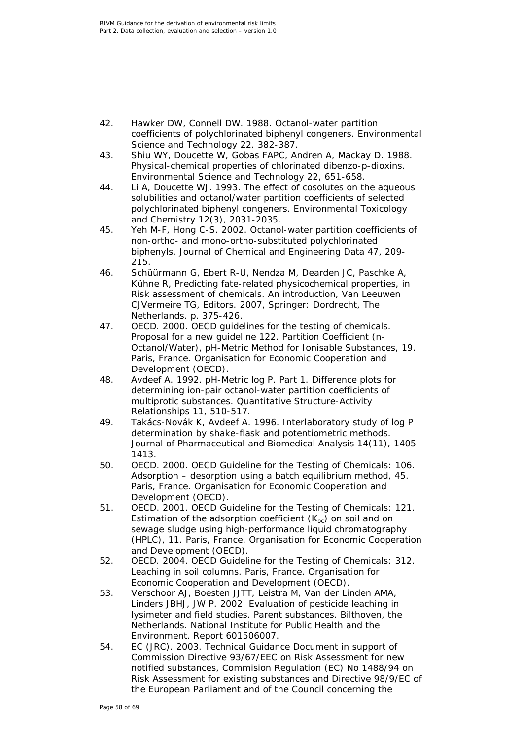42. Hawker DW, Connell DW. 1988. Octanol-water partition coefficients of polychlorinated biphenyl congeners. Environmental Science and Technology 22, 382-387.
43. Shiu WY, Doucette W, Gobas FAPC, Andren A, Mackay D. 1988. Physical-chemical properties of chlorinated dibenzo-p-dioxins. Environmental Science and Technology 22, 651-658.
44. Li A, Doucette WJ. 1993. The effect of cosolutes on the aqueous solubilities and octanol/water partition coefficients of selected polychlorinated biphenyl congeners. Environmental Toxicology and Chemistry 12(3), 2031-2035.
45. Yeh M-F, Hong C-S. 2002. Octanol-water partition coefficients of non-ortho- and mono-ortho-substituted polychlorinated biphenyls. Journal of Chemical and Engineering Data 47, 209-215.
46. Schüürmann G, Ebert R-U, Nendza M, Dearden JC, Paschke A, Kühne R, Predicting fate-related physicochemical properties, in Risk assessment of chemicals. An introduction, Van Leeuwen CJVermeire TG, Editors. 2007, Springer: Dordrecht, The Netherlands. p. 375-426.
47. OECD. 2000. OECD guidelines for the testing of chemicals. Proposal for a new guideline 122. Partition Coefficient (n-Octanol/Water), pH-Metric Method for Ionisable Substances, 19. Paris, France. Organisation for Economic Cooperation and Development (OECD).
48. Avdeef A. 1992. pH-Metric log P. Part 1. Difference plots for determining ion-pair octanol-water partition coefficients of multiprotic substances. Quantitative Structure-Activity Relationships 11, 510-517.
49. Takács-Novák K, Avdeef A. 1996. Interlaboratory study of log P determination by shake-flask and potentiometric methods. Journal of Pharmaceutical and Biomedical Analysis 14(11), 1405-1413.
50. OECD. 2000. OECD Guideline for the Testing of Chemicals: 106. Adsorption – desorption using a batch equilibrium method, 45. Paris, France. Organisation for Economic Cooperation and Development (OECD).
51. OECD. 2001. OECD Guideline for the Testing of Chemicals: 121. Estimation of the adsorption coefficient ($K_{oc}$) on soil and on sewage sludge using high-performance liquid chromatography (HPLC), 11. Paris, France. Organisation for Economic Cooperation and Development (OECD).
52. OECD. 2004. OECD Guideline for the Testing of Chemicals: 312. Leaching in soil columns. Paris, France. Organisation for Economic Cooperation and Development (OECD).
53. Verschoor AJ, Boesten JJTT, Leistra M, Van der Linden AMA, Linders JBHJ, JW P. 2002. Evaluation of pesticide leaching in lysimeter and field studies. Parent substances. Bilthoven, the Netherlands. National Institute for Public Health and the Environment. Report 601506007.
54. EC (JRC). 2003. Technical Guidance Document in support of Commission Directive 93/67/EEC on Risk Assessment for new notified substances, Commision Regulation (EC) No 1488/94 on Risk Assessment for existing substances and Directive 98/9/EC of the European Parliament and of the Council concerning the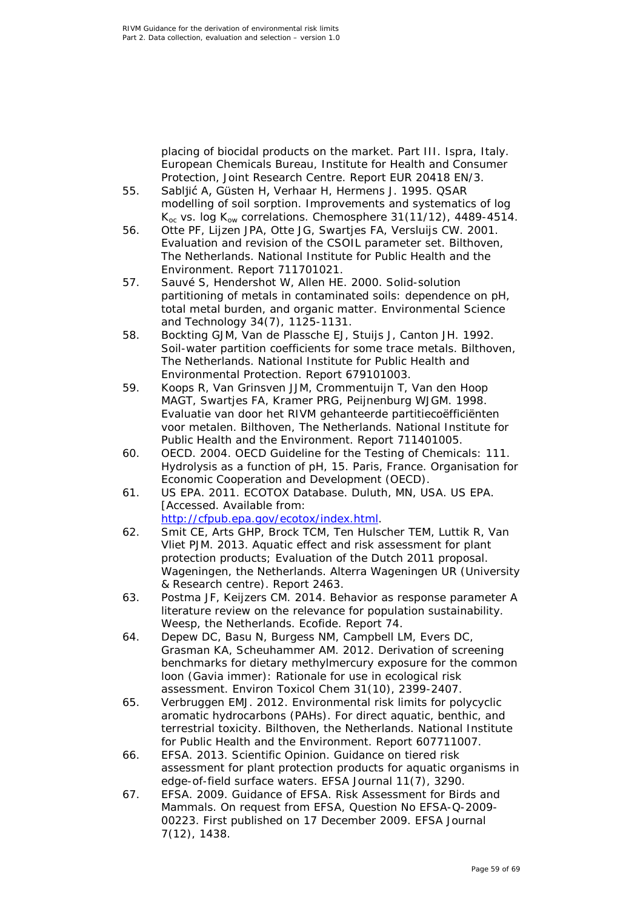placing of biocidal products on the market. Part III. Ispra, Italy. European Chemicals Bureau, Institute for Health and Consumer Protection, Joint Research Centre. Report EUR 20418 EN/3.

55. Sabljić A, Güsten H, Verhaar H, Hermens J. 1995. QSAR modelling of soil sorption. Improvements and systematics of log $K_{oc}$ vs. log $K_{ow}$ correlations. Chemosphere 31(11/12), 4489-4514.
56. Otte PF, Lijzen JPA, Otte JG, Swartjes FA, Versluijs CW. 2001. Evaluation and revision of the CSOIL parameter set. Bilthoven, The Netherlands. National Institute for Public Health and the Environment. Report 711701021.
57. Sauvé S, Hendershot W, Allen HE. 2000. Solid-solution partitioning of metals in contaminated soils: dependence on pH, total metal burden, and organic matter. Environmental Science and Technology 34(7), 1125-1131.
58. Bockting GJM, Van de Plassche EJ, Stuijs J, Canton JH. 1992. Soil-water partition coefficients for some trace metals. Bilthoven, The Netherlands. National Institute for Public Health and Environmental Protection. Report 679101003.
59. Koops R, Van Grinsven JJM, Crommentuijn T, Van den Hoop MAGT, Swartjes FA, Kramer PRG, Peijnenburg WJGM. 1998. Evaluatie van door het RIVM gehanteerde partitiecoëfficiënten voor metalen. Bilthoven, The Netherlands. National Institute for Public Health and the Environment. Report 711401005.
60. OECD. 2004. OECD Guideline for the Testing of Chemicals: 111. Hydrolysis as a function of pH, 15. Paris, France. Organisation for Economic Cooperation and Development (OECD).
61. US EPA. 2011. ECOTOX Database. Duluth, MN, USA. US EPA. [Accessed. Available from: http://cfpub.epa.gov/ecotox/index.html.
62. Smit CE, Arts GHP, Brock TCM, Ten Hulscher TEM, Luttik R, Van Vliet PJM. 2013. Aquatic effect and risk assessment for plant protection products; Evaluation of the Dutch 2011 proposal. Wageningen, the Netherlands. Alterra Wageningen UR (University & Research centre). Report 2463.
63. Postma JF, Keijzers CM. 2014. Behavior as response parameter A literature review on the relevance for population sustainability. Weesp, the Netherlands. Ecofide. Report 74.
64. Depew DC, Basu N, Burgess NM, Campbell LM, Evers DC, Grasman KA, Scheuhammer AM. 2012. Derivation of screening benchmarks for dietary methylmercury exposure for the common loon (Gavia immer): Rationale for use in ecological risk assessment. Environ Toxicol Chem 31(10), 2399-2407.
65. Verbruggen EMJ. 2012. Environmental risk limits for polycyclic aromatic hydrocarbons (PAHs). For direct aquatic, benthic, and terrestrial toxicity. Bilthoven, the Netherlands. National Institute for Public Health and the Environment. Report 607711007.
66. EFSA. 2013. Scientific Opinion. Guidance on tiered risk assessment for plant protection products for aquatic organisms in edge-of-field surface waters. EFSA Journal 11(7), 3290.
67. EFSA. 2009. Guidance of EFSA. Risk Assessment for Birds and Mammals. On request from EFSA, Question No EFSA-Q-2009-00223. First published on 17 December 2009. EFSA Journal 7(12), 1438.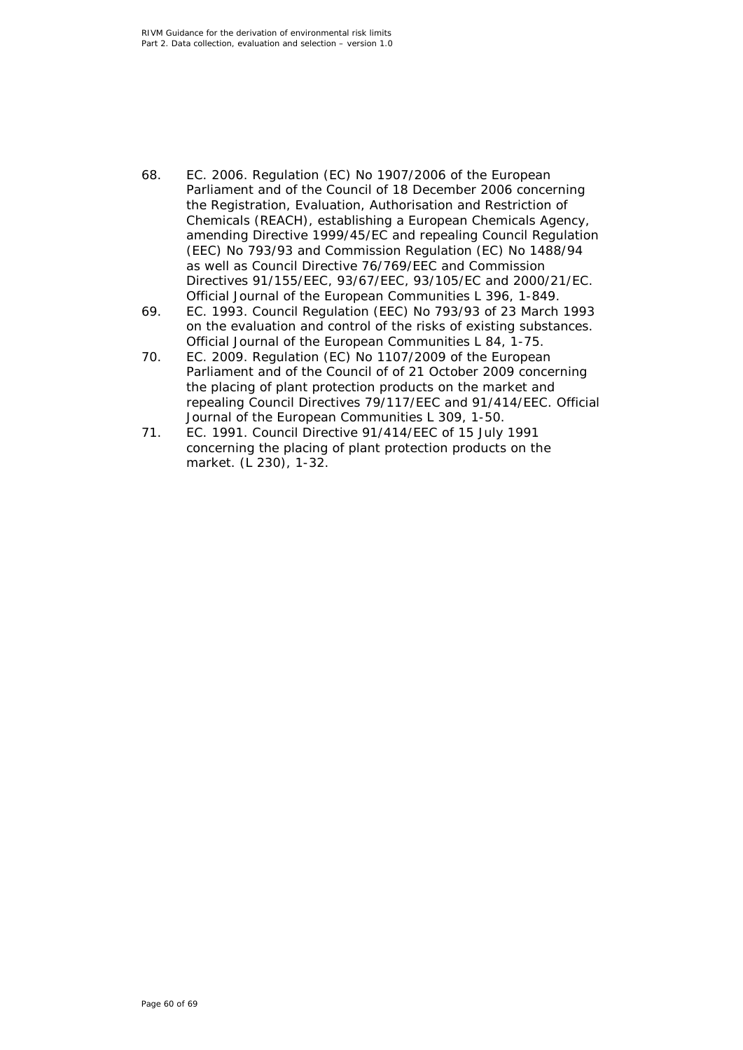68. EC. 2006. Regulation (EC) No 1907/2006 of the European Parliament and of the Council of 18 December 2006 concerning the Registration, Evaluation, Authorisation and Restriction of Chemicals (REACH), establishing a European Chemicals Agency, amending Directive 1999/45/EC and repealing Council Regulation (EEC) No 793/93 and Commission Regulation (EC) No 1488/94 as well as Council Directive 76/769/EEC and Commission Directives 91/155/EEC, 93/67/EEC, 93/105/EC and 2000/21/EC. Official Journal of the European Communities L 396, 1-849.
69. EC. 1993. Council Regulation (EEC) No 793/93 of 23 March 1993 on the evaluation and control of the risks of existing substances. Official Journal of the European Communities L 84, 1-75.
70. EC. 2009. Regulation (EC) No 1107/2009 of the European Parliament and of the Council of of 21 October 2009 concerning the placing of plant protection products on the market and repealing Council Directives 79/117/EEC and 91/414/EEC. Official Journal of the European Communities L 309, 1-50.
71. EC. 1991. Council Directive 91/414/EEC of 15 July 1991 concerning the placing of plant protection products on the market. (L 230), 1-32.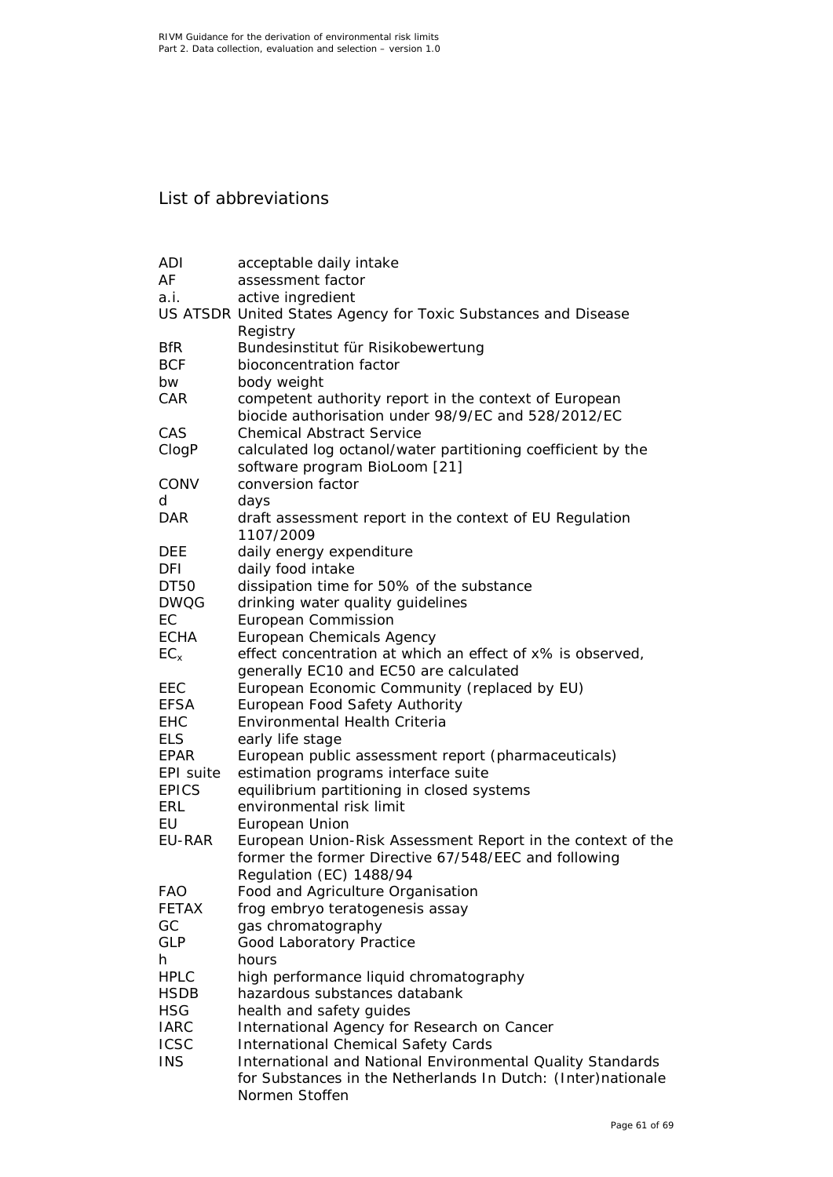## List of abbreviations

| | |
|---|---|
| ADI | acceptable daily intake |
| AF | assessment factor |
| a.i. | active ingredient |
| US ATSDR | United States Agency for Toxic Substances and Disease Registry |
| BfR | Bundesinstitut für Risikobewertung |
| BCF | bioconcentration factor |
| bw | body weight |
| CAR | competent authority report in the context of European biocide authorisation under 98/9/EC and 528/2012/EC |
| CAS | Chemical Abstract Service |
| ClogP | calculated log octanol/water partitioning coefficient by the software program BioLoom [21] |
| CONV | conversion factor |
| d | days |
| DAR | draft assessment report in the context of EU Regulation 1107/2009 |
| DEE | daily energy expenditure |
| DFI | daily food intake |
| DT50 | dissipation time for 50% of the substance |
| DWQG | drinking water quality guidelines |
| EC | European Commission |
| ECHA | European Chemicals Agency |
| $EC_x$ | effect concentration at which an effect of x% is observed, generally EC10 and EC50 are calculated |
| EEC | European Economic Community (replaced by EU) |
| EFSA | European Food Safety Authority |
| EHC | Environmental Health Criteria |
| ELS | early life stage |
| EPAR | European public assessment report (pharmaceuticals) |
| EPI suite | estimation programs interface suite |
| EPICS | equilibrium partitioning in closed systems |
| ERL | environmental risk limit |
| EU | European Union |
| EU-RAR | European Union-Risk Assessment Report in the context of the former the former Directive 67/548/EEC and following Regulation (EC) 1488/94 |
| FAO | Food and Agriculture Organisation |
| FETAX | frog embryo teratogenesis assay |
| GC | gas chromatography |
| GLP | Good Laboratory Practice |
| h | hours |
| HPLC | high performance liquid chromatography |
| HSDB | hazardous substances databank |
| HSG | health and safety guides |
| IARC | International Agency for Research on Cancer |
| ICSC | International Chemical Safety Cards |
| INS | International and National Environmental Quality Standards for Substances in the Netherlands In Dutch: (Inter)nationale Normen Stoffen |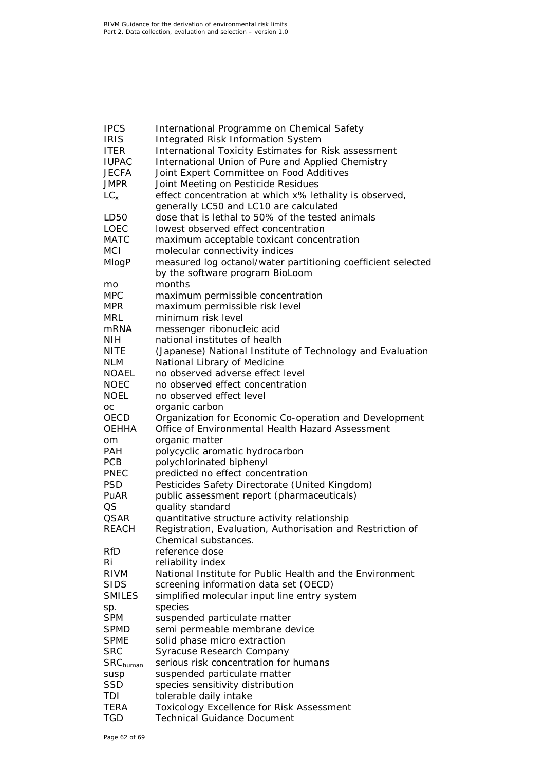| | |
|---|---|
| IPCS | International Programme on Chemical Safety |
| IRIS | Integrated Risk Information System |
| ITER | International Toxicity Estimates for Risk assessment |
| IUPAC | International Union of Pure and Applied Chemistry |
| JECFA | Joint Expert Committee on Food Additives |
| JMPR | Joint Meeting on Pesticide Residues |
| $LC_x$ | effect concentration at which x% lethality is observed, generally LC50 and LC10 are calculated |
| LD50 | dose that is lethal to 50% of the tested animals |
| LOEC | lowest observed effect concentration |
| MATC | maximum acceptable toxicant concentration |
| MCI | molecular connectivity indices |
| MlogP | measured log octanol/water partitioning coefficient selected by the software program BioLoom |
| mo | months |
| MPC | maximum permissible concentration |
| MPR | maximum permissible risk level |
| MRL | minimum risk level |
| mRNA | messenger ribonucleic acid |
| NIH | national institutes of health |
| NITE | (Japanese) National Institute of Technology and Evaluation |
| NLM | National Library of Medicine |
| NOAEL | no observed adverse effect level |
| NOEC | no observed effect concentration |
| NOEL | no observed effect level |
| oc | organic carbon |
| OECD | Organization for Economic Co-operation and Development |
| OEHHA | Office of Environmental Health Hazard Assessment |
| om | organic matter |
| PAH | polycyclic aromatic hydrocarbon |
| PCB | polychlorinated biphenyl |
| PNEC | predicted no effect concentration |
| PSD | Pesticides Safety Directorate (United Kingdom) |
| PuAR | public assessment report (pharmaceuticals) |
| QS | quality standard |
| QSAR | quantitative structure activity relationship |
| REACH | Registration, Evaluation, Authorisation and Restriction of Chemical substances. |
| RfD | reference dose |
| Ri | reliability index |
| RIVM | National Institute for Public Health and the Environment |
| SIDS | screening information data set (OECD) |
| SMILES | simplified molecular input line entry system |
| sp. | species |
| SPM | suspended particulate matter |
| SPMD | semi permeable membrane device |
| SPME | solid phase micro extraction |
| SRC | Syracuse Research Company |
| $SRC_{human}$ | serious risk concentration for humans |
| susp | suspended particulate matter |
| SSD | species sensitivity distribution |
| TDI | tolerable daily intake |
| TERA | Toxicology Excellence for Risk Assessment |
| TGD | Technical Guidance Document |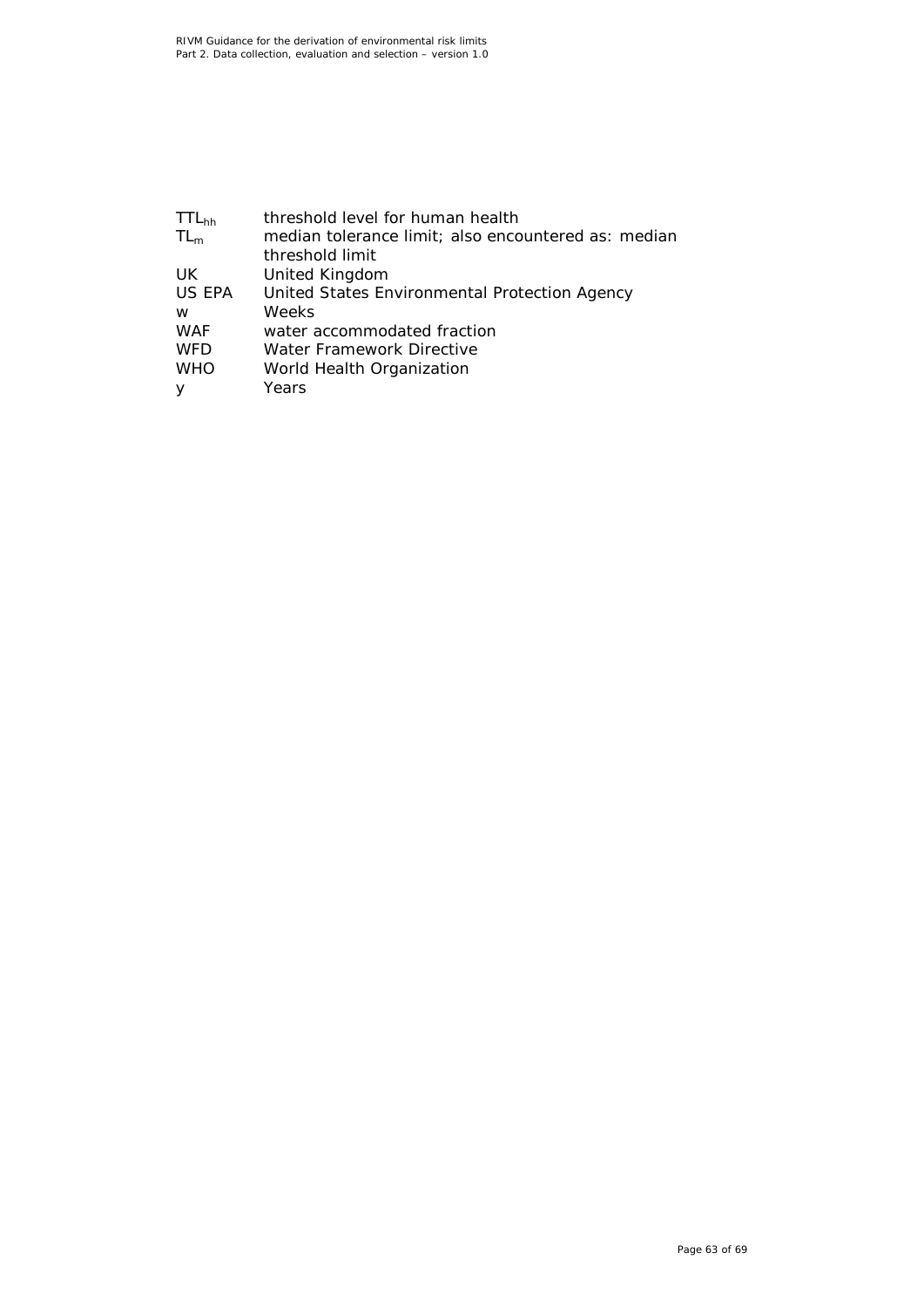| | |
|---|---|
| $TTL_{hh}$ | threshold level for human health |
| $TL_m$ | median tolerance limit; also encountered as: median threshold limit |
| UK | United Kingdom |
| US EPA | United States Environmental Protection Agency |
| w | Weeks |
| WAF | water accommodated fraction |
| WFD | Water Framework Directive |
| WHO | World Health Organization |
| y | Years |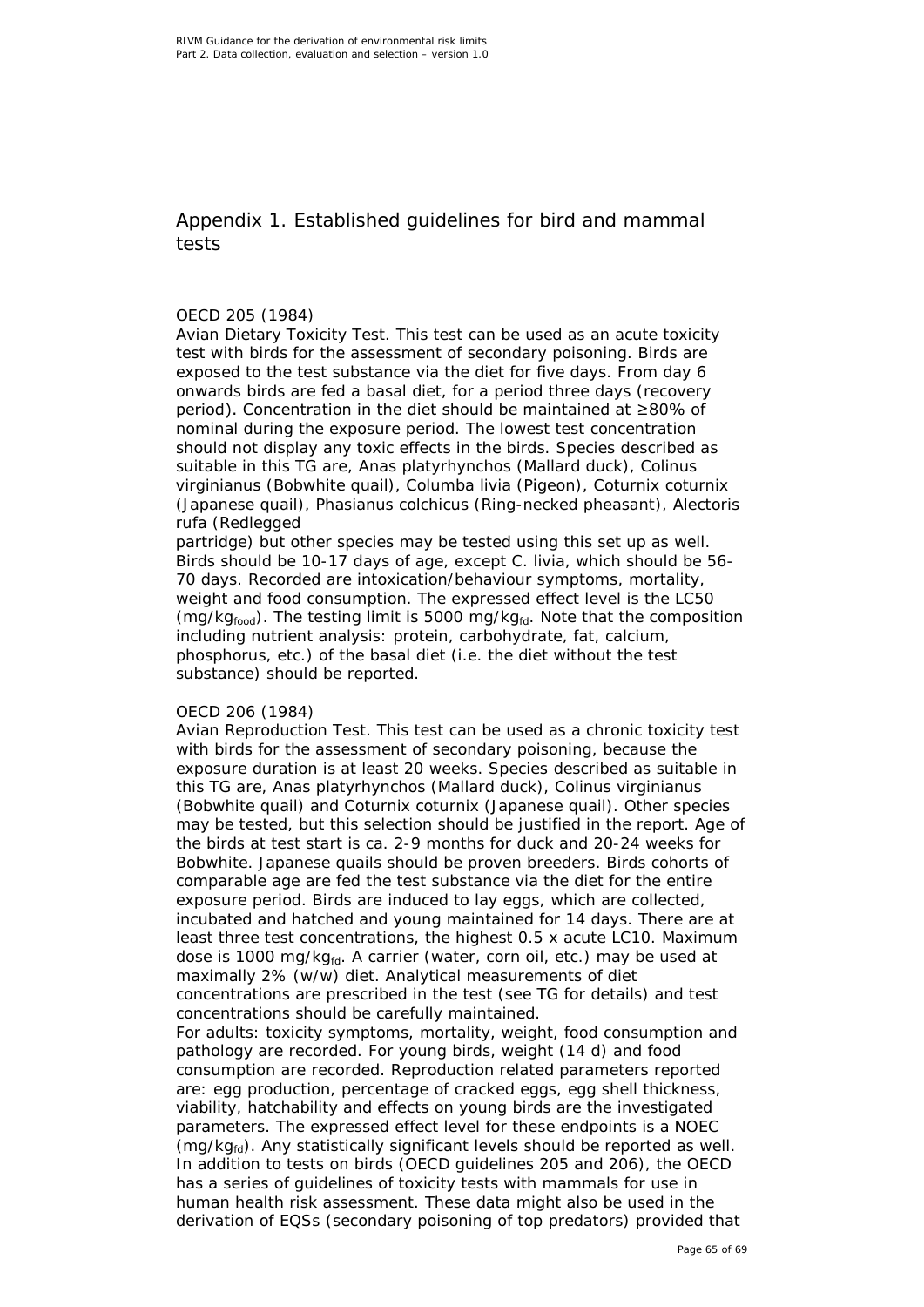# Appendix 1. Established guidelines for bird and mammal tests

OECD 205 (1984)

Avian Dietary Toxicity Test. This test can be used as an acute toxicity test with birds for the assessment of secondary poisoning. Birds are exposed to the test substance via the diet for five days. From day 6 onwards birds are fed a basal diet, for a period three days (recovery period). Concentration in the diet should be maintained at ≥80% of nominal during the exposure period. The lowest test concentration should not display any toxic effects in the birds. Species described as suitable in this TG are, Anas platyrhynchos (Mallard duck), Colinus virginianus (Bobwhite quail), Columba livia (Pigeon), Coturnix coturnix (Japanese quail), Phasianus colchicus (Ring-necked pheasant), Alectoris rufa (Redlegged partridge) but other species may be tested using this set up as well. Birds should be 10-17 days of age, except C. livia, which should be 56-70 days. Recorded are intoxication/behaviour symptoms, mortality, weight and food consumption. The expressed effect level is the LC50 ($mg/kg_{food}$). The testing limit is 5000 $mg/kg_{fd}$. Note that the composition including nutrient analysis: protein, carbohydrate, fat, calcium, phosphorus, etc.) of the basal diet (i.e. the diet without the test substance) should be reported.

OECD 206 (1984)

Avian Reproduction Test. This test can be used as a chronic toxicity test with birds for the assessment of secondary poisoning, because the exposure duration is at least 20 weeks. Species described as suitable in this TG are, Anas platyrhynchos (Mallard duck), Colinus virginianus (Bobwhite quail) and Coturnix coturnix (Japanese quail). Other species may be tested, but this selection should be justified in the report. Age of the birds at test start is ca. 2-9 months for duck and 20-24 weeks for Bobwhite. Japanese quails should be proven breeders. Birds cohorts of comparable age are fed the test substance via the diet for the entire exposure period. Birds are induced to lay eggs, which are collected, incubated and hatched and young maintained for 14 days. There are at least three test concentrations, the highest 0.5 x acute LC10. Maximum dose is 1000 $mg/kg_{fd}$. A carrier (water, corn oil, etc.) may be used at maximally 2% (w/w) diet. Analytical measurements of diet concentrations are prescribed in the test (see TG for details) and test concentrations should be carefully maintained.

For adults: toxicity symptoms, mortality, weight, food consumption and pathology are recorded. For young birds, weight (14 d) and food consumption are recorded. Reproduction related parameters reported are: egg production, percentage of cracked eggs, egg shell thickness, viability, hatchability and effects on young birds are the investigated parameters. The expressed effect level for these endpoints is a NOEC ($mg/kg_{fd}$). Any statistically significant levels should be reported as well.

In addition to tests on birds (OECD guidelines 205 and 206), the OECD has a series of guidelines of toxicity tests with mammals for use in human health risk assessment. These data might also be used in the derivation of EQSs (secondary poisoning of top predators) provided that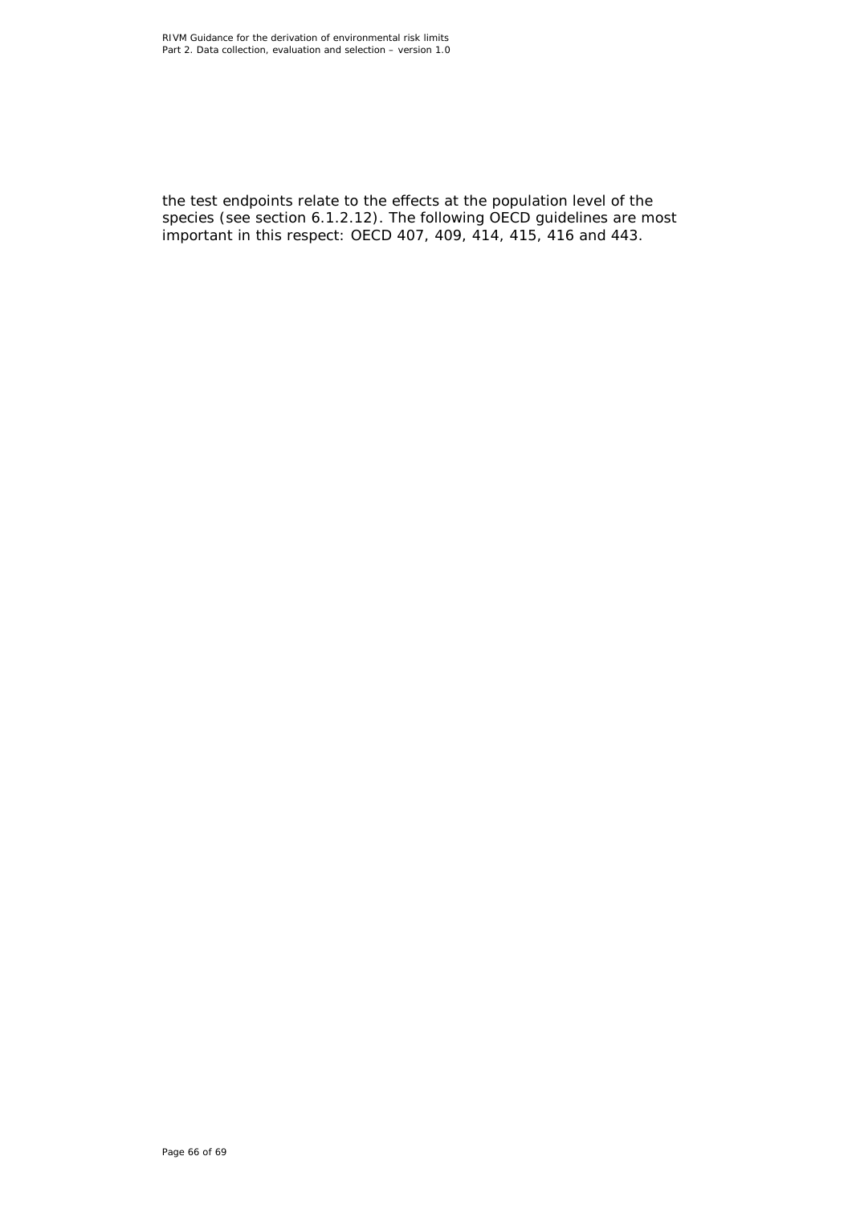the test endpoints relate to the effects at the population level of the species (see section 6.1.2.12). The following OECD guidelines are most important in this respect: OECD 407, 409, 414, 415, 416 and 443.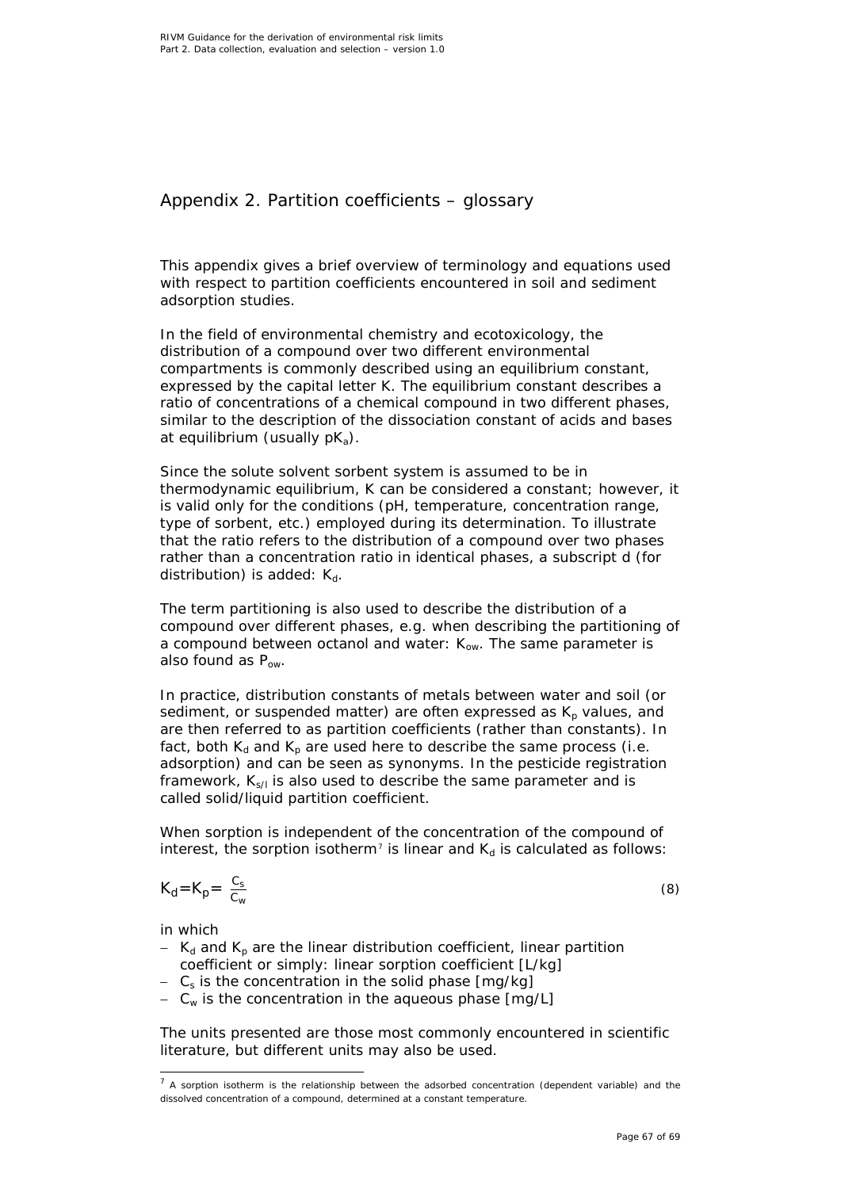# Appendix 2. Partition coefficients – glossary

This appendix gives a brief overview of terminology and equations used with respect to partition coefficients encountered in soil and sediment adsorption studies.

In the field of environmental chemistry and ecotoxicology, the distribution of a compound over two different environmental compartments is commonly described using an equilibrium constant, expressed by the capital letter K. The equilibrium constant describes a ratio of concentrations of a chemical compound in two different phases, similar to the description of the dissociation constant of acids and bases at equilibrium (usually $pK_a$).

Since the solute solvent sorbent system is assumed to be in thermodynamic equilibrium, K can be considered a constant; however, it is valid only for the conditions (pH, temperature, concentration range, type of sorbent, etc.) employed during its determination. To illustrate that the ratio refers to the distribution of a compound over two phases rather than a concentration ratio in identical phases, a subscript d (for distribution) is added: $K_d$.

The term partitioning is also used to describe the distribution of a compound over different phases, e.g. when describing the partitioning of a compound between octanol and water: $K_{ow}$. The same parameter is also found as $P_{ow}$.

In practice, distribution constants of metals between water and soil (or sediment, or suspended matter) are often expressed as $K_p$ values, and are then referred to as partition coefficients (rather than constants). In fact, both $K_d$ and $K_p$ are used here to describe the same process (i.e. adsorption) and can be seen as synonyms. In the pesticide registration framework, $K_{s/l}$ is also used to describe the same parameter and is called solid/liquid partition coefficient.

When sorption is independent of the concentration of the compound of interest, the sorption isotherm[7] is linear and $K_d$ is calculated as follows:

$$K_d = K_p = \frac{C_s}{C_w} \tag{8}$$

in which

- $K_d$ and $K_p$ are the linear distribution coefficient, linear partition coefficient or simply: linear sorption coefficient [L/kg]
- $C_s$ is the concentration in the solid phase [mg/kg]
- $C_w$ is the concentration in the aqueous phase [mg/L]

The units presented are those most commonly encountered in scientific literature, but different units may also be used.

[7] A sorption isotherm is the relationship between the adsorbed concentration (dependent variable) and the dissolved concentration of a compound, determined at a constant temperature.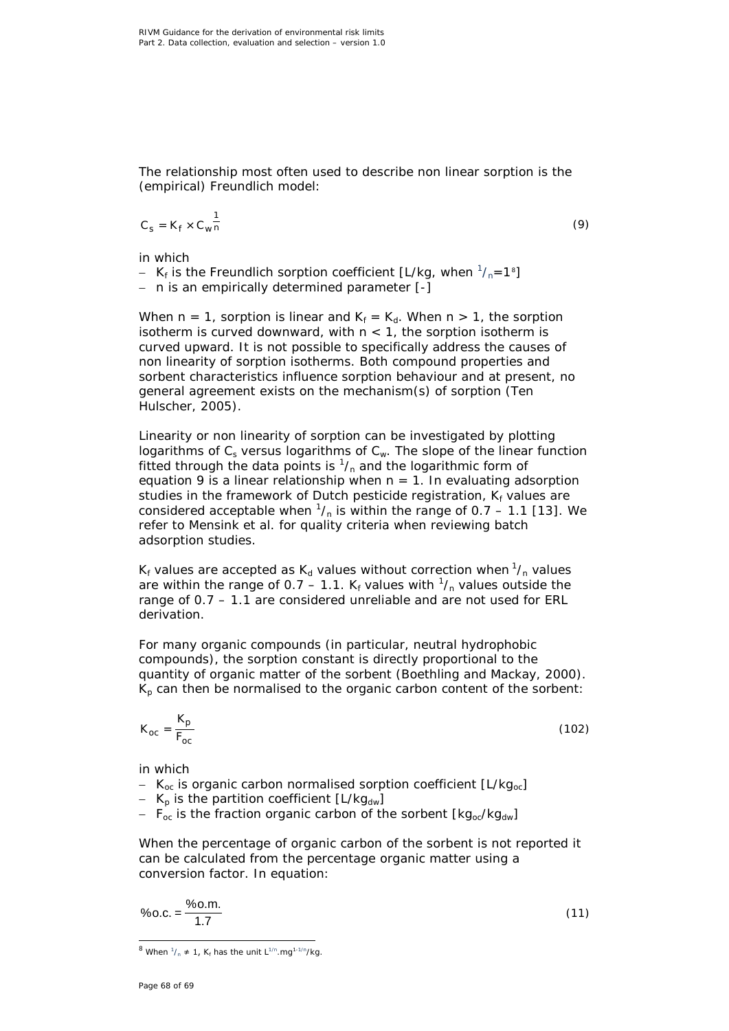The relationship most often used to describe non linear sorption is the (empirical) Freundlich model:

$$C_s = K_f \times C_w^{\frac{1}{n}} \tag{9}$$

in which

- $K_f$ is the Freundlich sorption coefficient [L/kg, when $^1/_n$=1[8]]
- n is an empirically determined parameter [-]

When n = 1, sorption is linear and $K_f = K_d$. When n > 1, the sorption isotherm is curved downward, with n < 1, the sorption isotherm is curved upward. It is not possible to specifically address the causes of non linearity of sorption isotherms. Both compound properties and sorbent characteristics influence sorption behaviour and at present, no general agreement exists on the mechanism(s) of sorption (Ten Hulscher, 2005).

Linearity or non linearity of sorption can be investigated by plotting logarithms of $C_s$ versus logarithms of $C_w$. The slope of the linear function fitted through the data points is $^1/_n$ and the logarithmic form of equation 9 is a linear relationship when n = 1. In evaluating adsorption studies in the framework of Dutch pesticide registration, $K_f$ values are considered acceptable when $^1/_n$ is within the range of 0.7 – 1.1 [13]. We refer to Mensink et al. for quality criteria when reviewing batch adsorption studies.

$K_f$ values are accepted as $K_d$ values without correction when $^1/_n$ values are within the range of 0.7 – 1.1. $K_f$ values with $^1/_n$ values outside the range of 0.7 – 1.1 are considered unreliable and are not used for ERL derivation.

For many organic compounds (in particular, neutral hydrophobic compounds), the sorption constant is directly proportional to the quantity of organic matter of the sorbent (Boethling and Mackay, 2000). $K_p$ can then be normalised to the organic carbon content of the sorbent:

$$K_{oc} = \frac{K_p}{F_{oc}} \tag{102}$$

in which

- $K_{oc}$ is organic carbon normalised sorption coefficient [$L/kg_{oc}$]
- $K_p$ is the partition coefficient [$L/kg_{dw}$]
- $F_{oc}$ is the fraction organic carbon of the sorbent [$kg_{oc}/kg_{dw}$]

When the percentage of organic carbon of the sorbent is not reported it can be calculated from the percentage organic matter using a conversion factor. In equation:

$$\%\text{o.c.} = \frac{\%\text{o.m.}}{1.7} \tag{11}$$

---

[8] When $^1/_n \neq 1$, $K_f$ has the unit $L^{1/n}.mg^{1-1/n}/kg$.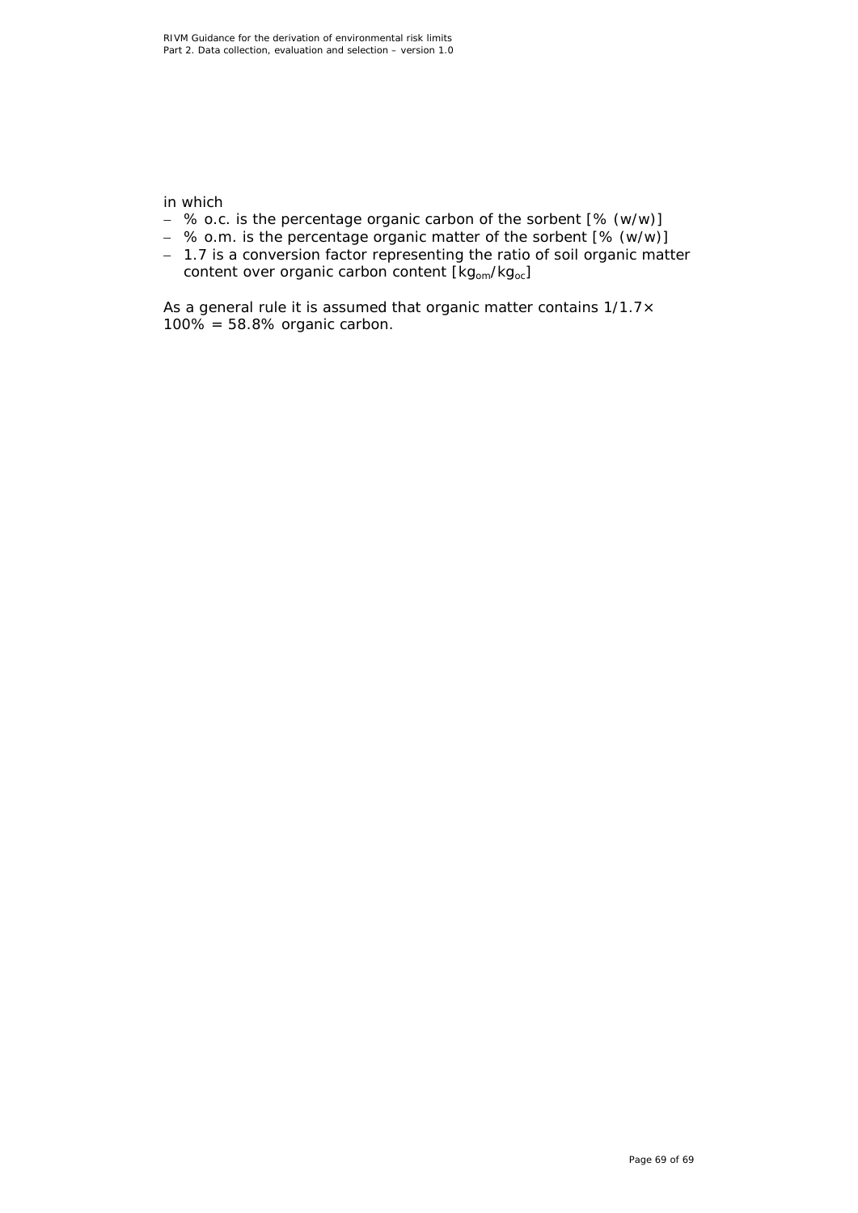in which

- % o.c. is the percentage organic carbon of the sorbent [% (w/w)]
- % o.m. is the percentage organic matter of the sorbent [% (w/w)]
- 1.7 is a conversion factor representing the ratio of soil organic matter content over organic carbon content [$kg_{om}/kg_{oc}$]

As a general rule it is assumed that organic matter contains $1/1.7\times 100\% = 58.8\%$ organic carbon.